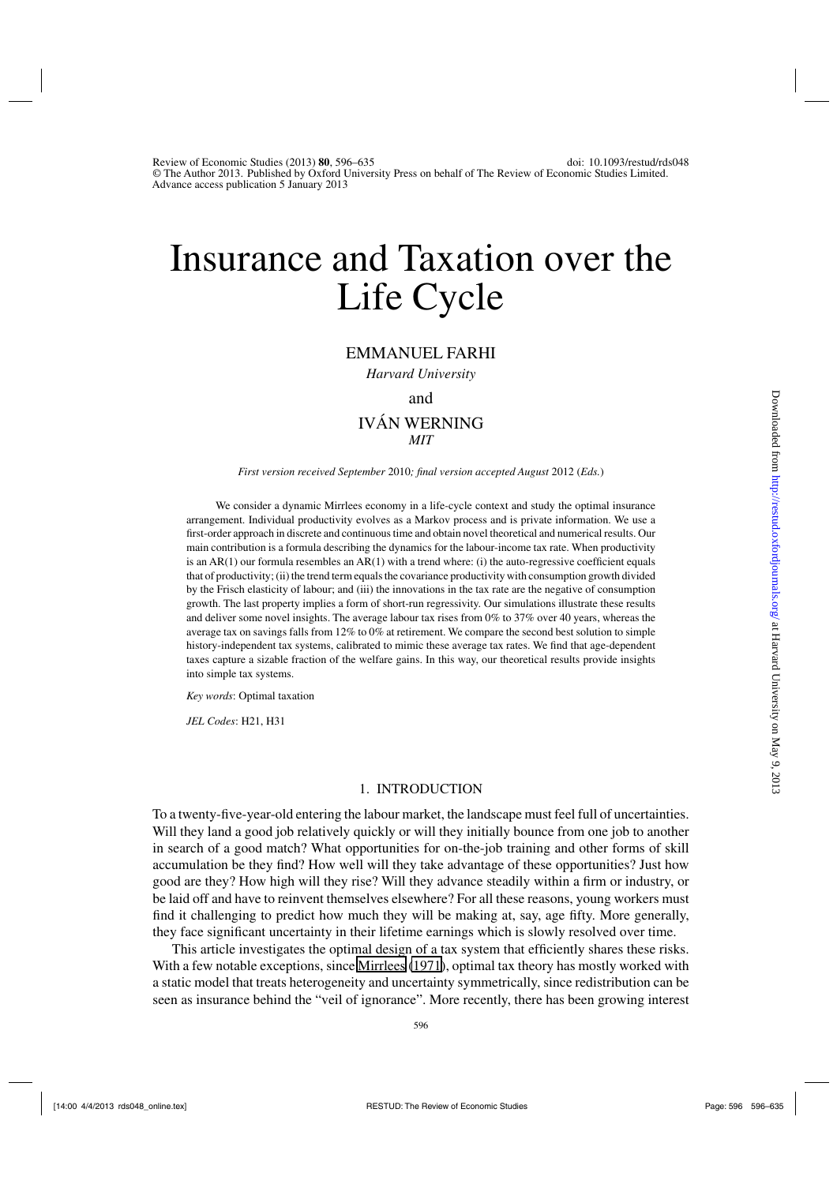# Insurance and Taxation over the Life Cycle

EMMANUEL FARHI

*Harvard University*

and

IVÁN WERNING

*MIT*

*First version received September* 2010*; final version accepted August* 2012 (*Eds.*)

We consider a dynamic Mirrlees economy in a life-cycle context and study the optimal insurance arrangement. Individual productivity evolves as a Markov process and is private information. We use a first-order approach in discrete and continuous time and obtain novel theoretical and numerical results. Our main contribution is a formula describing the dynamics for the labour-income tax rate. When productivity is an AR(1) our formula resembles an AR(1) with a trend where: (i) the auto-regressive coefficient equals that of productivity; (ii) the trend term equals the covariance productivity with consumption growth divided by the Frisch elasticity of labour; and (iii) the innovations in the tax rate are the negative of consumption growth. The last property implies a form of short-run regressivity. Our simulations illustrate these results and deliver some novel insights. The average labour tax rises from 0% to 37% over 40 years, whereas the average tax on savings falls from 12% to 0% at retirement. We compare the second best solution to simple history-independent tax systems, calibrated to mimic these average tax rates. We find that age-dependent taxes capture a sizable fraction of the welfare gains. In this way, our theoretical results provide insights into simple tax systems.

*Key words*: Optimal taxation

*JEL Codes*: H21, H31

## 1. INTRODUCTION

To a twenty-five-year-old entering the labour market, the landscape must feel full of uncertainties. Will they land a good job relatively quickly or will they initially bounce from one job to another in search of a good match? What opportunities for on-the-job training and other forms of skill accumulation be they find? How well will they take advantage of these opportunities? Just how good are they? How high will they rise? Will they advance steadily within a firm or industry, or be laid off and have to reinvent themselves elsewhere? For all these reasons, young workers must find it challenging to predict how much they will be making at, say, age fifty. More generally, they face significant uncertainty in their lifetime earnings which is slowly resolved over time.

This article investigates the optimal design of a tax system that efficiently shares these risks. With a few notable exceptions, since Mirrlees (1971), optimal tax theory has mostly worked with a static model that treats heterogeneity and uncertainty symmetrically, since redistribution can be seen as insurance behind the "veil of ignorance". More recently, there has been growing interest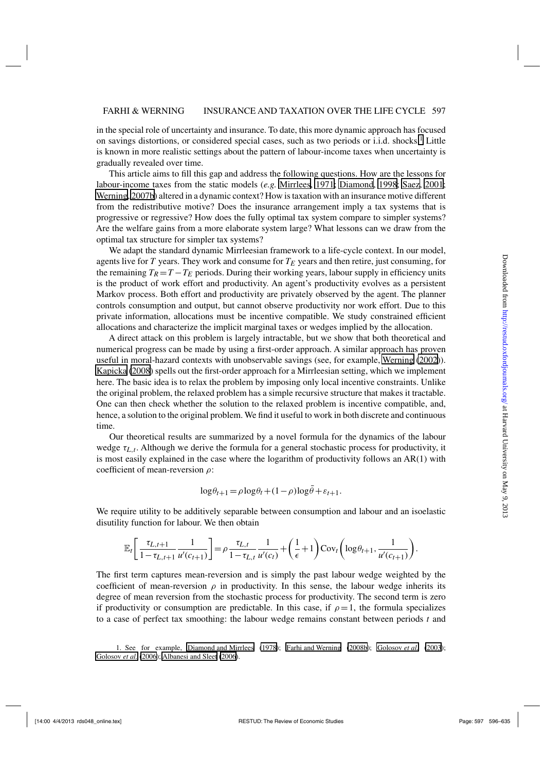in the special role of uncertainty and insurance. To date, this more dynamic approach has focused on savings distortions, or considered special cases, such as two periods or i.i.d. shocks.[1] Little is known in more realistic settings about the pattern of labour-income taxes when uncertainty is gradually revealed over time.

This article aims to fill this gap and address the following questions. How are the lessons for labour-income taxes from the static models (*e.g.* Mirrlees, 1971; Diamond, 1998; Saez, 2001; Werning, 2007b) altered in a dynamic context? How is taxation with an insurance motive different from the redistributive motive? Does the insurance arrangement imply a tax systems that is progressive or regressive? How does the fully optimal tax system compare to simpler systems? Are the welfare gains from a more elaborate system large? What lessons can we draw from the optimal tax structure for simpler tax systems?

We adapt the standard dynamic Mirrleesian framework to a life-cycle context. In our model, agents live for $T$ years. They work and consume for $T_E$ years and then retire, just consuming, for the remaining $T_R = T - T_E$ periods. During their working years, labour supply in efficiency units is the product of work effort and productivity. An agent's productivity evolves as a persistent Markov process. Both effort and productivity are privately observed by the agent. The planner controls consumption and output, but cannot observe productivity nor work effort. Due to this private information, allocations must be incentive compatible. We study constrained efficient allocations and characterize the implicit marginal taxes or wedges implied by the allocation.

A direct attack on this problem is largely intractable, but we show that both theoretical and numerical progress can be made by using a first-order approach. A similar approach has proven useful in moral-hazard contexts with unobservable savings (see, for example, Werning (2002)). Kapicka (2008) spells out the first-order approach for a Mirrleesian setting, which we implement here. The basic idea is to relax the problem by imposing only local incentive constraints. Unlike the original problem, the relaxed problem has a simple recursive structure that makes it tractable. One can then check whether the solution to the relaxed problem is incentive compatible, and, hence, a solution to the original problem. We find it useful to work in both discrete and continuous time.

Our theoretical results are summarized by a novel formula for the dynamics of the labour wedge $\tau_{L,t}$. Although we derive the formula for a general stochastic process for productivity, it is most easily explained in the case where the logarithm of productivity follows an AR(1) with coefficient of mean-reversion $\rho$:

$$\log\theta_{t+1} = \rho\log\theta_t + (1-\rho)\log\bar{\theta} + \varepsilon_{t+1}.$$

We require utility to be additively separable between consumption and labour and an isoelastic disutility function for labour. We then obtain

$$\mathbb{E}_t\left[\frac{\tau_{L,t+1}}{1-\tau_{L,t+1}}\frac{1}{u'(c_{t+1})}\right] = \rho\frac{\tau_{L,t}}{1-\tau_{L,t}}\frac{1}{u'(c_t)} + \left(\frac{1}{\epsilon}+1\right)\mathrm{Cov}_t\left(\log\theta_{t+1}, \frac{1}{u'(c_{t+1})}\right).$$

The first term captures mean-reversion and is simply the past labour wedge weighted by the coefficient of mean-reversion $\rho$ in productivity. In this sense, the labour wedge inherits its degree of mean reversion from the stochastic process for productivity. The second term is zero if productivity or consumption are predictable. In this case, if $\rho = 1$, the formula specializes to a case of perfect tax smoothing: the labour wedge remains constant between periods $t$ and

1. See for example, Diamond and Mirrlees (1978); Farhi and Werning (2008b); Golosov *et al.* (2003); Golosov *et al.* (2006); Albanesi and Sleet (2006).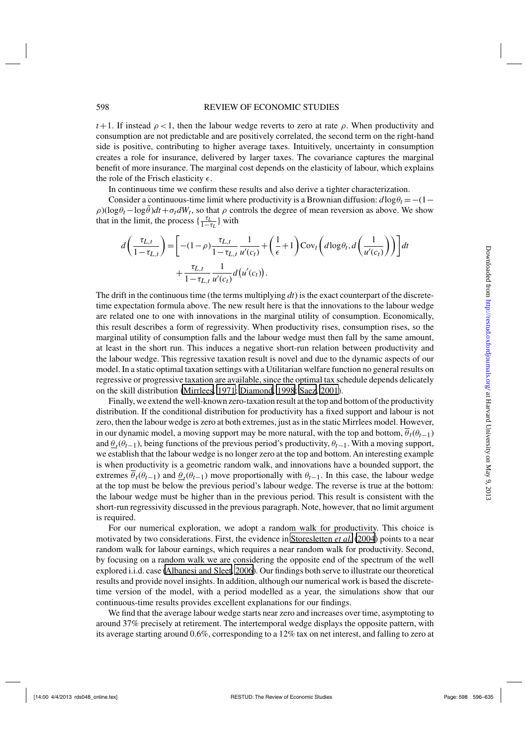$t+1$. If instead $\rho < 1$, then the labour wedge reverts to zero at rate $\rho$. When productivity and consumption are not predictable and are positively correlated, the second term on the right-hand side is positive, contributing to higher average taxes. Intuitively, uncertainty in consumption creates a role for insurance, delivered by larger taxes. The covariance captures the marginal benefit of more insurance. The marginal cost depends on the elasticity of labour, which explains the role of the Frisch elasticity $\epsilon$.

In continuous time we confirm these results and also derive a tighter characterization.

Consider a continuous-time limit where productivity is a Brownian diffusion: $d\log\theta_t = -(1-\rho)(\log\theta_t - \log\bar{\theta})dt + \sigma_t dW_t$, so that $\rho$ controls the degree of mean reversion as above. We show that in the limit, the process $\{\frac{\tau_L}{1-\tau_L}\}$ with

$$d\left(\frac{\tau_{L,t}}{1-\tau_{L,t}}\right) = \left[-(1-\rho)\frac{\tau_{L,t}}{1-\tau_{L,t}}\frac{1}{u'(c_t)} + \left(\frac{1}{\epsilon}+1\right)\mathrm{Cov}_t\left(d\log\theta_t, d\left(\frac{1}{u'(c_t)}\right)\right)\right]dt + \frac{\tau_{L,t}}{1-\tau_{L,t}}\frac{1}{u'(c_t)}d\left(u'(c_t)\right).$$

The drift in the continuous time (the terms multiplying $dt$) is the exact counterpart of the discrete-time expectation formula above. The new result here is that the innovations to the labour wedge are related one to one with innovations in the marginal utility of consumption. Economically, this result describes a form of regressivity. When productivity rises, consumption rises, so the marginal utility of consumption falls and the labour wedge must then fall by the same amount, at least in the short run. This induces a negative short-run relation between productivity and the labour wedge. This regressive taxation result is novel and due to the dynamic aspects of our model. In a static optimal taxation settings with a Utilitarian welfare function no general results on regressive or progressive taxation are available, since the optimal tax schedule depends delicately on the skill distribution (Mirrlees, 1971; Diamond, 1998; Saez, 2001).

Finally, we extend the well-known zero-taxation result at the top and bottom of the productivity distribution. If the conditional distribution for productivity has a fixed support and labour is not zero, then the labour wedge is zero at both extremes, just as in the static Mirrlees model. However, in our dynamic model, a moving support may be more natural, with the top and bottom, $\overline{\theta}_t(\theta_{t-1})$ and $\underline{\theta}_t(\theta_{t-1})$, being functions of the previous period's productivity, $\theta_{t-1}$. With a moving support, we establish that the labour wedge is no longer zero at the top and bottom. An interesting example is when productivity is a geometric random walk, and innovations have a bounded support, the extremes $\overline{\theta}_t(\theta_{t-1})$ and $\underline{\theta}_t(\theta_{t-1})$ move proportionally with $\theta_{t-1}$. In this case, the labour wedge at the top must be below the previous period's labour wedge. The reverse is true at the bottom: the labour wedge must be higher than in the previous period. This result is consistent with the short-run regressivity discussed in the previous paragraph. Note, however, that no limit argument is required.

For our numerical exploration, we adopt a random walk for productivity. This choice is motivated by two considerations. First, the evidence in Storesletten *et al.* (2004) points to a near random walk for labour earnings, which requires a near random walk for productivity. Second, by focusing on a random walk we are considering the opposite end of the spectrum of the well explored i.i.d. case (Albanesi and Sleet, 2006). Our findings both serve to illustrate our theoretical results and provide novel insights. In addition, although our numerical work is based the discrete-time version of the model, with a period modelled as a year, the simulations show that our continuous-time results provides excellent explanations for our findings.

We find that the average labour wedge starts near zero and increases over time, asymptoting to around 37% precisely at retirement. The intertemporal wedge displays the opposite pattern, with its average starting around 0.6%, corresponding to a 12% tax on net interest, and falling to zero at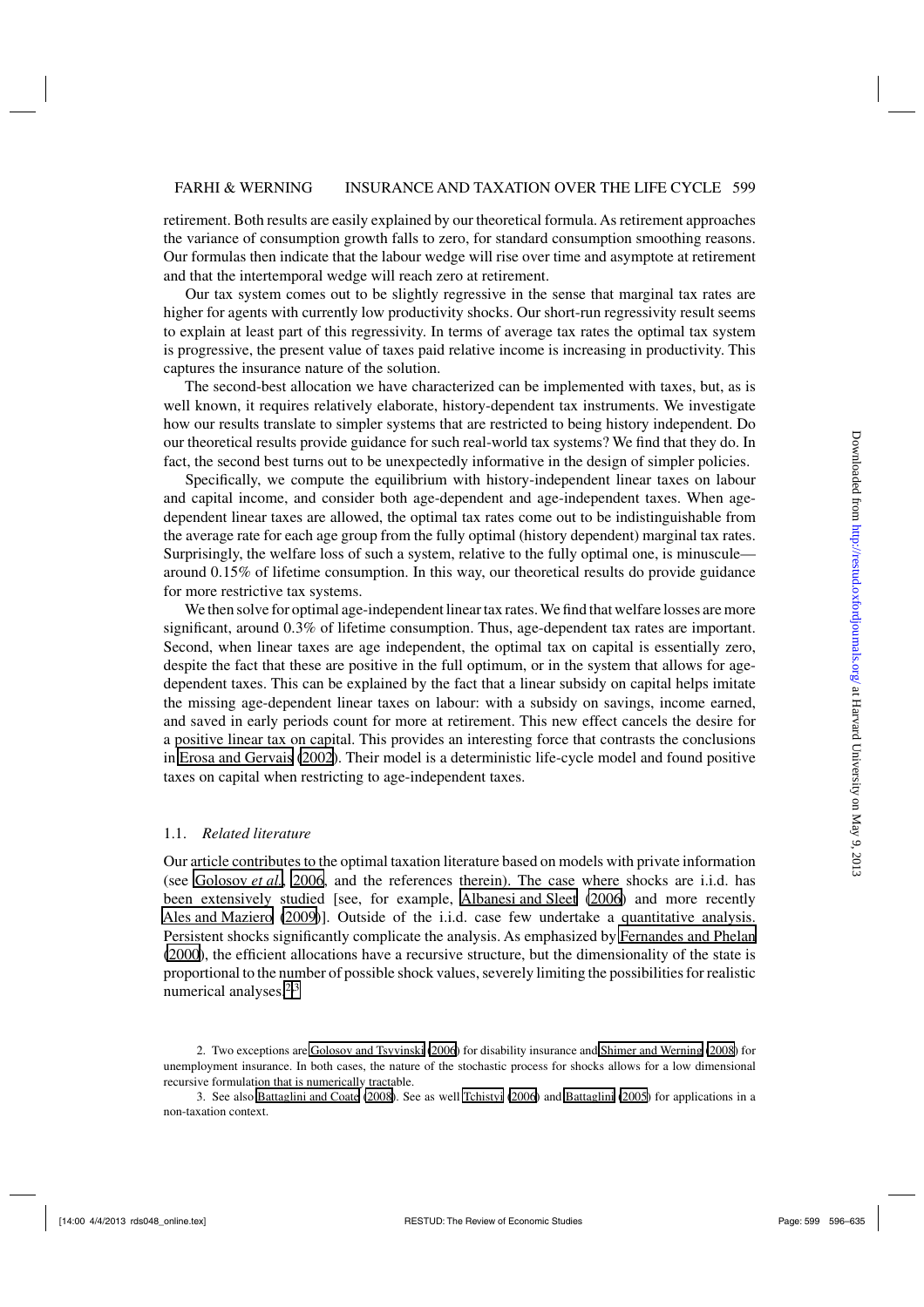retirement. Both results are easily explained by our theoretical formula. As retirement approaches the variance of consumption growth falls to zero, for standard consumption smoothing reasons. Our formulas then indicate that the labour wedge will rise over time and asymptote at retirement and that the intertemporal wedge will reach zero at retirement.

Our tax system comes out to be slightly regressive in the sense that marginal tax rates are higher for agents with currently low productivity shocks. Our short-run regressivity result seems to explain at least part of this regressivity. In terms of average tax rates the optimal tax system is progressive, the present value of taxes paid relative income is increasing in productivity. This captures the insurance nature of the solution.

The second-best allocation we have characterized can be implemented with taxes, but, as is well known, it requires relatively elaborate, history-dependent tax instruments. We investigate how our results translate to simpler systems that are restricted to being history independent. Do our theoretical results provide guidance for such real-world tax systems? We find that they do. In fact, the second best turns out to be unexpectedly informative in the design of simpler policies.

Specifically, we compute the equilibrium with history-independent linear taxes on labour and capital income, and consider both age-dependent and age-independent taxes. When age-dependent linear taxes are allowed, the optimal tax rates come out to be indistinguishable from the average rate for each age group from the fully optimal (history dependent) marginal tax rates. Surprisingly, the welfare loss of such a system, relative to the fully optimal one, is minuscule—around 0.15% of lifetime consumption. In this way, our theoretical results do provide guidance for more restrictive tax systems.

We then solve for optimal age-independent linear tax rates. We find that welfare losses are more significant, around 0.3% of lifetime consumption. Thus, age-dependent tax rates are important. Second, when linear taxes are age independent, the optimal tax on capital is essentially zero, despite the fact that these are positive in the full optimum, or in the system that allows for age-dependent taxes. This can be explained by the fact that a linear subsidy on capital helps imitate the missing age-dependent linear taxes on labour: with a subsidy on savings, income earned, and saved in early periods count for more at retirement. This new effect cancels the desire for a positive linear tax on capital. This provides an interesting force that contrasts the conclusions in Erosa and Gervais (2002). Their model is a deterministic life-cycle model and found positive taxes on capital when restricting to age-independent taxes.

### 1.1. *Related literature*

Our article contributes to the optimal taxation literature based on models with private information (see Golosov *et al.*, 2006, and the references therein). The case where shocks are i.i.d. has been extensively studied [see, for example, Albanesi and Sleet (2006) and more recently Ales and Maziero (2009)]. Outside of the i.i.d. case few undertake a quantitative analysis. Persistent shocks significantly complicate the analysis. As emphasized by Fernandes and Phelan (2000), the efficient allocations have a recursive structure, but the dimensionality of the state is proportional to the number of possible shock values, severely limiting the possibilities for realistic numerical analyses.[2,3]

2. Two exceptions are Golosov and Tsyvinski (2006) for disability insurance and Shimer and Werning (2008) for unemployment insurance. In both cases, the nature of the stochastic process for shocks allows for a low dimensional recursive formulation that is numerically tractable.

3. See also Battaglini and Coate (2008). See as well Tchistyi (2006) and Battaglini (2005) for applications in a non-taxation context.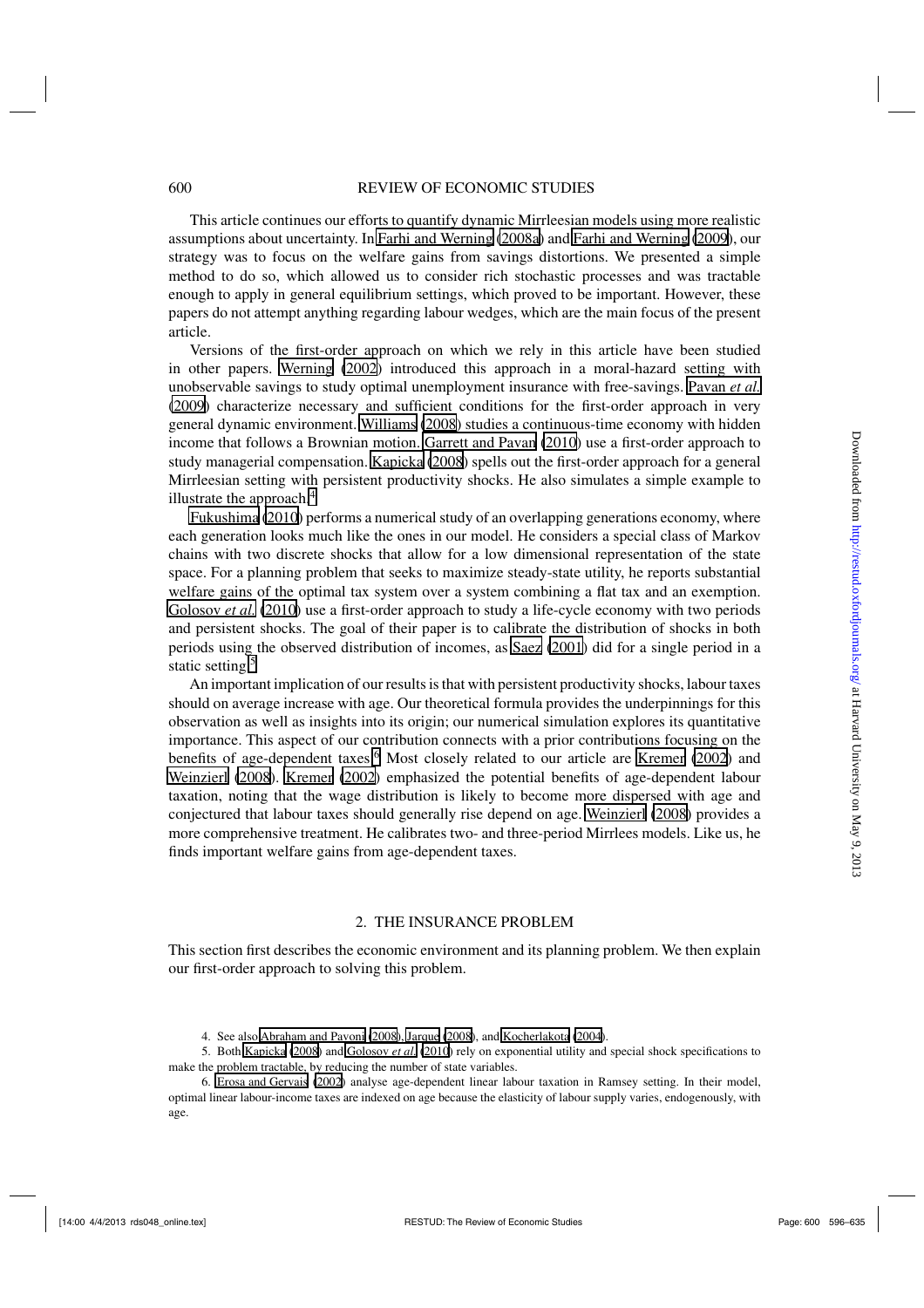This article continues our efforts to quantify dynamic Mirrleesian models using more realistic assumptions about uncertainty. In Farhi and Werning (2008a) and Farhi and Werning (2009), our strategy was to focus on the welfare gains from savings distortions. We presented a simple method to do so, which allowed us to consider rich stochastic processes and was tractable enough to apply in general equilibrium settings, which proved to be important. However, these papers do not attempt anything regarding labour wedges, which are the main focus of the present article.

Versions of the first-order approach on which we rely in this article have been studied in other papers. Werning (2002) introduced this approach in a moral-hazard setting with unobservable savings to study optimal unemployment insurance with free-savings. Pavan *et al.* (2009) characterize necessary and sufficient conditions for the first-order approach in very general dynamic environment. Williams (2008) studies a continuous-time economy with hidden income that follows a Brownian motion. Garrett and Pavan (2010) use a first-order approach to study managerial compensation. Kapicka (2008) spells out the first-order approach for a general Mirrleesian setting with persistent productivity shocks. He also simulates a simple example to illustrate the approach.[4]

Fukushima (2010) performs a numerical study of an overlapping generations economy, where each generation looks much like the ones in our model. He considers a special class of Markov chains with two discrete shocks that allow for a low dimensional representation of the state space. For a planning problem that seeks to maximize steady-state utility, he reports substantial welfare gains of the optimal tax system over a system combining a flat tax and an exemption. Golosov *et al.* (2010) use a first-order approach to study a life-cycle economy with two periods and persistent shocks. The goal of their paper is to calibrate the distribution of shocks in both periods using the observed distribution of incomes, as Saez (2001) did for a single period in a static setting.[5]

An important implication of our results is that with persistent productivity shocks, labour taxes should on average increase with age. Our theoretical formula provides the underpinnings for this observation as well as insights into its origin; our numerical simulation explores its quantitative importance. This aspect of our contribution connects with a prior contributions focusing on the benefits of age-dependent taxes.[6] Most closely related to our article are Kremer (2002) and Weinzierl (2008). Kremer (2002) emphasized the potential benefits of age-dependent labour taxation, noting that the wage distribution is likely to become more dispersed with age and conjectured that labour taxes should generally rise depend on age. Weinzierl (2008) provides a more comprehensive treatment. He calibrates two- and three-period Mirrlees models. Like us, he finds important welfare gains from age-dependent taxes.

## 2. THE INSURANCE PROBLEM

This section first describes the economic environment and its planning problem. We then explain our first-order approach to solving this problem.

4. See also Abraham and Pavoni (2008), Jarque (2008), and Kocherlakota (2004).

5. Both Kapicka (2008) and Golosov *et al.* (2010) rely on exponential utility and special shock specifications to make the problem tractable, by reducing the number of state variables.

6. Erosa and Gervais (2002) analyse age-dependent linear labour taxation in Ramsey setting. In their model, optimal linear labour-income taxes are indexed on age because the elasticity of labour supply varies, endogenously, with age.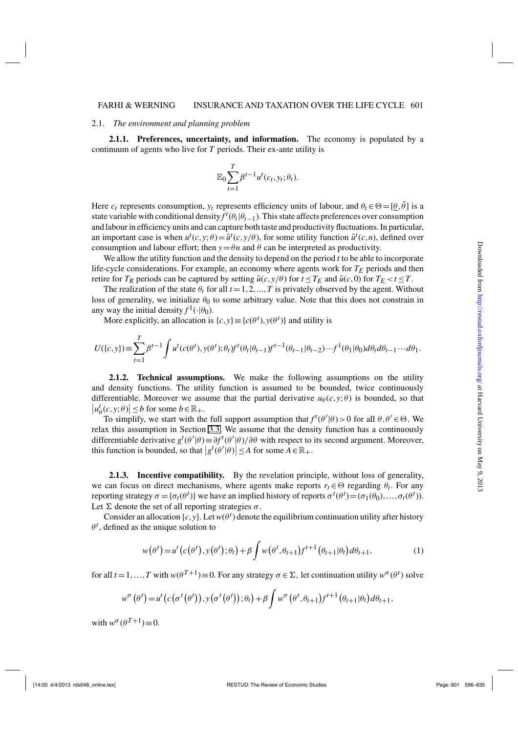### 2.1. *The environment and planning problem*

**2.1.1. Preferences, uncertainty, and information.** The economy is populated by a continuum of agents who live for $T$ periods. Their ex-ante utility is

$$\mathbb{E}_0 \sum_{t=1}^{T} \beta^{t-1} u^t(c_t, y_t; \theta_t).$$

Here $c_t$ represents consumption, $y_t$ represents efficiency units of labour, and $\theta_t \in \Theta = [\underline{\theta}, \bar{\theta}]$ is a state variable with conditional density $f^t(\theta_t|\theta_{t-1})$. This state affects preferences over consumption and labour in efficiency units and can capture both taste and productivity fluctuations. In particular, an important case is when $u^t(c, y; \theta) = \tilde{u}^t(c, y/\theta)$, for some utility function $\tilde{u}^t(c, n)$, defined over consumption and labour effort; then $y = \theta n$ and $\theta$ can be interpreted as productivity.

We allow the utility function and the density to depend on the period $t$ to be able to incorporate life-cycle considerations. For example, an economy where agents work for $T_E$ periods and then retire for $T_R$ periods can be captured by setting $\tilde{u}(c, y/\theta)$ for $t \leq T_E$ and $\tilde{u}(c, 0)$ for $T_E < t \leq T$.

The realization of the state $\theta_t$ for all $t = 1, 2, ..., T$ is privately observed by the agent. Without loss of generality, we initialize $\theta_0$ to some arbitrary value. Note that this does not constrain in any way the initial density $f^1(\cdot|\theta_0)$.

More explicitly, an allocation is $\{c, y\} \equiv \{c(\theta^t), y(\theta^t)\}$ and utility is

$$U(\{c,y\}) \equiv \sum_{t=1}^{T} \beta^{t-1} \int u^t(c(\theta^t), y(\theta^t); \theta_t) f^t(\theta_t|\theta_{t-1}) f^{t-1}(\theta_{t-1}|\theta_{t-2}) \cdots f^1(\theta_1|\theta_0) d\theta_t d\theta_{t-1} \cdots d\theta_1.$$

**2.1.2. Technical assumptions.** We make the following assumptions on the utility and density functions. The utility function is assumed to be bounded, twice continuously differentiable. Moreover we assume that the partial derivative $u_\theta(c, y; \theta)$ is bounded, so that $\left|u^t_\theta(c, y; \theta)\right| \leq b$ for some $b \in \mathbb{R}_+$.

To simplify, we start with the full support assumption that $f^t(\theta'|\theta) > 0$ for all $\theta, \theta' \in \Theta$. We relax this assumption in Section 3.3. We assume that the density function has a continuously differentiable derivative $g^t(\theta'|\theta) \equiv \partial f^t(\theta'|\theta)/\partial\theta$ with respect to its second argument. Moreover, this function is bounded, so that $\left|g^t(\theta'|\theta)\right| \leq A$ for some $A \in \mathbb{R}_+$.

**2.1.3. Incentive compatibility.** By the revelation principle, without loss of generality, we can focus on direct mechanisms, where agents make reports $r_t \in \Theta$ regarding $\theta_t$. For any reporting strategy $\sigma = \{\sigma_t(\theta^t)\}$ we have an implied history of reports $\sigma^t(\theta^t) = (\sigma_1(\theta_0), \ldots, \sigma_t(\theta^t))$. Let $\Sigma$ denote the set of all reporting strategies $\sigma$.

Consider an allocation $\{c, y\}$. Let $w(\theta^t)$ denote the equilibrium continuation utility after history $\theta^t$, defined as the unique solution to

$$w\left(\theta^t\right) = u^t\left(c\left(\theta^t\right), y\left(\theta^t\right); \theta_t\right) + \beta \int w\left(\theta^t, \theta_{t+1}\right) f^{t+1}\left(\theta_{t+1}|\theta_t\right) d\theta_{t+1}, \tag{1}$$

for all $t = 1, \ldots, T$ with $w(\theta^{T+1}) \equiv 0$. For any strategy $\sigma \in \Sigma$, let continuation utility $w^\sigma(\theta^t)$ solve

$$w^\sigma\left(\theta^t\right) = u^t\left(c\left(\sigma^t\left(\theta^t\right)\right), y\left(\sigma^t\left(\theta^t\right)\right); \theta_t\right) + \beta \int w^\sigma\left(\theta^t, \theta_{t+1}\right) f^{t+1}\left(\theta_{t+1}|\theta_t\right) d\theta_{t+1},$$

with $w^\sigma(\theta^{T+1}) \equiv 0$.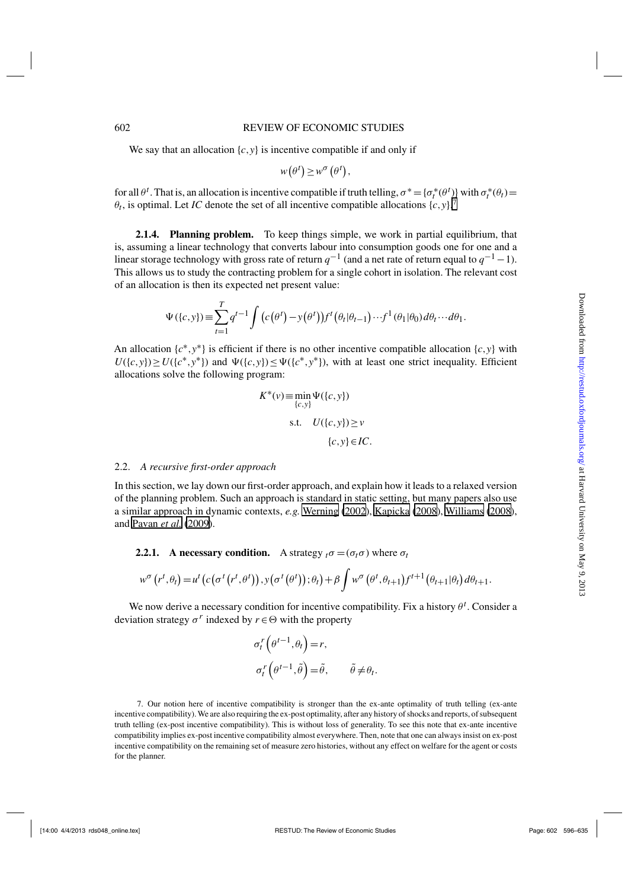We say that an allocation $\{c,y\}$ is incentive compatible if and only if

$$w\left(\theta^t\right) \geq w^{\sigma}\left(\theta^t\right),$$

for all $\theta^t$. That is, an allocation is incentive compatible if truth telling, $\sigma^* = \{\sigma_t^*(\theta^t)\}$ with $\sigma_t^*(\theta_t) = \theta_t$, is optimal. Let *IC* denote the set of all incentive compatible allocations $\{c,y\}$.[7]

**2.1.4. Planning problem.** To keep things simple, we work in partial equilibrium, that is, assuming a linear technology that converts labour into consumption goods one for one and a linear storage technology with gross rate of return $q^{-1}$ (and a net rate of return equal to $q^{-1}-1$). This allows us to study the contracting problem for a single cohort in isolation. The relevant cost of an allocation is then its expected net present value:

$$\Psi(\{c,y\}) \equiv \sum_{t=1}^{T} q^{t-1} \int \left(c\left(\theta^t\right) - y\left(\theta^t\right)\right) f^t\left(\theta_t|\theta_{t-1}\right) \cdots f^1\left(\theta_1|\theta_0\right) d\theta_t \cdots d\theta_1.$$

An allocation $\{c^*,y^*\}$ is efficient if there is no other incentive compatible allocation $\{c,y\}$ with $U(\{c,y\}) \geq U(\{c^*,y^*\})$ and $\Psi(\{c,y\}) \leq \Psi(\{c^*,y^*\})$, with at least one strict inequality. Efficient allocations solve the following program:

$$\begin{aligned} K^*(v) \equiv & \min_{\{c,y\}} \Psi(\{c,y\}) \\ & \text{s.t.} \quad U(\{c,y\}) \geq v \\ & \qquad \{c,y\} \in IC. \end{aligned}$$

## 2.2. *A recursive first-order approach*

In this section, we lay down our first-order approach, and explain how it leads to a relaxed version of the planning problem. Such an approach is standard in static setting, but many papers also use a similar approach in dynamic contexts, *e.g.* Werning (2002), Kapicka (2008), Williams (2008), and Pavan *et al.* (2009).

**2.2.1. A necessary condition.** A strategy ${}_t\sigma = (\sigma_t \sigma)$ where $\sigma_t$

$$w^{\sigma}\left(r^t,\theta_t\right) = u^t\left(c\left(\sigma^t\left(r^t,\theta^t\right)\right), y\left(\sigma^t\left(\theta^t\right)\right);\theta_t\right) + \beta \int w^{\sigma}\left(\theta^t,\theta_{t+1}\right) f^{t+1}\left(\theta_{t+1}|\theta_t\right) d\theta_{t+1}.$$

We now derive a necessary condition for incentive compatibility. Fix a history $\theta^t$. Consider a deviation strategy $\sigma^r$ indexed by $r \in \Theta$ with the property

$$\begin{aligned} \sigma_t^r\left(\theta^{t-1},\theta_t\right) &= r, \\ \sigma_t^r\left(\theta^{t-1},\tilde{\theta}\right) &= \tilde{\theta}, \qquad \tilde{\theta} \neq \theta_t. \end{aligned}$$

7. Our notion here of incentive compatibility is stronger than the ex-ante optimality of truth telling (ex-ante incentive compatibility). We are also requiring the ex-post optimality, after any history of shocks and reports, of subsequent truth telling (ex-post incentive compatibility). This is without loss of generality. To see this note that ex-ante incentive compatibility implies ex-post incentive compatibility almost everywhere. Then, note that one can always insist on ex-post incentive compatibility on the remaining set of measure zero histories, without any effect on welfare for the agent or costs for the planner.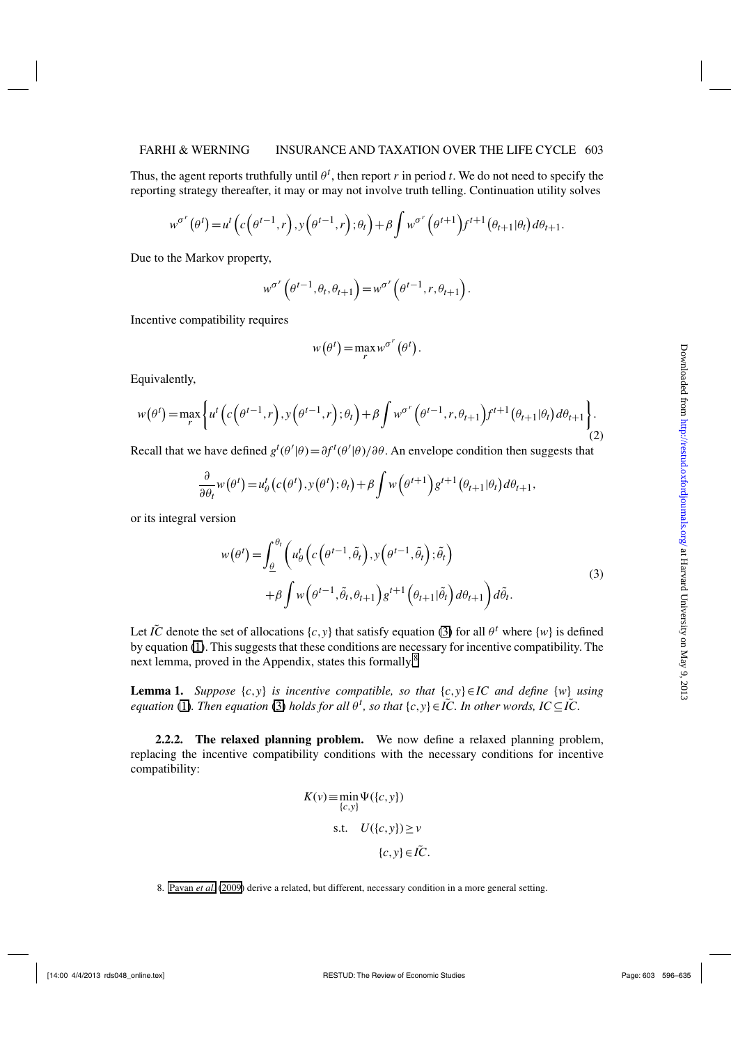Thus, the agent reports truthfully until $\theta^t$, then report $r$ in period $t$. We do not need to specify the reporting strategy thereafter, it may or may not involve truth telling. Continuation utility solves

$$w^{\sigma^r}\left(\theta^t\right) = u^t\left(c\left(\theta^{t-1},r\right),y\left(\theta^{t-1},r\right);\theta_t\right) + \beta\int w^{\sigma^r}\left(\theta^{t+1}\right)f^{t+1}\left(\theta_{t+1}|\theta_t\right)d\theta_{t+1}.$$

Due to the Markov property,

$$w^{\sigma^r}\left(\theta^{t-1},\theta_t,\theta_{t+1}\right) = w^{\sigma^r}\left(\theta^{t-1},r,\theta_{t+1}\right).$$

Incentive compatibility requires

$$w\left(\theta^t\right) = \max_r w^{\sigma^r}\left(\theta^t\right).$$

Equivalently,

$$w\left(\theta^t\right) = \max_r \left\{ u^t\left(c\left(\theta^{t-1},r\right),y\left(\theta^{t-1},r\right);\theta_t\right) + \beta\int w^{\sigma^r}\left(\theta^{t-1},r,\theta_{t+1}\right)f^{t+1}\left(\theta_{t+1}|\theta_t\right)d\theta_{t+1}\right\}. \tag{2}$$

Recall that we have defined $g^t(\theta'|\theta) = \partial f^t(\theta'|\theta)/\partial\theta$. An envelope condition then suggests that

$$\frac{\partial}{\partial\theta_t}w\left(\theta^t\right) = u^t_\theta\left(c\left(\theta^t\right),y\left(\theta^t\right);\theta_t\right) + \beta\int w\left(\theta^{t+1}\right)g^{t+1}\left(\theta_{t+1}|\theta_t\right)d\theta_{t+1},$$

or its integral version

$$\begin{aligned} w\left(\theta^t\right) = \int_{\underline{\theta}}^{\theta_t} \Bigg( & u^t_\theta\left(c\left(\theta^{t-1},\tilde{\theta}_t\right),y\left(\theta^{t-1},\tilde{\theta}_t\right);\tilde{\theta}_t\right) \\ & + \beta\int w\left(\theta^{t-1},\tilde{\theta}_t,\theta_{t+1}\right)g^{t+1}\left(\theta_{t+1}|\tilde{\theta}_t\right)d\theta_{t+1}\Bigg)d\tilde{\theta}_t. \end{aligned} \tag{3}$$

Let $\tilde{IC}$ denote the set of allocations $\{c,y\}$ that satisfy equation (3) for all $\theta^t$ where $\{w\}$ is defined by equation (1). This suggests that these conditions are necessary for incentive compatibility. The next lemma, proved in the Appendix, states this formally.[8]

**Lemma 1.** *Suppose $\{c,y\}$ is incentive compatible, so that $\{c,y\} \in IC$ and define $\{w\}$ using equation (1). Then equation (3) holds for all $\theta^t$, so that $\{c,y\} \in \tilde{IC}$. In other words, $IC \subseteq \tilde{IC}$.*

#### 2.2.2. The relaxed planning problem.

We now define a relaxed planning problem, replacing the incentive compatibility conditions with the necessary conditions for incentive compatibility:

$$\begin{aligned} K(v) \equiv & \min_{\{c,y\}} \Psi(\{c,y\}) \\ & \text{s.t.} \quad U(\{c,y\}) \geq v \\ & \qquad\quad \{c,y\} \in \tilde{IC}. \end{aligned}$$

8. Pavan *et al.* (2009) derive a related, but different, necessary condition in a more general setting.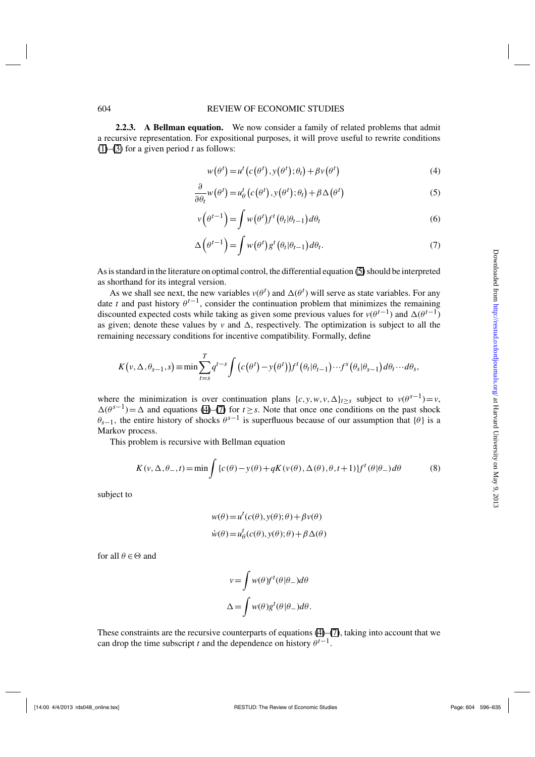**2.2.3. A Bellman equation.** We now consider a family of related problems that admit a recursive representation. For expositional purposes, it will prove useful to rewrite conditions (1)–(3) for a given period $t$ as follows:

$$w\left(\theta^t\right)=u^t\left(c\left(\theta^t\right),y\left(\theta^t\right);\theta_t\right)+\beta v\left(\theta^t\right) \tag{4}$$

$$\frac{\partial}{\partial\theta_t}w\left(\theta^t\right)=u^t_\theta\left(c\left(\theta^t\right),y\left(\theta^t\right);\theta_t\right)+\beta\Delta\left(\theta^t\right) \tag{5}$$

$$v\left(\theta^{t-1}\right)=\int w\left(\theta^t\right)f^t\left(\theta_t|\theta_{t-1}\right)d\theta_t \tag{6}$$

$$\Delta\left(\theta^{t-1}\right)=\int w\left(\theta^t\right)g^t\left(\theta_t|\theta_{t-1}\right)d\theta_t. \tag{7}$$

As is standard in the literature on optimal control, the differential equation (5) should be interpreted as shorthand for its integral version.

As we shall see next, the new variables $v(\theta^t)$ and $\Delta(\theta^t)$ will serve as state variables. For any date $t$ and past history $\theta^{t-1}$, consider the continuation problem that minimizes the remaining discounted expected costs while taking as given some previous values for $v(\theta^{t-1})$ and $\Delta(\theta^{t-1})$ as given; denote these values by $v$ and $\Delta$, respectively. The optimization is subject to all the remaining necessary conditions for incentive compatibility. Formally, define

$$K\left(v,\Delta,\theta_{s-1},s\right)\equiv\min\sum_{t=s}^{T}q^{t-s}\int\left(c\left(\theta^t\right)-y\left(\theta^t\right)\right)f^t\left(\theta_t|\theta_{t-1}\right)\cdots f^s\left(\theta_s|\theta_{s-1}\right)d\theta_t\cdots d\theta_s,$$

where the minimization is over continuation plans $\{c,y,w,v,\Delta\}_{t\geq s}$ subject to $v(\theta^{s-1})=v$, $\Delta(\theta^{s-1})=\Delta$ and equations (4)–(7) for $t\geq s$. Note that once one conditions on the past shock $\theta_{s-1}$, the entire history of shocks $\theta^{s-1}$ is superfluous because of our assumption that $\{\theta\}$ is a Markov process.

This problem is recursive with Bellman equation

$$K\left(v,\Delta,\theta_-,t\right)=\min\int\{c(\theta)-y(\theta)+qK(v(\theta),\Delta(\theta),\theta,t+1)\}f^t(\theta|\theta_-)d\theta \tag{8}$$

subject to

$$w(\theta)=u^t(c(\theta),y(\theta);\theta)+\beta v(\theta)$$

$$\dot{w}(\theta)=u^t_\theta(c(\theta),y(\theta);\theta)+\beta\Delta(\theta)$$

for all $\theta\in\Theta$ and

$$v=\int w(\theta)f^t(\theta|\theta_-)d\theta$$

$$\Delta=\int w(\theta)g^t(\theta|\theta_-)d\theta.$$

These constraints are the recursive counterparts of equations (4)–(7), taking into account that we can drop the time subscript $t$ and the dependence on history $\theta^{t-1}$.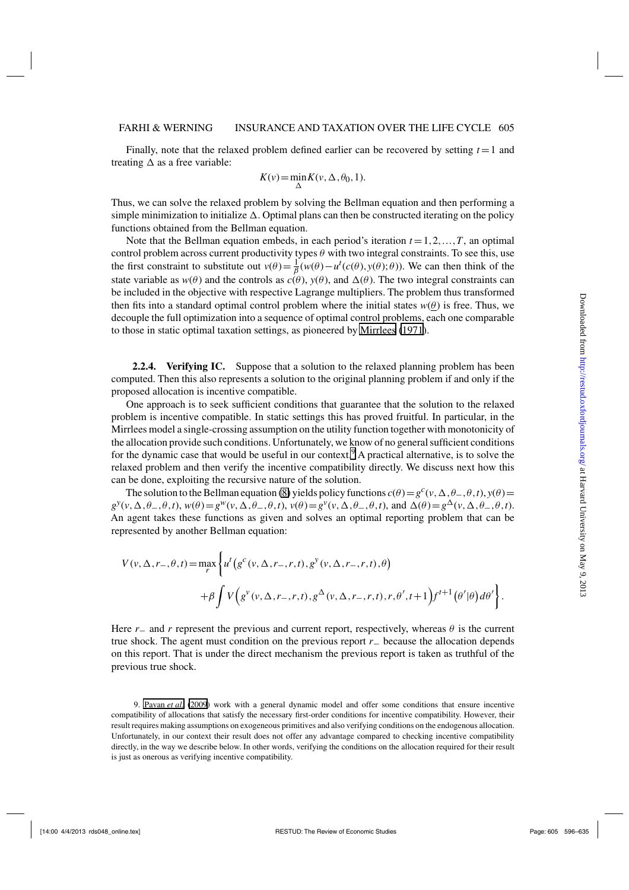Finally, note that the relaxed problem defined earlier can be recovered by setting $t=1$ and treating $\Delta$ as a free variable:

$$K(v)=\min_{\Delta} K(v,\Delta,\theta_0,1).$$

Thus, we can solve the relaxed problem by solving the Bellman equation and then performing a simple minimization to initialize $\Delta$. Optimal plans can then be constructed iterating on the policy functions obtained from the Bellman equation.

Note that the Bellman equation embeds, in each period's iteration $t=1,2,\ldots,T$, an optimal control problem across current productivity types $\theta$ with two integral constraints. To see this, use the first constraint to substitute out $v(\theta)=\frac{1}{\beta}(w(\theta)-u^t(c(\theta),y(\theta);\theta))$. We can then think of the state variable as $w(\theta)$ and the controls as $c(\theta)$, $y(\theta)$, and $\Delta(\theta)$. The two integral constraints can be included in the objective with respective Lagrange multipliers. The problem thus transformed then fits into a standard optimal control problem where the initial states $w(\underline{\theta})$ is free. Thus, we decouple the full optimization into a sequence of optimal control problems, each one comparable to those in static optimal taxation settings, as pioneered by Mirrlees (1971).

**2.2.4. Verifying IC.** Suppose that a solution to the relaxed planning problem has been computed. Then this also represents a solution to the original planning problem if and only if the proposed allocation is incentive compatible.

One approach is to seek sufficient conditions that guarantee that the solution to the relaxed problem is incentive compatible. In static settings this has proved fruitful. In particular, in the Mirrlees model a single-crossing assumption on the utility function together with monotonicity of the allocation provide such conditions. Unfortunately, we know of no general sufficient conditions for the dynamic case that would be useful in our context.[9] A practical alternative, is to solve the relaxed problem and then verify the incentive compatibility directly. We discuss next how this can be done, exploiting the recursive nature of the solution.

The solution to the Bellman equation (8) yields policy functions $c(\theta)=g^c(v,\Delta,\theta_-,\theta,t)$, $y(\theta)=g^y(v,\Delta,\theta_-,\theta,t)$, $w(\theta)=g^w(v,\Delta,\theta_-,\theta,t)$, $v(\theta)=g^v(v,\Delta,\theta_-,\theta,t)$, and $\Delta(\theta)=g^{\Delta}(v,\Delta,\theta_-,\theta,t)$. An agent takes these functions as given and solves an optimal reporting problem that can be represented by another Bellman equation:

$$\begin{aligned}V(v,\Delta,r_-,\theta,t)=\max_r\Bigg\{&u^t\big(g^c(v,\Delta,r_-,r,t),g^y(v,\Delta,r_-,r,t),\theta\big)\\&+\beta\int V\Big(g^v(v,\Delta,r_-,r,t),g^{\Delta}(v,\Delta,r_-,r,t),r,\theta',t+1\Big)f^{t+1}\big(\theta'|\theta\big)d\theta'\Bigg\}.\end{aligned}$$

Here $r_-$ and $r$ represent the previous and current report, respectively, whereas $\theta$ is the current true shock. The agent must condition on the previous report $r_-$ because the allocation depends on this report. That is under the direct mechanism the previous report is taken as truthful of the previous true shock.

9. Pavan *et al.* (2009) work with a general dynamic model and offer some conditions that ensure incentive compatibility of allocations that satisfy the necessary first-order conditions for incentive compatibility. However, their result requires making assumptions on exogeneous primitives and also verifying conditions on the endogenous allocation. Unfortunately, in our context their result does not offer any advantage compared to checking incentive compatibility directly, in the way we describe below. In other words, verifying the conditions on the allocation required for their result is just as onerous as verifying incentive compatibility.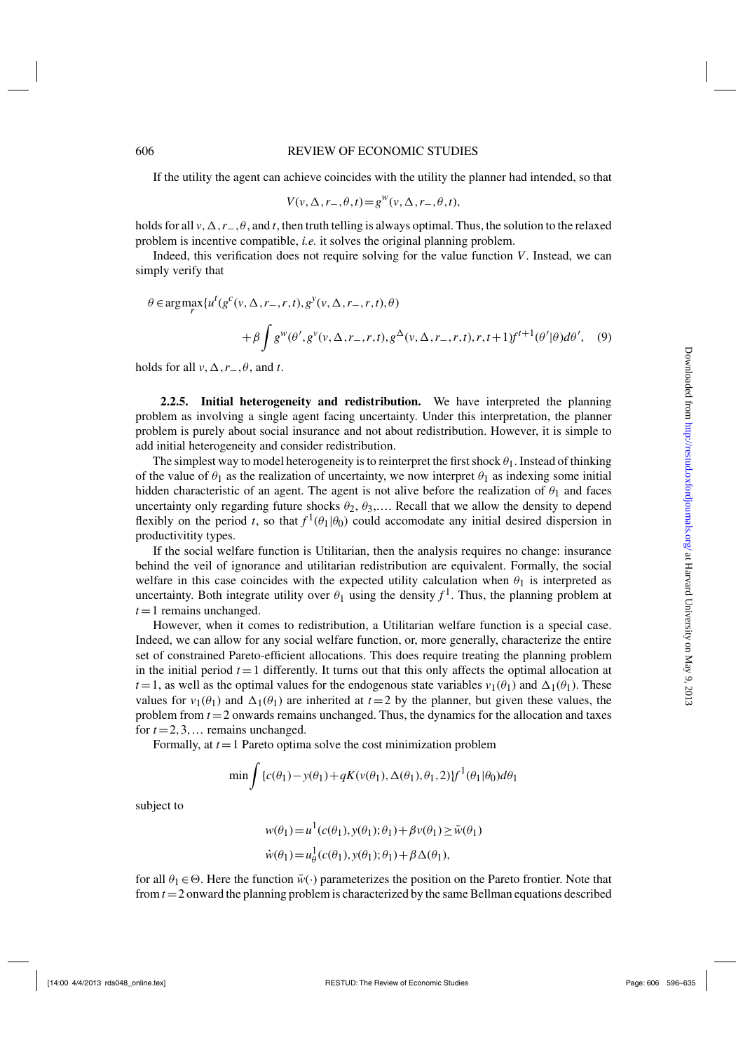If the utility the agent can achieve coincides with the utility the planner had intended, so that

$$V(v,\Delta,r_-,\theta,t)=g^w(v,\Delta,r_-,\theta,t),$$

holds for all $v,\Delta,r_-,\theta$, and $t$, then truth telling is always optimal. Thus, the solution to the relaxed problem is incentive compatible, *i.e.* it solves the original planning problem.

Indeed, this verification does not require solving for the value function $V$. Instead, we can simply verify that

$$\theta\in\arg\max_r\{u^t(g^c(v,\Delta,r_-,r,t),g^y(v,\Delta,r_-,r,t),\theta)$$
$$+\beta\int g^w(\theta',g^y(v,\Delta,r_-,r,t),g^\Delta(v,\Delta,r_-,r,t),r,t+1)f^{t+1}(\theta'|\theta)d\theta', \quad (9)$$

holds for all $v,\Delta,r_-,\theta$, and $t$.

**2.2.5. Initial heterogeneity and redistribution.** We have interpreted the planning problem as involving a single agent facing uncertainty. Under this interpretation, the planner problem is purely about social insurance and not about redistribution. However, it is simple to add initial heterogeneity and consider redistribution.

The simplest way to model heterogeneity is to reinterpret the first shock $\theta_1$. Instead of thinking of the value of $\theta_1$ as the realization of uncertainty, we now interpret $\theta_1$ as indexing some initial hidden characteristic of an agent. The agent is not alive before the realization of $\theta_1$ and faces uncertainty only regarding future shocks $\theta_2,\theta_3,\ldots$. Recall that we allow the density to depend flexibly on the period $t$, so that $f^1(\theta_1|\theta_0)$ could accomodate any initial desired dispersion in productivitity types.

If the social welfare function is Utilitarian, then the analysis requires no change: insurance behind the veil of ignorance and utilitarian redistribution are equivalent. Formally, the social welfare in this case coincides with the expected utility calculation when $\theta_1$ is interpreted as uncertainty. Both integrate utility over $\theta_1$ using the density $f^1$. Thus, the planning problem at $t=1$ remains unchanged.

However, when it comes to redistribution, a Utilitarian welfare function is a special case. Indeed, we can allow for any social welfare function, or, more generally, characterize the entire set of constrained Pareto-efficient allocations. This does require treating the planning problem in the initial period $t=1$ differently. It turns out that this only affects the optimal allocation at $t=1$, as well as the optimal values for the endogenous state variables $v_1(\theta_1)$ and $\Delta_1(\theta_1)$. These values for $v_1(\theta_1)$ and $\Delta_1(\theta_1)$ are inherited at $t=2$ by the planner, but given these values, the problem from $t=2$ onwards remains unchanged. Thus, the dynamics for the allocation and taxes for $t=2,3,\ldots$ remains unchanged.

Formally, at $t=1$ Pareto optima solve the cost minimization problem

$$\min\int\{c(\theta_1)-y(\theta_1)+qK(v(\theta_1),\Delta(\theta_1),\theta_1,2)\}f^1(\theta_1|\theta_0)d\theta_1$$

subject to

$$w(\theta_1)=u^1(c(\theta_1),y(\theta_1);\theta_1)+\beta v(\theta_1)\geq\bar{w}(\theta_1)$$
$$\dot{w}(\theta_1)=u^1_\theta(c(\theta_1),y(\theta_1);\theta_1)+\beta\Delta(\theta_1),$$

for all $\theta_1\in\Theta$. Here the function $\bar{w}(\cdot)$ parameterizes the position on the Pareto frontier. Note that from $t=2$ onward the planning problem is characterized by the same Bellman equations described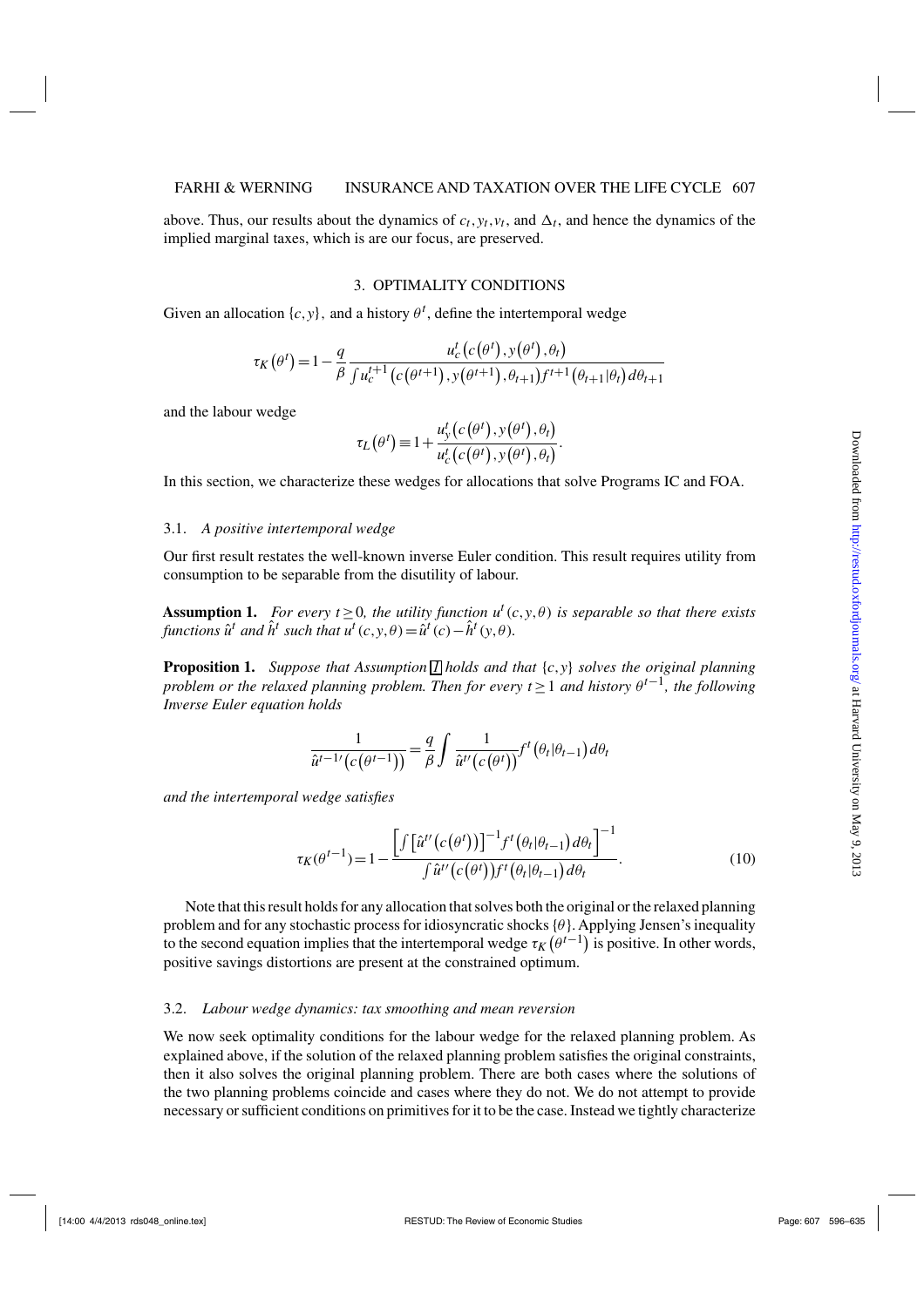above. Thus, our results about the dynamics of $c_t, y_t, v_t$, and $\Delta_t$, and hence the dynamics of the implied marginal taxes, which is are our focus, are preserved.

## 3. OPTIMALITY CONDITIONS

Given an allocation $\{c, y\}$, and a history $\theta^t$, define the intertemporal wedge

$$\tau_K\left(\theta^t\right) = 1 - \frac{q}{\beta} \frac{u_c^t\left(c\left(\theta^t\right), y\left(\theta^t\right), \theta_t\right)}{\int u_c^{t+1}\left(c\left(\theta^{t+1}\right), y\left(\theta^{t+1}\right), \theta_{t+1}\right) f^{t+1}\left(\theta_{t+1}|\theta_t\right) d\theta_{t+1}}$$

and the labour wedge

$$\tau_L\left(\theta^t\right) \equiv 1 + \frac{u_y^t\left(c\left(\theta^t\right), y\left(\theta^t\right), \theta_t\right)}{u_c^t\left(c\left(\theta^t\right), y\left(\theta^t\right), \theta_t\right)}.$$

In this section, we characterize these wedges for allocations that solve Programs IC and FOA.

### 3.1. *A positive intertemporal wedge*

Our first result restates the well-known inverse Euler condition. This result requires utility from consumption to be separable from the disutility of labour.

**Assumption 1.** *For every $t \geq 0$, the utility function $u^t(c, y, \theta)$ is separable so that there exists functions $\hat{u}^t$ and $\hat{h}^t$ such that $u^t(c, y, \theta) = \hat{u}^t(c) - \hat{h}^t(y, \theta)$.*

**Proposition 1.** *Suppose that Assumption 1 holds and that $\{c, y\}$ solves the original planning problem or the relaxed planning problem. Then for every $t \geq 1$ and history $\theta^{t-1}$, the following Inverse Euler equation holds*

$$\frac{1}{\hat{u}^{t-1\prime}\left(c\left(\theta^{t-1}\right)\right)} = \frac{q}{\beta} \int \frac{1}{\hat{u}^{t\prime}\left(c\left(\theta^t\right)\right)} f^t\left(\theta_t|\theta_{t-1}\right) d\theta_t$$

*and the intertemporal wedge satisfies*

$$\tau_K(\theta^{t-1}) = 1 - \frac{\left[\int \left[\hat{u}^{t\prime}\left(c\left(\theta^t\right)\right)\right]^{-1} f^t\left(\theta_t|\theta_{t-1}\right) d\theta_t\right]^{-1}}{\int \hat{u}^{t\prime}\left(c\left(\theta^t\right)\right) f^t\left(\theta_t|\theta_{t-1}\right) d\theta_t}. \tag{10}$$

Note that this result holds for any allocation that solves both the original or the relaxed planning problem and for any stochastic process for idiosyncratic shocks $\{\theta\}$. Applying Jensen's inequality to the second equation implies that the intertemporal wedge $\tau_K\left(\theta^{t-1}\right)$ is positive. In other words, positive savings distortions are present at the constrained optimum.

### 3.2. *Labour wedge dynamics: tax smoothing and mean reversion*

We now seek optimality conditions for the labour wedge for the relaxed planning problem. As explained above, if the solution of the relaxed planning problem satisfies the original constraints, then it also solves the original planning problem. There are both cases where the solutions of the two planning problems coincide and cases where they do not. We do not attempt to provide necessary or sufficient conditions on primitives for it to be the case. Instead we tightly characterize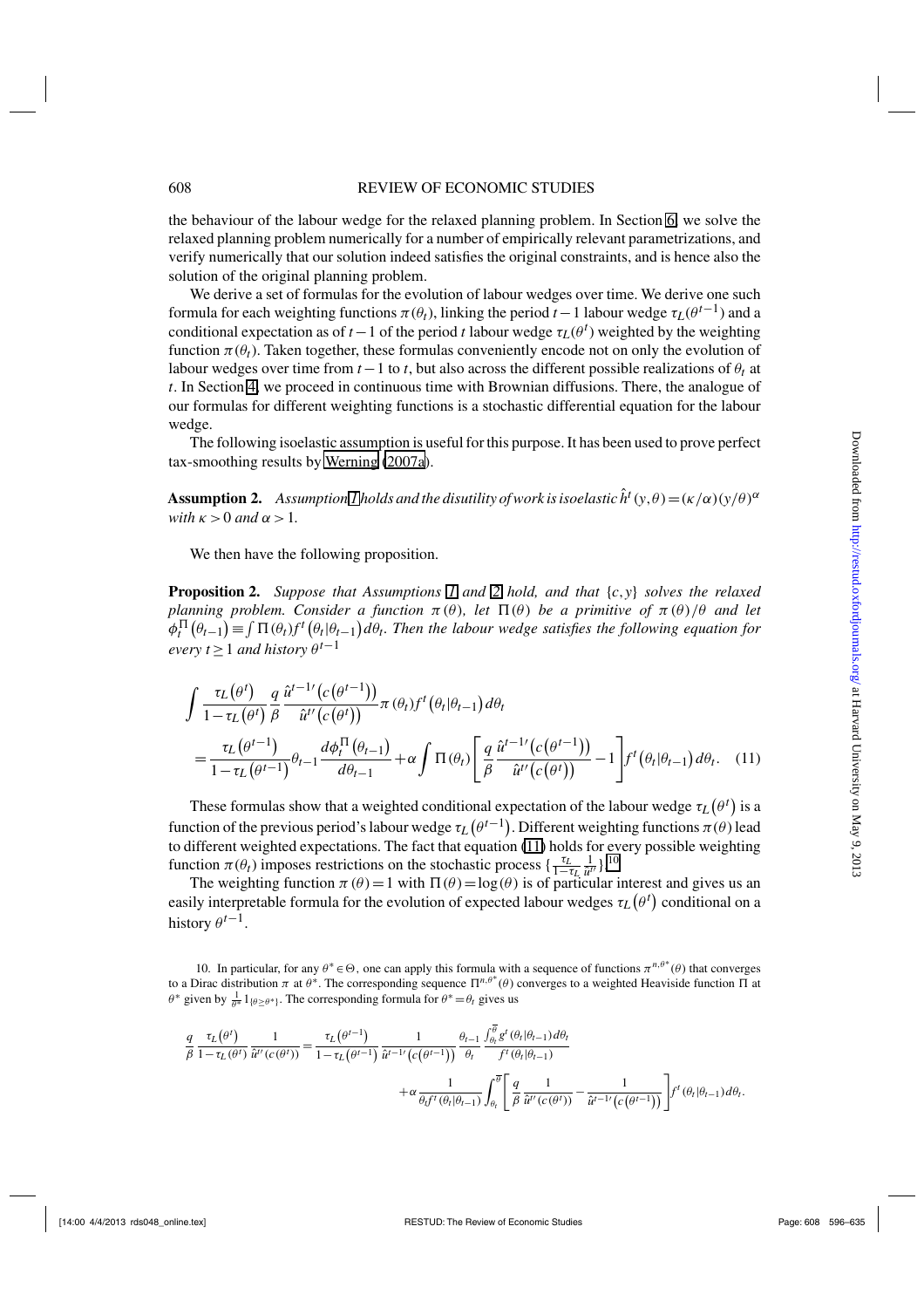the behaviour of the labour wedge for the relaxed planning problem. In Section 6, we solve the relaxed planning problem numerically for a number of empirically relevant parametrizations, and verify numerically that our solution indeed satisfies the original constraints, and is hence also the solution of the original planning problem.

We derive a set of formulas for the evolution of labour wedges over time. We derive one such formula for each weighting functions $\pi(\theta_t)$, linking the period $t-1$ labour wedge $\tau_L(\theta^{t-1})$ and a conditional expectation as of $t-1$ of the period $t$ labour wedge $\tau_L(\theta^t)$ weighted by the weighting function $\pi(\theta_t)$. Taken together, these formulas conveniently encode not only the evolution of labour wedges over time from $t-1$ to $t$, but also across the different possible realizations of $\theta_t$ at $t$. In Section 4, we proceed in continuous time with Brownian diffusions. There, the analogue of our formulas for different weighting functions is a stochastic differential equation for the labour wedge.

The following isoelastic assumption is useful for this purpose. It has been used to prove perfect tax-smoothing results by Werning (2007a).

**Assumption 2.** *Assumption 1 holds and the disutility of work is isoelastic* $\hat{h}^t(y,\theta) = (\kappa/\alpha)(y/\theta)^\alpha$ *with* $\kappa > 0$ *and* $\alpha > 1$.

We then have the following proposition.

**Proposition 2.** *Suppose that Assumptions 1 and 2 hold, and that* $\{c,y\}$ *solves the relaxed planning problem. Consider a function* $\pi(\theta)$, *let* $\Pi(\theta)$ *be a primitive of* $\pi(\theta)/\theta$ *and let* $\phi_t^\Pi(\theta_{t-1}) \equiv \int \Pi(\theta_t) f^t(\theta_t|\theta_{t-1})\, d\theta_t$. *Then the labour wedge satisfies the following equation for every* $t \geq 1$ *and history* $\theta^{t-1}$

$$
\begin{aligned}
&\int \frac{\tau_L(\theta^t)}{1-\tau_L(\theta^t)} \frac{q}{\beta} \frac{\hat{u}^{t-1\prime}(c(\theta^{t-1}))}{\hat{u}^{t\prime}(c(\theta^t))} \pi(\theta_t) f^t(\theta_t|\theta_{t-1})\, d\theta_t \\
&= \frac{\tau_L(\theta^{t-1})}{1-\tau_L(\theta^{t-1})} \theta_{t-1} \frac{d\phi_t^\Pi(\theta_{t-1})}{d\theta_{t-1}} + \alpha \int \Pi(\theta_t) \left[ \frac{q}{\beta} \frac{\hat{u}^{t-1\prime}(c(\theta^{t-1}))}{\hat{u}^{t\prime}(c(\theta^t))} - 1 \right] f^t(\theta_t|\theta_{t-1})\, d\theta_t. \quad (11)
\end{aligned}
$$

These formulas show that a weighted conditional expectation of the labour wedge $\tau_L(\theta^t)$ is a function of the previous period's labour wedge $\tau_L(\theta^{t-1})$. Different weighting functions $\pi(\theta)$ lead to different weighted expectations. The fact that equation (11) holds for every possible weighting function $\pi(\theta_t)$ imposes restrictions on the stochastic process $\{\frac{\tau_L}{1-\tau_L}\frac{1}{\hat{u}^{t\prime}}\}$.[10]

The weighting function $\pi(\theta) = 1$ with $\Pi(\theta) = \log(\theta)$ is of particular interest and gives us an easily interpretable formula for the evolution of expected labour wedges $\tau_L(\theta^t)$ conditional on a history $\theta^{t-1}$.

10. In particular, for any $\theta^* \in \Theta$, one can apply this formula with a sequence of functions $\pi^{n,\theta^*}(\theta)$ that converges to a Dirac distribution $\pi$ at $\theta^*$. The corresponding sequence $\Pi^{n,\theta^*}(\theta)$ converges to a weighted Heaviside function $\Pi$ at $\theta^*$ given by $\frac{1}{\theta^*}1_{\{\theta \geq \theta^*\}}$. The corresponding formula for $\theta^* = \theta_t$ gives us

$$
\begin{aligned}
\frac{q}{\beta} \frac{\tau_L(\theta^t)}{1-\tau_L(\theta^t)} \frac{1}{\hat{u}^{t\prime}(c(\theta^t))} &= \frac{\tau_L(\theta^{t-1})}{1-\tau_L(\theta^{t-1})} \frac{1}{\hat{u}^{t-1\prime}(c(\theta^{t-1}))} \frac{\theta_{t-1}}{\theta_t} \frac{\int_{\theta_t}^{\overline{\theta}} g^t(\theta_t|\theta_{t-1})\, d\theta_t}{f^t(\theta_t|\theta_{t-1})} \\
&\quad + \alpha \frac{1}{\theta_t f^t(\theta_t|\theta_{t-1})} \int_{\theta_t}^{\overline{\theta}} \left[ \frac{q}{\beta} \frac{1}{\hat{u}^{t\prime}(c(\theta^t))} - \frac{1}{\hat{u}^{t-1\prime}(c(\theta^{t-1}))} \right] f^t(\theta_t|\theta_{t-1})\, d\theta_t.
\end{aligned}
$$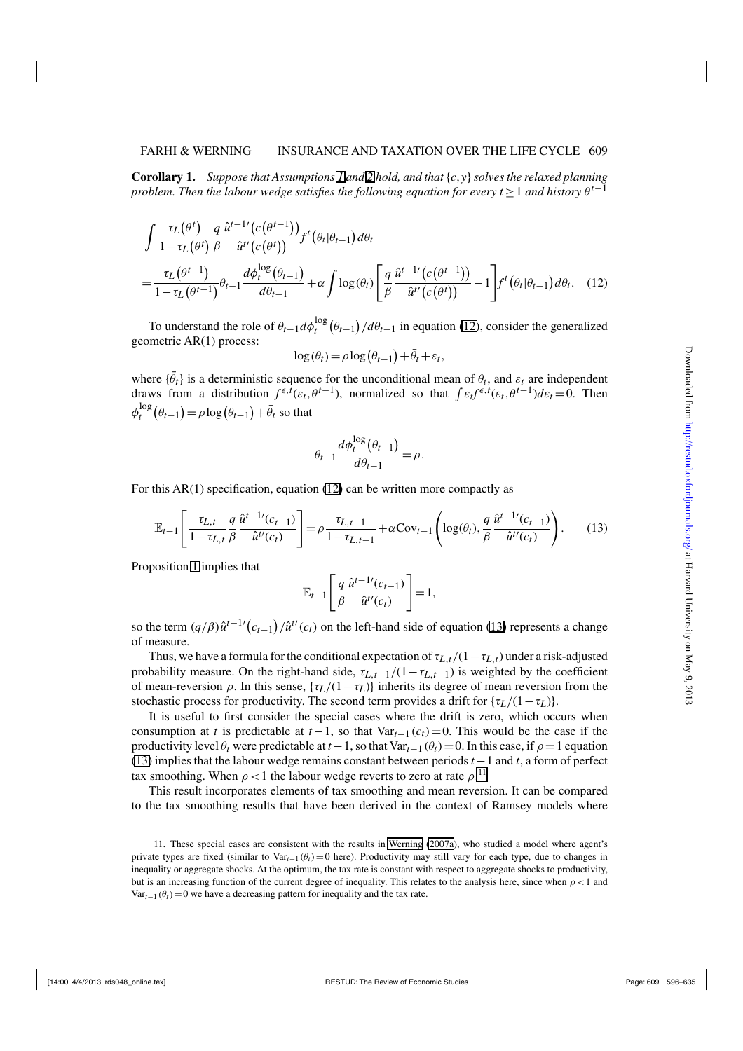**Corollary 1.** *Suppose that Assumptions 1 and 2 hold, and that* $\{c, y\}$ *solves the relaxed planning problem. Then the labour wedge satisfies the following equation for every* $t \geq 1$ *and history* $\theta^{t-1}$

$$
\int \frac{\tau_L(\theta^t)}{1-\tau_L(\theta^t)} \frac{q}{\beta} \frac{\hat{u}^{t-1\prime}(c(\theta^{t-1}))}{\hat{u}^{t\prime}(c(\theta^t))} f^t(\theta_t|\theta_{t-1})\, d\theta_t
$$

$$
= \frac{\tau_L(\theta^{t-1})}{1-\tau_L(\theta^{t-1})} \theta_{t-1} \frac{d\phi_t^{\log}(\theta_{t-1})}{d\theta_{t-1}} + \alpha \int \log(\theta_t) \left[ \frac{q}{\beta} \frac{\hat{u}^{t-1\prime}(c(\theta^{t-1}))}{\hat{u}^{t\prime}(c(\theta^t))} - 1 \right] f^t(\theta_t|\theta_{t-1})\, d\theta_t. \quad (12)
$$

To understand the role of $\theta_{t-1} d\phi_t^{\log}(\theta_{t-1})/d\theta_{t-1}$ in equation (12), consider the generalized geometric AR(1) process:

$$
\log(\theta_t) = \rho \log(\theta_{t-1}) + \bar{\theta}_t + \varepsilon_t,
$$

where $\{\bar{\theta}_t\}$ is a deterministic sequence for the unconditional mean of $\theta_t$, and $\varepsilon_t$ are independent draws from a distribution $f^{\epsilon,t}(\varepsilon_t, \theta^{t-1})$, normalized so that $\int \varepsilon_t f^{\epsilon,t}(\varepsilon_t, \theta^{t-1}) d\varepsilon_t = 0$. Then $\phi_t^{\log}(\theta_{t-1}) = \rho \log(\theta_{t-1}) + \bar{\theta}_t$ so that

$$
\theta_{t-1} \frac{d\phi_t^{\log}(\theta_{t-1})}{d\theta_{t-1}} = \rho.
$$

For this AR(1) specification, equation (12) can be written more compactly as

$$
\mathbb{E}_{t-1}\left[ \frac{\tau_{L,t}}{1-\tau_{L,t}} \frac{q}{\beta} \frac{\hat{u}^{t-1\prime}(c_{t-1})}{\hat{u}^{t\prime}(c_t)} \right] = \rho \frac{\tau_{L,t-1}}{1-\tau_{L,t-1}} + \alpha \mathrm{Cov}_{t-1}\left( \log(\theta_t), \frac{q}{\beta} \frac{\hat{u}^{t-1\prime}(c_{t-1})}{\hat{u}^{t\prime}(c_t)} \right). \quad (13)
$$

Proposition 1 implies that

$$
\mathbb{E}_{t-1}\left[ \frac{q}{\beta} \frac{\hat{u}^{t-1\prime}(c_{t-1})}{\hat{u}^{t\prime}(c_t)} \right] = 1,
$$

so the term $(q/\beta)\hat{u}^{t-1\prime}(c_{t-1})/\hat{u}^{t\prime}(c_t)$ on the left-hand side of equation (13) represents a change of measure.

Thus, we have a formula for the conditional expectation of $\tau_{L,t}/(1-\tau_{L,t})$ under a risk-adjusted probability measure. On the right-hand side, $\tau_{L,t-1}/(1-\tau_{L,t-1})$ is weighted by the coefficient of mean-reversion $\rho$. In this sense, $\{\tau_L/(1-\tau_L)\}$ inherits its degree of mean reversion from the stochastic process for productivity. The second term provides a drift for $\{\tau_L/(1-\tau_L)\}$.

It is useful to first consider the special cases where the drift is zero, which occurs when consumption at $t$ is predictable at $t-1$, so that $\mathrm{Var}_{t-1}(c_t) = 0$. This would be the case if the productivity level $\theta_t$ were predictable at $t-1$, so that $\mathrm{Var}_{t-1}(\theta_t) = 0$. In this case, if $\rho = 1$ equation (13) implies that the labour wedge remains constant between periods $t-1$ and $t$, a form of perfect tax smoothing. When $\rho < 1$ the labour wedge reverts to zero at rate $\rho$.[11]

This result incorporates elements of tax smoothing and mean reversion. It can be compared to the tax smoothing results that have been derived in the context of Ramsey models where

11. These special cases are consistent with the results in Werning (2007a), who studied a model where agent's private types are fixed (similar to $\mathrm{Var}_{t-1}(\theta_t) = 0$ here). Productivity may still vary for each type, due to changes in inequality or aggregate shocks. At the optimum, the tax rate is constant with respect to aggregate shocks to productivity, but is an increasing function of the current degree of inequality. This relates to the analysis here, since when $\rho < 1$ and $\mathrm{Var}_{t-1}(\theta_t) = 0$ we have a decreasing pattern for inequality and the tax rate.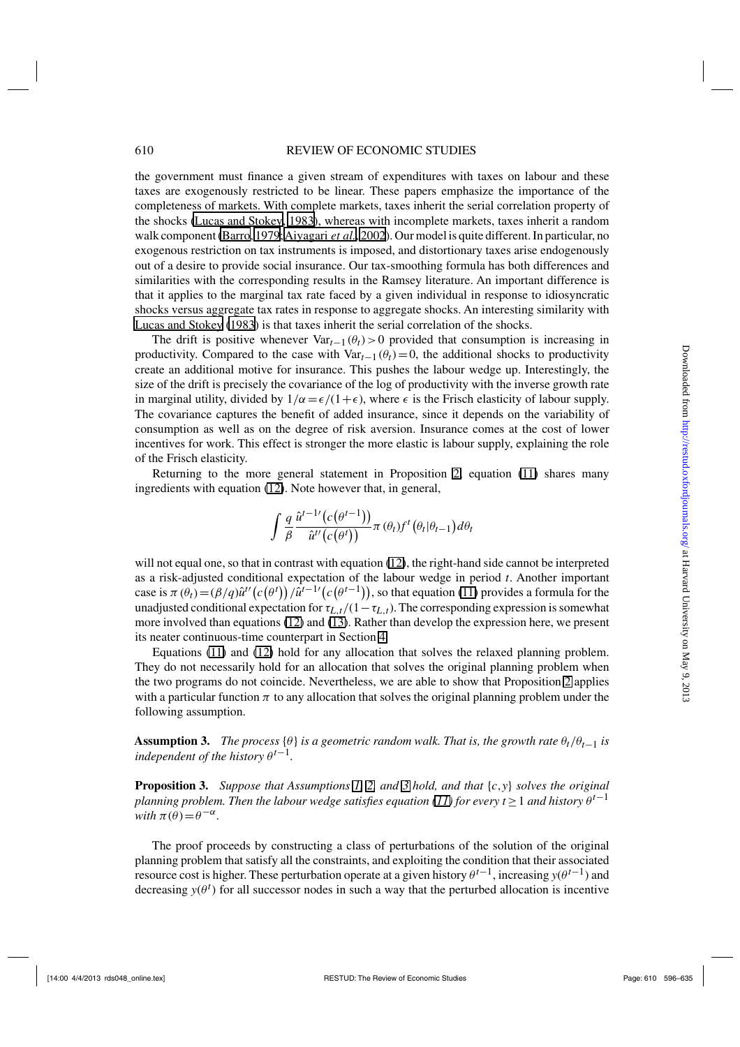the government must finance a given stream of expenditures with taxes on labour and these taxes are exogenously restricted to be linear. These papers emphasize the importance of the completeness of markets. With complete markets, taxes inherit the serial correlation property of the shocks (Lucas and Stokey, 1983), whereas with incomplete markets, taxes inherit a random walk component (Barro, 1979; Aiyagari *et al.*, 2002). Our model is quite different. In particular, no exogenous restriction on tax instruments is imposed, and distortionary taxes arise endogenously out of a desire to provide social insurance. Our tax-smoothing formula has both differences and similarities with the corresponding results in the Ramsey literature. An important difference is that it applies to the marginal tax rate faced by a given individual in response to idiosyncratic shocks versus aggregate tax rates in response to aggregate shocks. An interesting similarity with Lucas and Stokey (1983) is that taxes inherit the serial correlation of the shocks.

The drift is positive whenever $\mathrm{Var}_{t-1}(\theta_t) > 0$ provided that consumption is increasing in productivity. Compared to the case with $\mathrm{Var}_{t-1}(\theta_t) = 0$, the additional shocks to productivity create an additional motive for insurance. This pushes the labour wedge up. Interestingly, the size of the drift is precisely the covariance of the log of productivity with the inverse growth rate in marginal utility, divided by $1/\alpha = \epsilon/(1+\epsilon)$, where $\epsilon$ is the Frisch elasticity of labour supply. The covariance captures the benefit of added insurance, since it depends on the variability of consumption as well as on the degree of risk aversion. Insurance comes at the cost of lower incentives for work. This effect is stronger the more elastic is labour supply, explaining the role of the Frisch elasticity.

Returning to the more general statement in Proposition 2, equation (11) shares many ingredients with equation (12). Note however that, in general,

$$\int \frac{q}{\beta} \frac{\hat{u}^{t-1\prime}\left(c\left(\theta^{t-1}\right)\right)}{\hat{u}^{t\prime}\left(c\left(\theta^{t}\right)\right)} \pi\left(\theta_t\right) f^t\left(\theta_t|\theta_{t-1}\right) d\theta_t$$

will not equal one, so that in contrast with equation (12), the right-hand side cannot be interpreted as a risk-adjusted conditional expectation of the labour wedge in period $t$. Another important case is $\pi(\theta_t) = (\beta/q)\hat{u}^{t\prime}\left(c\left(\theta^t\right)\right)/\hat{u}^{t-1\prime}\left(c\left(\theta^{t-1}\right)\right)$, so that equation (11) provides a formula for the unadjusted conditional expectation for $\tau_{L,t}/(1-\tau_{L,t})$. The corresponding expression is somewhat more involved than equations (12) and (13). Rather than develop the expression here, we present its neater continuous-time counterpart in Section 4.

Equations (11) and (12) hold for any allocation that solves the relaxed planning problem. They do not necessarily hold for an allocation that solves the original planning problem when the two programs do not coincide. Nevertheless, we are able to show that Proposition 2 applies with a particular function $\pi$ to any allocation that solves the original planning problem under the following assumption.

**Assumption 3.** *The process $\{\theta\}$ is a geometric random walk. That is, the growth rate $\theta_t/\theta_{t-1}$ is independent of the history $\theta^{t-1}$.*

**Proposition 3.** *Suppose that Assumptions 1, 2, and 3 hold, and that $\{c, y\}$ solves the original planning problem. Then the labour wedge satisfies equation (11) for every $t \geq 1$ and history $\theta^{t-1}$ with $\pi(\theta) = \theta^{-\alpha}$.*

The proof proceeds by constructing a class of perturbations of the solution of the original planning problem that satisfy all the constraints, and exploiting the condition that their associated resource cost is higher. These perturbation operate at a given history $\theta^{t-1}$, increasing $y(\theta^{t-1})$ and decreasing $y(\theta^t)$ for all successor nodes in such a way that the perturbed allocation is incentive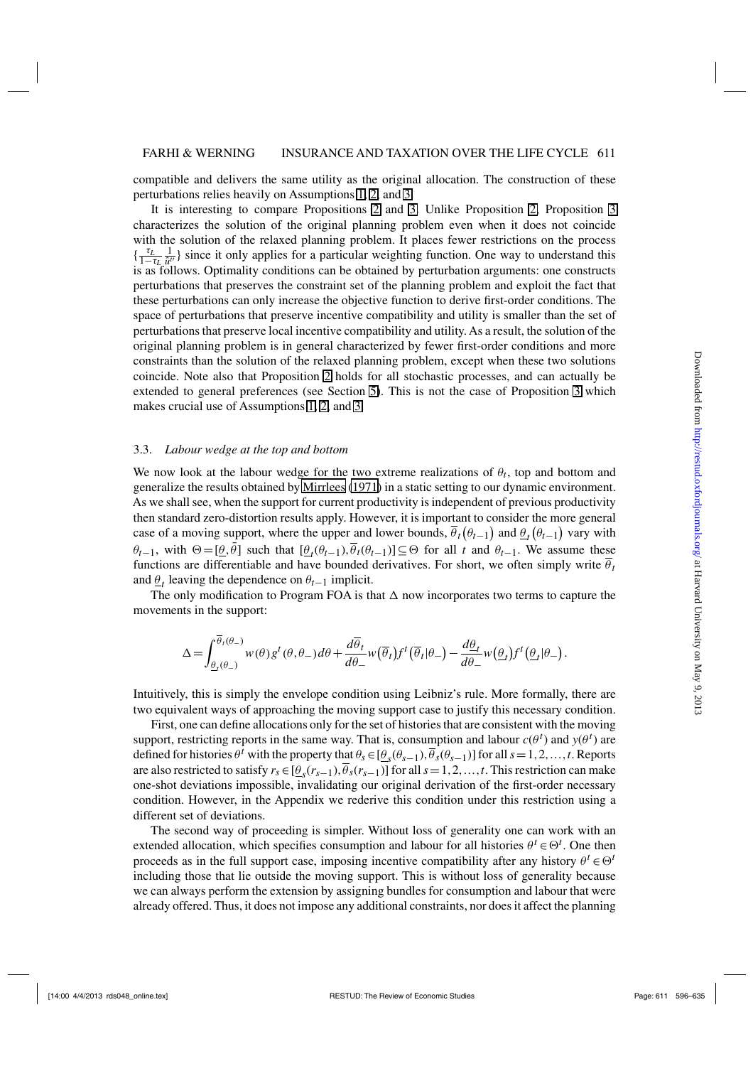compatible and delivers the same utility as the original allocation. The construction of these perturbations relies heavily on Assumptions 1, 2, and 3.

It is interesting to compare Propositions 2 and 3. Unlike Proposition 2, Proposition 3 characterizes the solution of the original planning problem even when it does not coincide with the solution of the relaxed planning problem. It places fewer restrictions on the process $\{\frac{\tau_L}{1-\tau_L}\frac{1}{\bar{u}'}\}$ since it only applies for a particular weighting function. One way to understand this is as follows. Optimality conditions can be obtained by perturbation arguments: one constructs perturbations that preserves the constraint set of the planning problem and exploit the fact that these perturbations can only increase the objective function to derive first-order conditions. The space of perturbations that preserve incentive compatibility and utility is smaller than the set of perturbations that preserve local incentive compatibility and utility. As a result, the solution of the original planning problem is in general characterized by fewer first-order conditions and more constraints than the solution of the relaxed planning problem, except when these two solutions coincide. Note also that Proposition 2 holds for all stochastic processes, and can actually be extended to general preferences (see Section 5). This is not the case of Proposition 3 which makes crucial use of Assumptions 1, 2, and 3.

### 3.3. *Labour wedge at the top and bottom*

We now look at the labour wedge for the two extreme realizations of $\theta_t$, top and bottom and generalize the results obtained by Mirrlees (1971) in a static setting to our dynamic environment. As we shall see, when the support for current productivity is independent of previous productivity then standard zero-distortion results apply. However, it is important to consider the more general case of a moving support, where the upper and lower bounds, $\overline{\theta}_t(\theta_{t-1})$ and $\underline{\theta}_t(\theta_{t-1})$ vary with $\theta_{t-1}$, with $\Theta=[\underline{\theta},\bar{\theta}]$ such that $[\underline{\theta}_t(\theta_{t-1}),\overline{\theta}_t(\theta_{t-1})]\subseteq\Theta$ for all $t$ and $\theta_{t-1}$. We assume these functions are differentiable and have bounded derivatives. For short, we often simply write $\overline{\theta}_t$ and $\underline{\theta}_t$ leaving the dependence on $\theta_{t-1}$ implicit.

The only modification to Program FOA is that $\Delta$ now incorporates two terms to capture the movements in the support:

$$\Delta=\int_{\underline{\theta}_t(\theta_-)}^{\overline{\theta}_t(\theta_-)} w(\theta)g^t(\theta,\theta_-)d\theta+\frac{d\overline{\theta}_t}{d\theta_-}w\left(\overline{\theta}_t\right)f^t\left(\overline{\theta}_t|\theta_-\right)-\frac{d\underline{\theta}_t}{d\theta_-}w\left(\underline{\theta}_t\right)f^t\left(\underline{\theta}_t|\theta_-\right).$$

Intuitively, this is simply the envelope condition using Leibniz's rule. More formally, there are two equivalent ways of approaching the moving support case to justify this necessary condition.

First, one can define allocations only for the set of histories that are consistent with the moving support, restricting reports in the same way. That is, consumption and labour $c(\theta^t)$ and $y(\theta^t)$ are defined for histories $\theta^t$ with the property that $\theta_s\in[\underline{\theta}_s(\theta_{s-1}),\overline{\theta}_s(\theta_{s-1})]$ for all $s=1,2,\ldots,t$. Reports are also restricted to satisfy $r_s\in[\underline{\theta}_s(r_{s-1}),\overline{\theta}_s(r_{s-1})]$ for all $s=1,2,\ldots,t$. This restriction can make one-shot deviations impossible, invalidating our original derivation of the first-order necessary condition. However, in the Appendix we rederive this condition under this restriction using a different set of deviations.

The second way of proceeding is simpler. Without loss of generality one can work with an extended allocation, which specifies consumption and labour for all histories $\theta^t\in\Theta^t$. One then proceeds as in the full support case, imposing incentive compatibility after any history $\theta^t\in\Theta^t$ including those that lie outside the moving support. This is without loss of generality because we can always perform the extension by assigning bundles for consumption and labour that were already offered. Thus, it does not impose any additional constraints, nor does it affect the planning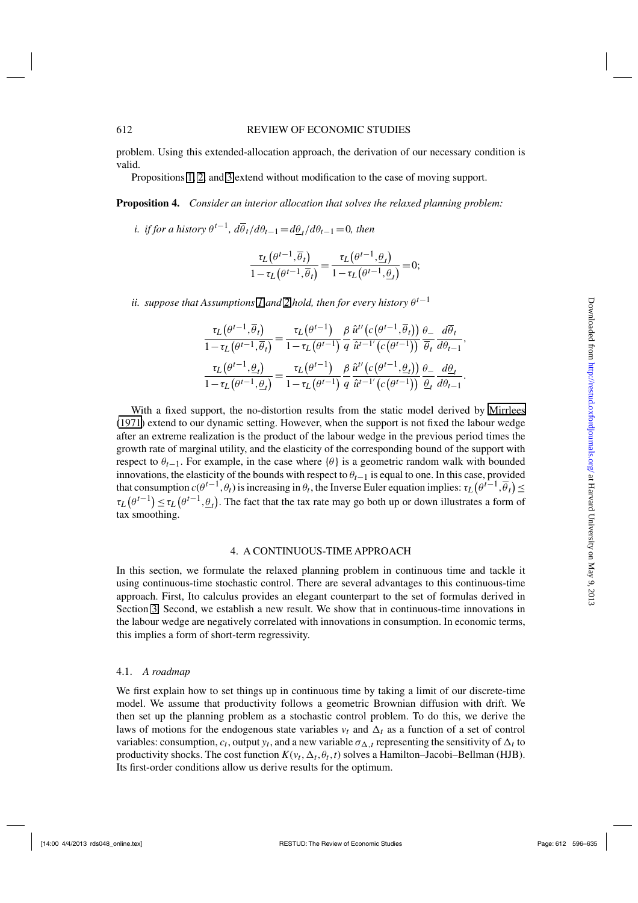problem. Using this extended-allocation approach, the derivation of our necessary condition is valid.

Propositions 1, 2, and 3 extend without modification to the case of moving support.

**Proposition 4.** *Consider an interior allocation that solves the relaxed planning problem:*

*i. if for a history $\theta^{t-1}$, $d\overline{\theta}_t/d\theta_{t-1} = d\underline{\theta}_t/d\theta_{t-1} = 0$, then*

$$\frac{\tau_L\left(\theta^{t-1},\overline{\theta}_t\right)}{1-\tau_L\left(\theta^{t-1},\overline{\theta}_t\right)} = \frac{\tau_L\left(\theta^{t-1},\underline{\theta}_t\right)}{1-\tau_L\left(\theta^{t-1},\underline{\theta}_t\right)} = 0;$$

*ii. suppose that Assumptions 1 and 2 hold, then for every history $\theta^{t-1}$*

$$\frac{\tau_L\left(\theta^{t-1},\overline{\theta}_t\right)}{1-\tau_L\left(\theta^{t-1},\overline{\theta}_t\right)} = \frac{\tau_L\left(\theta^{t-1}\right)}{1-\tau_L\left(\theta^{t-1}\right)} \frac{\beta}{q} \frac{\hat{u}^{t\prime}\left(c\left(\theta^{t-1},\overline{\theta}_t\right)\right)}{\hat{u}^{t-1\prime}\left(c\left(\theta^{t-1}\right)\right)} \frac{\theta_-}{\overline{\theta}_t} \frac{d\overline{\theta}_t}{d\theta_{t-1}},$$

$$\frac{\tau_L\left(\theta^{t-1},\underline{\theta}_t\right)}{1-\tau_L\left(\theta^{t-1},\underline{\theta}_t\right)} = \frac{\tau_L\left(\theta^{t-1}\right)}{1-\tau_L\left(\theta^{t-1}\right)} \frac{\beta}{q} \frac{\hat{u}^{t\prime}\left(c\left(\theta^{t-1},\underline{\theta}_t\right)\right)}{\hat{u}^{t-1\prime}\left(c\left(\theta^{t-1}\right)\right)} \frac{\theta_-}{\underline{\theta}_t} \frac{d\underline{\theta}_t}{d\theta_{t-1}}.$$

With a fixed support, the no-distortion results from the static model derived by Mirrlees (1971) extend to our dynamic setting. However, when the support is not fixed the labour wedge after an extreme realization is the product of the labour wedge in the previous period times the growth rate of marginal utility, and the elasticity of the corresponding bound of the support with respect to $\theta_{t-1}$. For example, in the case where $\{\theta\}$ is a geometric random walk with bounded innovations, the elasticity of the bounds with respect to $\theta_{t-1}$ is equal to one. In this case, provided that consumption $c(\theta^{t-1},\theta_t)$ is increasing in $\theta_t$, the Inverse Euler equation implies: $\tau_L\left(\theta^{t-1},\overline{\theta}_t\right) \leq \tau_L\left(\theta^{t-1}\right) \leq \tau_L\left(\theta^{t-1},\underline{\theta}_t\right)$. The fact that the tax rate may go both up or down illustrates a form of tax smoothing.

## 4. A CONTINUOUS-TIME APPROACH

In this section, we formulate the relaxed planning problem in continuous time and tackle it using continuous-time stochastic control. There are several advantages to this continuous-time approach. First, Ito calculus provides an elegant counterpart to the set of formulas derived in Section 3. Second, we establish a new result. We show that in continuous-time innovations in the labour wedge are negatively correlated with innovations in consumption. In economic terms, this implies a form of short-term regressivity.

### 4.1. *A roadmap*

We first explain how to set things up in continuous time by taking a limit of our discrete-time model. We assume that productivity follows a geometric Brownian diffusion with drift. We then set up the planning problem as a stochastic control problem. To do this, we derive the laws of motions for the endogenous state variables $v_t$ and $\Delta_t$ as a function of a set of control variables: consumption, $c_t$, output $y_t$, and a new variable $\sigma_{\Delta,t}$ representing the sensitivity of $\Delta_t$ to productivity shocks. The cost function $K(v_t,\Delta_t,\theta_t,t)$ solves a Hamilton–Jacobi–Bellman (HJB). Its first-order conditions allow us derive results for the optimum.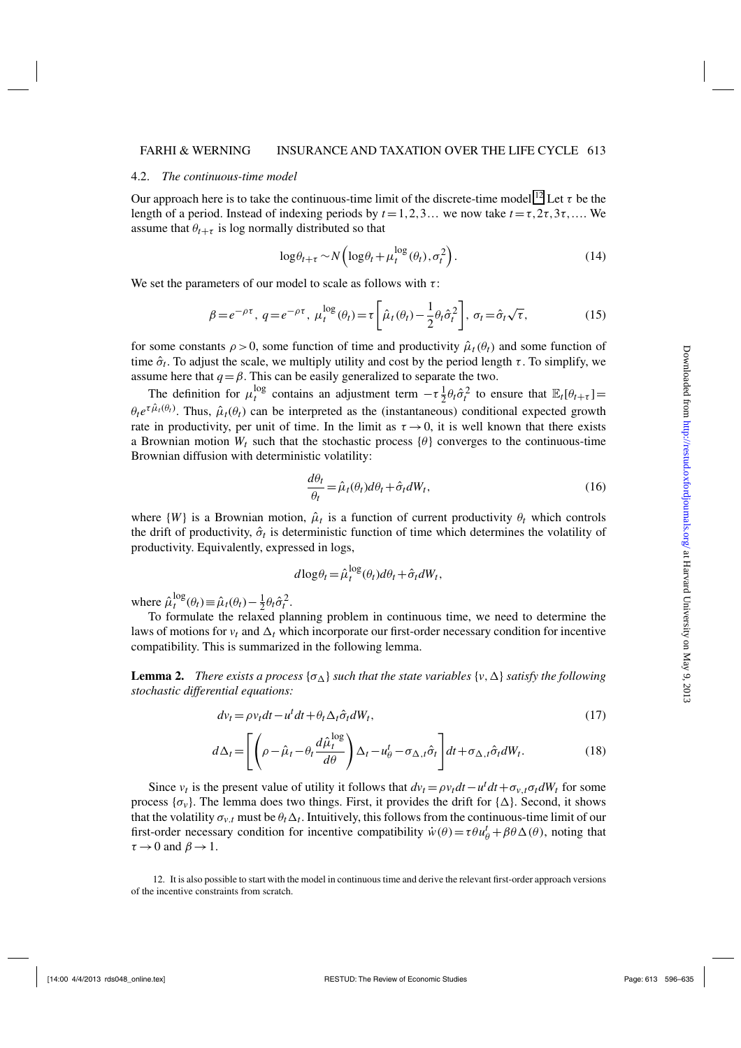### 4.2. *The continuous-time model*

Our approach here is to take the continuous-time limit of the discrete-time model.[12] Let $\tau$ be the length of a period. Instead of indexing periods by $t=1,2,3\ldots$ we now take $t=\tau,2\tau,3\tau,\ldots$. We assume that $\theta_{t+\tau}$ is log normally distributed so that

$$\log\theta_{t+\tau} \sim N\left(\log\theta_t + \mu_t^{\log}(\theta_t), \sigma_t^2\right). \tag{14}$$

We set the parameters of our model to scale as follows with $\tau$:

$$\beta = e^{-\rho\tau},\ q = e^{-\rho\tau},\ \mu_t^{\log}(\theta_t) = \tau\left[\hat{\mu}_t(\theta_t) - \frac{1}{2}\theta_t\hat{\sigma}_t^2\right],\ \sigma_t = \hat{\sigma}_t\sqrt{\tau}, \tag{15}$$

for some constants $\rho>0$, some function of time and productivity $\hat{\mu}_t(\theta_t)$ and some function of time $\hat{\sigma}_t$. To adjust the scale, we multiply utility and cost by the period length $\tau$. To simplify, we assume here that $q=\beta$. This can be easily generalized to separate the two.

The definition for $\mu_t^{\log}$ contains an adjustment term $-\tau\frac{1}{2}\theta_t\hat{\sigma}_t^2$ to ensure that $\mathbb{E}_t[\theta_{t+\tau}] = \theta_t e^{\tau\hat{\mu}_t(\theta_t)}$. Thus, $\hat{\mu}_t(\theta_t)$ can be interpreted as the (instantaneous) conditional expected growth rate in productivity, per unit of time. In the limit as $\tau\to 0$, it is well known that there exists a Brownian motion $W_t$ such that the stochastic process $\{\theta\}$ converges to the continuous-time Brownian diffusion with deterministic volatility:

$$\frac{d\theta_t}{\theta_t} = \hat{\mu}_t(\theta_t)d\theta_t + \hat{\sigma}_t dW_t, \tag{16}$$

where $\{W\}$ is a Brownian motion, $\hat{\mu}_t$ is a function of current productivity $\theta_t$ which controls the drift of productivity, $\hat{\sigma}_t$ is deterministic function of time which determines the volatility of productivity. Equivalently, expressed in logs,

$$d\log\theta_t = \hat{\mu}_t^{\log}(\theta_t)d\theta_t + \hat{\sigma}_t dW_t,$$

where $\hat{\mu}_t^{\log}(\theta_t) \equiv \hat{\mu}_t(\theta_t) - \frac{1}{2}\theta_t\hat{\sigma}_t^2$.

To formulate the relaxed planning problem in continuous time, we need to determine the laws of motions for $v_t$ and $\Delta_t$ which incorporate our first-order necessary condition for incentive compatibility. This is summarized in the following lemma.

**Lemma 2.** *There exists a process $\{\sigma_\Delta\}$ such that the state variables $\{v,\Delta\}$ satisfy the following stochastic differential equations:*

$$dv_t = \rho v_t dt - u^t dt + \theta_t\Delta_t\hat{\sigma}_t dW_t, \tag{17}$$

$$d\Delta_t = \left[\left(\rho - \hat{\mu}_t - \theta_t\frac{d\hat{\mu}_t^{\log}}{d\theta}\right)\Delta_t - u_\theta^t - \sigma_{\Delta,t}\hat{\sigma}_t\right]dt + \sigma_{\Delta,t}\hat{\sigma}_t dW_t. \tag{18}$$

Since $v_t$ is the present value of utility it follows that $dv_t = \rho v_t dt - u^t dt + \sigma_{v,t}\sigma_t dW_t$ for some process $\{\sigma_v\}$. The lemma does two things. First, it provides the drift for $\{\Delta\}$. Second, it shows that the volatility $\sigma_{v,t}$ must be $\theta_t\Delta_t$. Intuitively, this follows from the continuous-time limit of our first-order necessary condition for incentive compatibility $\dot{w}(\theta) = \tau\theta u_\theta^t + \beta\theta\Delta(\theta)$, noting that $\tau\to 0$ and $\beta\to 1$.

12. It is also possible to start with the model in continuous time and derive the relevant first-order approach versions of the incentive constraints from scratch.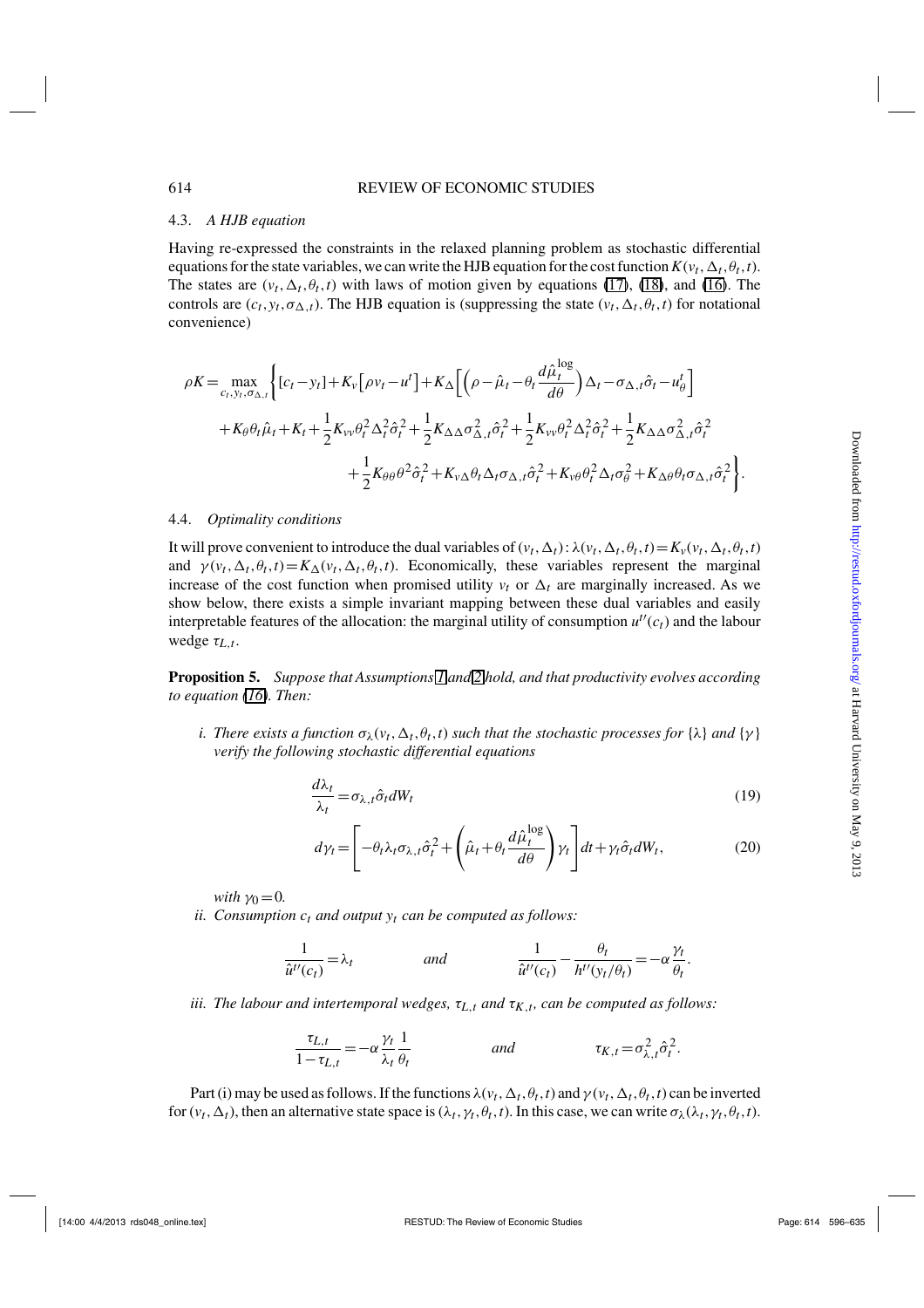### 4.3. *A HJB equation*

Having re-expressed the constraints in the relaxed planning problem as stochastic differential equations for the state variables, we can write the HJB equation for the cost function $K(v_t,\Delta_t,\theta_t,t)$. The states are $(v_t,\Delta_t,\theta_t,t)$ with laws of motion given by equations (17), (18), and (16). The controls are $(c_t,y_t,\sigma_{\Delta,t})$. The HJB equation is (suppressing the state $(v_t,\Delta_t,\theta_t,t)$ for notational convenience)

$$
\begin{aligned}
\rho K = \max_{c_t,y_t,\sigma_{\Delta,t}} \Bigg\{ & [c_t - y_t] + K_v\left[\rho v_t - u^t\right] + K_\Delta\left[\left(\rho - \hat{\mu}_t - \theta_t \frac{d\hat{\mu}_t^{\log}}{d\theta}\right)\Delta_t - \sigma_{\Delta,t}\hat{\sigma}_t - u_\theta^t\right] \\
& + K_\theta \theta_t \hat{\mu}_t + K_t + \frac{1}{2}K_{vv}\theta_t^2\Delta_t^2\hat{\sigma}_t^2 + \frac{1}{2}K_{\Delta\Delta}\sigma_{\Delta,t}^2\hat{\sigma}_t^2 + \frac{1}{2}K_{vv}\theta_t^2\Delta_t^2\hat{\sigma}_t^2 + \frac{1}{2}K_{\Delta\Delta}\sigma_{\Delta,t}^2\hat{\sigma}_t^2 \\
& + \frac{1}{2}K_{\theta\theta}\theta^2\hat{\sigma}_t^2 + K_{v\Delta}\theta_t\Delta_t\sigma_{\Delta,t}\hat{\sigma}_t^2 + K_{v\theta}\theta_t^2\Delta_t\sigma_\theta^2 + K_{\Delta\theta}\theta_t\sigma_{\Delta,t}\hat{\sigma}_t^2 \Bigg\}.
\end{aligned}
$$

### 4.4. *Optimality conditions*

It will prove convenient to introduce the dual variables of $(v_t,\Delta_t)$: $\lambda(v_t,\Delta_t,\theta_t,t) = K_v(v_t,\Delta_t,\theta_t,t)$ and $\gamma(v_t,\Delta_t,\theta_t,t) = K_\Delta(v_t,\Delta_t,\theta_t,t)$. Economically, these variables represent the marginal increase of the cost function when promised utility $v_t$ or $\Delta_t$ are marginally increased. As we show below, there exists a simple invariant mapping between these dual variables and easily interpretable features of the allocation: the marginal utility of consumption $u^{t\prime}(c_t)$ and the labour wedge $\tau_{L,t}$.

**Proposition 5.** *Suppose that Assumptions 1 and 2 hold, and that productivity evolves according to equation (16). Then:*

*i. There exists a function $\sigma_\lambda(v_t,\Delta_t,\theta_t,t)$ such that the stochastic processes for $\{\lambda\}$ and $\{\gamma\}$ verify the following stochastic differential equations*

$$
\frac{d\lambda_t}{\lambda_t} = \sigma_{\lambda,t}\hat{\sigma}_t dW_t \tag{19}
$$

$$
d\gamma_t = \left[-\theta_t\lambda_t\sigma_{\lambda,t}\hat{\sigma}_t^2 + \left(\hat{\mu}_t + \theta_t\frac{d\hat{\mu}_t^{\log}}{d\theta}\right)\gamma_t\right]dt + \gamma_t\hat{\sigma}_t dW_t, \tag{20}
$$

*with $\gamma_0 = 0$.*

*ii. Consumption $c_t$ and output $y_t$ can be computed as follows:*

$$
\frac{1}{\hat{u}^{t\prime}(c_t)} = \lambda_t \qquad \text{and} \qquad \frac{1}{\hat{u}^{t\prime}(c_t)} - \frac{\theta_t}{h^{t\prime}(y_t/\theta_t)} = -\alpha\frac{\gamma_t}{\theta_t}.
$$

*iii. The labour and intertemporal wedges, $\tau_{L,t}$ and $\tau_{K,t}$, can be computed as follows:*

$$
\frac{\tau_{L,t}}{1-\tau_{L,t}} = -\alpha\frac{\gamma_t}{\lambda_t}\frac{1}{\theta_t} \qquad \text{and} \qquad \tau_{K,t} = \sigma_{\lambda,t}^2\hat{\sigma}_t^2.
$$

Part (i) may be used as follows. If the functions $\lambda(v_t,\Delta_t,\theta_t,t)$ and $\gamma(v_t,\Delta_t,\theta_t,t)$ can be inverted for $(v_t,\Delta_t)$, then an alternative state space is $(\lambda_t,\gamma_t,\theta_t,t)$. In this case, we can write $\sigma_\lambda(\lambda_t,\gamma_t,\theta_t,t)$.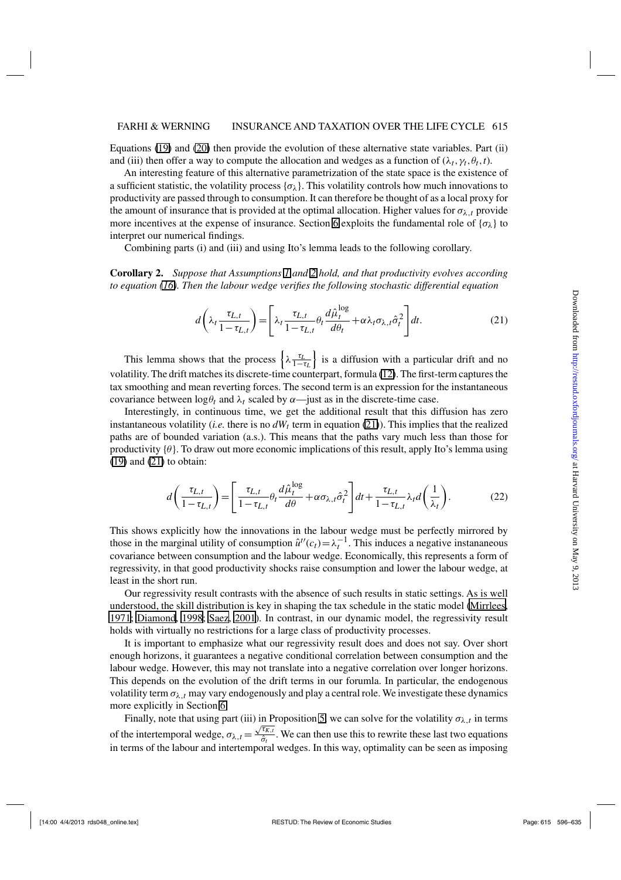Equations (19) and (20) then provide the evolution of these alternative state variables. Part (ii) and (iii) then offer a way to compute the allocation and wedges as a function of $(\lambda_t, \gamma_t, \theta_t, t)$.

An interesting feature of this alternative parametrization of the state space is the existence of a sufficient statistic, the volatility process $\{\sigma_\lambda\}$. This volatility controls how much innovations to productivity are passed through to consumption. It can therefore be thought of as a local proxy for the amount of insurance that is provided at the optimal allocation. Higher values for $\sigma_{\lambda,t}$ provide more incentives at the expense of insurance. Section 6 exploits the fundamental role of $\{\sigma_\lambda\}$ to interpret our numerical findings.

Combining parts (i) and (iii) and using Ito's lemma leads to the following corollary.

**Corollary 2.** *Suppose that Assumptions 1 and 2 hold, and that productivity evolves according to equation (16). Then the labour wedge verifies the following stochastic differential equation*

$$d\left(\lambda_t \frac{\tau_{L,t}}{1-\tau_{L,t}}\right) = \left[\lambda_t \frac{\tau_{L,t}}{1-\tau_{L,t}} \theta_t \frac{d\hat{\mu}_t^{\log}}{d\theta_t} + \alpha \lambda_t \sigma_{\lambda,t} \hat{\sigma}_t^2\right] dt. \tag{21}$$

This lemma shows that the process $\left\{\lambda \frac{\tau_L}{1-\tau_L}\right\}$ is a diffusion with a particular drift and no volatility. The drift matches its discrete-time counterpart, formula (12). The first-term captures the tax smoothing and mean reverting forces. The second term is an expression for the instantaneous covariance between $\log\theta_t$ and $\lambda_t$ scaled by $\alpha$—just as in the discrete-time case.

Interestingly, in continuous time, we get the additional result that this diffusion has zero instantaneous volatility (*i.e.* there is no $dW_t$ term in equation (21)). This implies that the realized paths are of bounded variation (a.s.). This means that the paths vary much less than those for productivity $\{\theta\}$. To draw out more economic implications of this result, apply Ito's lemma using (19) and (21) to obtain:

$$d\left(\frac{\tau_{L,t}}{1-\tau_{L,t}}\right) = \left[\frac{\tau_{L,t}}{1-\tau_{L,t}} \theta_t \frac{d\hat{\mu}_t^{\log}}{d\theta} + \alpha \sigma_{\lambda,t} \hat{\sigma}_t^2\right] dt + \frac{\tau_{L,t}}{1-\tau_{L,t}} \lambda_t d\left(\frac{1}{\lambda_t}\right). \tag{22}$$

This shows explicitly how the innovations in the labour wedge must be perfectly mirrored by those in the marginal utility of consumption $\hat{u}^{t\prime}(c_t) = \lambda_t^{-1}$. This induces a negative instananeous covariance between consumption and the labour wedge. Economically, this represents a form of regressivity, in that good productivity shocks raise consumption and lower the labour wedge, at least in the short run.

Our regressivity result contrasts with the absence of such results in static settings. As is well understood, the skill distribution is key in shaping the tax schedule in the static model (Mirrlees, 1971; Diamond, 1998; Saez, 2001). In contrast, in our dynamic model, the regressivity result holds with virtually no restrictions for a large class of productivity processes.

It is important to emphasize what our regressivity result does and does not say. Over short enough horizons, it guarantees a negative conditional correlation between consumption and the labour wedge. However, this may not translate into a negative correlation over longer horizons. This depends on the evolution of the drift terms in our forumla. In particular, the endogenous volatility term $\sigma_{\lambda,t}$ may vary endogenously and play a central role. We investigate these dynamics more explicitly in Section 6.

Finally, note that using part (iii) in Proposition 5, we can solve for the volatility $\sigma_{\lambda,t}$ in terms of the intertemporal wedge, $\sigma_{\lambda,t} = \frac{\sqrt{\tau_{K,t}}}{\hat{\sigma}_t}$. We can then use this to rewrite these last two equations in terms of the labour and intertemporal wedges. In this way, optimality can be seen as imposing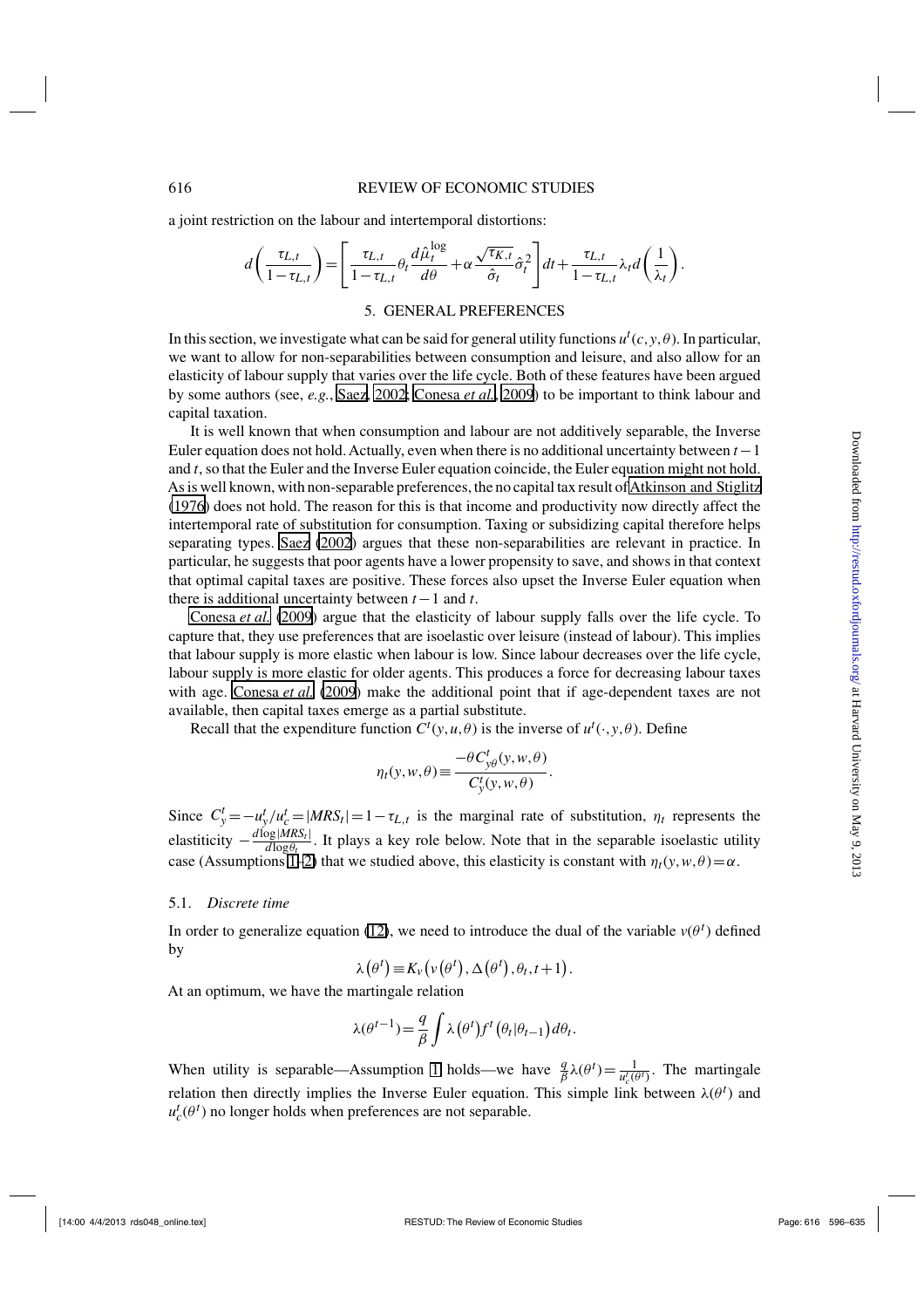a joint restriction on the labour and intertemporal distortions:

$$d\left(\frac{\tau_{L,t}}{1-\tau_{L,t}}\right)=\left[\frac{\tau_{L,t}}{1-\tau_{L,t}}\theta_t\frac{d\hat{\mu}_t^{\log}}{d\theta}+\alpha\frac{\sqrt{\tau_{K,t}}}{\hat{\sigma}_t}\hat{\sigma}_t^2\right]dt+\frac{\tau_{L,t}}{1-\tau_{L,t}}\lambda_t d\left(\frac{1}{\lambda_t}\right).$$

## 5. GENERAL PREFERENCES

In this section, we investigate what can be said for general utility functions $u^t(c,y,\theta)$. In particular, we want to allow for non-separabilities between consumption and leisure, and also allow for an elasticity of labour supply that varies over the life cycle. Both of these features have been argued by some authors (see, *e.g.*, Saez, 2002; Conesa *et al.*, 2009) to be important to think labour and capital taxation.

It is well known that when consumption and labour are not additively separable, the Inverse Euler equation does not hold. Actually, even when there is no additional uncertainty between $t-1$ and $t$, so that the Euler and the Inverse Euler equation coincide, the Euler equation might not hold. As is well known, with non-separable preferences, the no capital tax result of Atkinson and Stiglitz (1976) does not hold. The reason for this is that income and productivity now directly affect the intertemporal rate of substitution for consumption. Taxing or subsidizing capital therefore helps separating types. Saez (2002) argues that these non-separabilities are relevant in practice. In particular, he suggests that poor agents have a lower propensity to save, and shows in that context that optimal capital taxes are positive. These forces also upset the Inverse Euler equation when there is additional uncertainty between $t-1$ and $t$.

Conesa *et al.* (2009) argue that the elasticity of labour supply falls over the life cycle. To capture that, they use preferences that are isoelastic over leisure (instead of labour). This implies that labour supply is more elastic when labour is low. Since labour decreases over the life cycle, labour supply is more elastic for older agents. This produces a force for decreasing labour taxes with age. Conesa *et al.* (2009) make the additional point that if age-dependent taxes are not available, then capital taxes emerge as a partial substitute.

Recall that the expenditure function $C^t(y,u,\theta)$ is the inverse of $u^t(\cdot,y,\theta)$. Define

$$\eta_t(y,w,\theta)\equiv\frac{-\theta C^t_{y\theta}(y,w,\theta)}{C^t_y(y,w,\theta)}.$$

Since $C^t_y=-u^t_y/u^t_c=|MRS_t|=1-\tau_{L,t}$ is the marginal rate of substitution, $\eta_t$ represents the elasticiticty $-\frac{d\log|MRS_t|}{d\log\theta_t}$. It plays a key role below. Note that in the separable isoelastic utility case (Assumptions 1–2) that we studied above, this elasticity is constant with $\eta_t(y,w,\theta)=\alpha$.

### 5.1. *Discrete time*

In order to generalize equation (12), we need to introduce the dual of the variable $v(\theta^t)$ defined by

$$\lambda\left(\theta^t\right)\equiv K_v\left(v\left(\theta^t\right),\Delta\left(\theta^t\right),\theta_t,t+1\right).$$

At an optimum, we have the martingale relation

$$\lambda(\theta^{t-1})=\frac{q}{\beta}\int\lambda\left(\theta^t\right)f^t\left(\theta_t|\theta_{t-1}\right)d\theta_t.$$

When utility is separable—Assumption 1 holds—we have $\frac{q}{\beta}\lambda(\theta^t)=\frac{1}{u^t_c(\theta^t)}$. The martingale relation then directly implies the Inverse Euler equation. This simple link between $\lambda(\theta^t)$ and $u^t_c(\theta^t)$ no longer holds when preferences are not separable.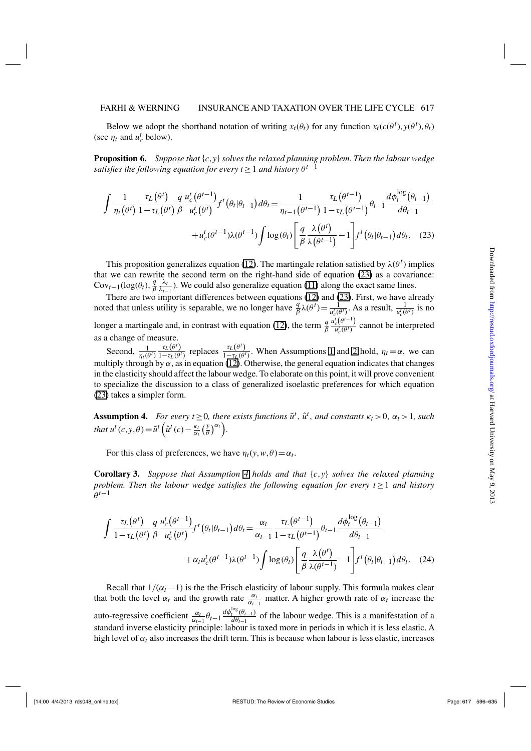Below we adopt the shorthand notation of writing $x_t(\theta_t)$ for any function $x_t(c(\theta^t), y(\theta^t), \theta_t)$ (see $\eta_t$ and $u_c^t$ below).

**Proposition 6.** *Suppose that* $\{c, y\}$ *solves the relaxed planning problem. Then the labour wedge satisfies the following equation for every* $t \geq 1$ *and history* $\theta^{t-1}$

$$\int \frac{1}{\eta_t(\theta^t)} \frac{\tau_L(\theta^t)}{1-\tau_L(\theta^t)} \frac{q}{\beta} \frac{u_c^t(\theta^{t-1})}{u_c^t(\theta^t)} f^t(\theta_t|\theta_{t-1}) d\theta_t = \frac{1}{\eta_{t-1}(\theta^{t-1})} \frac{\tau_L(\theta^{t-1})}{1-\tau_L(\theta^{t-1})} \theta_{t-1} \frac{d\phi_t^{\log}(\theta_{t-1})}{d\theta_{t-1}} + u_c^t(\theta^{t-1})\lambda(\theta^{t-1}) \int \log(\theta_t) \left[ \frac{q}{\beta} \frac{\lambda(\theta^t)}{\lambda(\theta^{t-1})} - 1 \right] f^t(\theta_t|\theta_{t-1}) d\theta_t. \quad (23)$$

This proposition generalizes equation (12). The martingale relation satisfied by $\lambda(\theta^t)$ implies that we can rewrite the second term on the right-hand side of equation (23) as a covariance: $\text{Cov}_{t-1}(\log(\theta_t), \frac{q}{\beta}\frac{\lambda_t}{\lambda_{t-1}})$. We could also generalize equation (11) along the exact same lines.

There are two important differences between equations (12) and (23). First, we have already noted that unless utility is separable, we no longer have $\frac{q}{\beta}\lambda(\theta^t) = \frac{1}{u_c^t(\theta^t)}$. As a result, $\frac{1}{u_c^t(\theta^t)}$ is no longer a martingale and, in contrast with equation (12), the term $\frac{q}{\beta}\frac{u_c^t(\theta^{t-1})}{u_c^t(\theta^t)}$ cannot be interpreted as a change of measure.

Second, $\frac{1}{\eta_t(\theta^t)}\frac{\tau_L(\theta^t)}{1-\tau_L(\theta^t)}$ replaces $\frac{\tau_L(\theta^t)}{1-\tau_L(\theta^t)}$. When Assumptions 1 and 2 hold, $\eta_t = \alpha$, we can multiply through by $\alpha$, as in equation (12). Otherwise, the general equation indicates that changes in the elasticity should affect the labour wedge. To elaborate on this point, it will prove convenient to specialize the discussion to a class of generalized isoelastic preferences for which equation (23) takes a simpler form.

**Assumption 4.** *For every* $t \geq 0$*, there exists functions* $\tilde{u}^t$, $\hat{u}^t$*, and constants* $\kappa_t > 0$, $\alpha_t > 1$*, such that* $u^t(c, y, \theta) = \tilde{u}^t\left(\hat{u}^t(c) - \frac{\kappa_t}{\alpha_t}\left(\frac{y}{\theta}\right)^{\alpha_t}\right)$.

For this class of preferences, we have $\eta_t(y, w, \theta) = \alpha_t$.

**Corollary 3.** *Suppose that Assumption 4 holds and that* $\{c, y\}$ *solves the relaxed planning problem. Then the labour wedge satisfies the following equation for every* $t \geq 1$ *and history* $\theta^{t-1}$

$$\int \frac{\tau_L(\theta^t)}{1-\tau_L(\theta^t)} \frac{q}{\beta} \frac{u_c^t(\theta^{t-1})}{u_c^t(\theta^t)} f^t(\theta_t|\theta_{t-1}) d\theta_t = \frac{\alpha_t}{\alpha_{t-1}} \frac{\tau_L(\theta^{t-1})}{1-\tau_L(\theta^{t-1})} \theta_{t-1} \frac{d\phi_t^{\log}(\theta_{t-1})}{d\theta_{t-1}} + \alpha_t u_c^t(\theta^{t-1})\lambda(\theta^{t-1}) \int \log(\theta_t) \left[ \frac{q}{\beta} \frac{\lambda(\theta^t)}{\lambda(\theta^{t-1})} - 1 \right] f^t(\theta_t|\theta_{t-1}) d\theta_t. \quad (24)$$

Recall that $1/(\alpha_t - 1)$ is the the Frisch elasticity of labour supply. This formula makes clear that both the level $\alpha_t$ and the growth rate $\frac{\alpha_t}{\alpha_{t-1}}$ matter. A higher growth rate of $\alpha_t$ increase the auto-regressive coefficient $\frac{\alpha_t}{\alpha_{t-1}}\theta_{t-1}\frac{d\phi_t^{\log}(\theta_{t-1})}{d\theta_{t-1}}$ of the labour wedge. This is a manifestation of a standard inverse elasticity principle: labour is taxed more in periods in which it is less elastic. A high level of $\alpha_t$ also increases the drift term. This is because when labour is less elastic, increases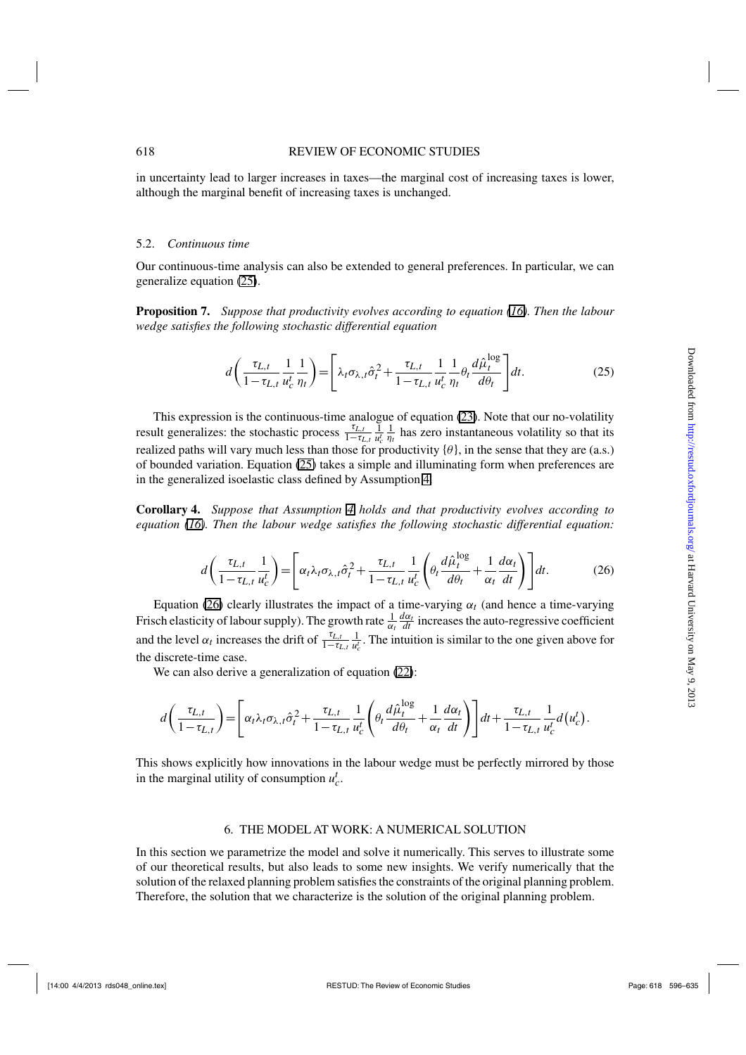in uncertainty lead to larger increases in taxes—the marginal cost of increasing taxes is lower, although the marginal benefit of increasing taxes is unchanged.

### 5.2. *Continuous time*

Our continuous-time analysis can also be extended to general preferences. In particular, we can generalize equation (25).

**Proposition 7.** *Suppose that productivity evolves according to equation (16). Then the labour wedge satisfies the following stochastic differential equation*

$$d\left(\frac{\tau_{L,t}}{1-\tau_{L,t}}\frac{1}{u_c^t}\frac{1}{\eta_t}\right)=\left[\lambda_t\sigma_{\lambda,t}\hat{\sigma}_t^2+\frac{\tau_{L,t}}{1-\tau_{L,t}}\frac{1}{u_c^t}\frac{1}{\eta_t}\theta_t\frac{d\hat{\mu}_t^{\log}}{d\theta_t}\right]dt. \tag{25}$$

This expression is the continuous-time analogue of equation (23). Note that our no-volatility result generalizes: the stochastic process $\frac{\tau_{L,t}}{1-\tau_{L,t}}\frac{1}{u_c^t}\frac{1}{\eta_t}$ has zero instantaneous volatility so that its realized paths will vary much less than those for productivity $\{\theta\}$, in the sense that they are (a.s.) of bounded variation. Equation (25) takes a simple and illuminating form when preferences are in the generalized isoelastic class defined by Assumption 4.

**Corollary 4.** *Suppose that Assumption 4 holds and that productivity evolves according to equation (16). Then the labour wedge satisfies the following stochastic differential equation:*

$$d\left(\frac{\tau_{L,t}}{1-\tau_{L,t}}\frac{1}{u_c^t}\right)=\left[\alpha_t\lambda_t\sigma_{\lambda,t}\hat{\sigma}_t^2+\frac{\tau_{L,t}}{1-\tau_{L,t}}\frac{1}{u_c^t}\left(\theta_t\frac{d\hat{\mu}_t^{\log}}{d\theta_t}+\frac{1}{\alpha_t}\frac{d\alpha_t}{dt}\right)\right]dt. \tag{26}$$

Equation (26) clearly illustrates the impact of a time-varying $\alpha_t$ (and hence a time-varying Frisch elasticity of labour supply). The growth rate $\frac{1}{\alpha_t}\frac{d\alpha_t}{dt}$ increases the auto-regressive coefficient and the level $\alpha_t$ increases the drift of $\frac{\tau_{L,t}}{1-\tau_{L,t}}\frac{1}{u_c^t}$. The intuition is similar to the one given above for the discrete-time case.

We can also derive a generalization of equation (22):

$$d\left(\frac{\tau_{L,t}}{1-\tau_{L,t}}\right)=\left[\alpha_t\lambda_t\sigma_{\lambda,t}\hat{\sigma}_t^2+\frac{\tau_{L,t}}{1-\tau_{L,t}}\frac{1}{u_c^t}\left(\theta_t\frac{d\hat{\mu}_t^{\log}}{d\theta_t}+\frac{1}{\alpha_t}\frac{d\alpha_t}{dt}\right)\right]dt+\frac{\tau_{L,t}}{1-\tau_{L,t}}\frac{1}{u_c^t}d\left(u_c^t\right).$$

This shows explicitly how innovations in the labour wedge must be perfectly mirrored by those in the marginal utility of consumption $u_c^t$.

## 6. THE MODEL AT WORK: A NUMERICAL SOLUTION

In this section we parametrize the model and solve it numerically. This serves to illustrate some of our theoretical results, but also leads to some new insights. We verify numerically that the solution of the relaxed planning problem satisfies the constraints of the original planning problem. Therefore, the solution that we characterize is the solution of the original planning problem.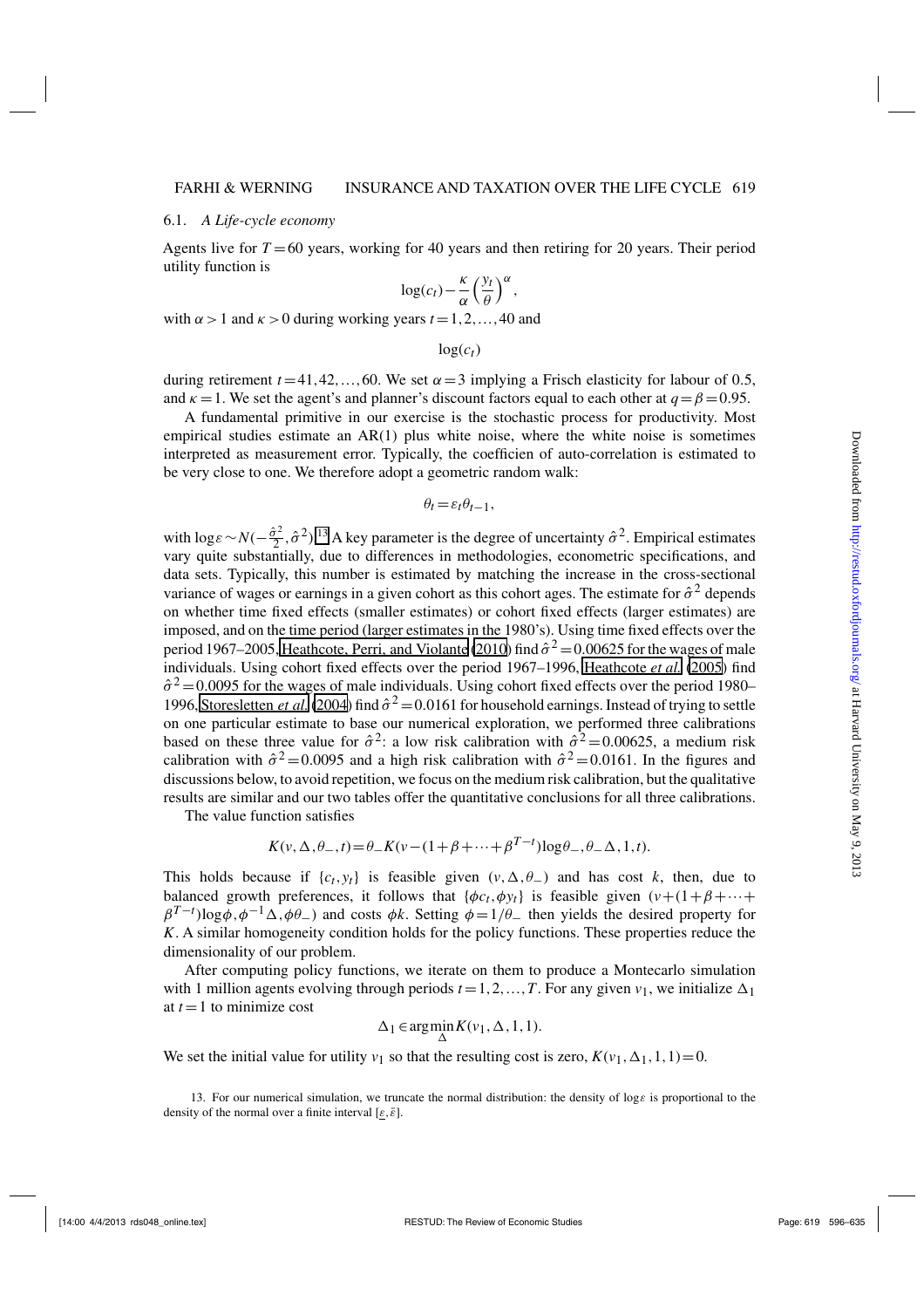### 6.1. *A Life-cycle economy*

Agents live for $T=60$ years, working for 40 years and then retiring for 20 years. Their period utility function is

$$\log(c_t) - \frac{\kappa}{\alpha}\left(\frac{y_t}{\theta}\right)^{\alpha},$$

with $\alpha>1$ and $\kappa>0$ during working years $t=1,2,\ldots,40$ and

$$\log(c_t)$$

during retirement $t=41,42,\ldots,60$. We set $\alpha=3$ implying a Frisch elasticity for labour of 0.5, and $\kappa=1$. We set the agent's and planner's discount factors equal to each other at $q=\beta=0.95$.

A fundamental primitive in our exercise is the stochastic process for productivity. Most empirical studies estimate an AR(1) plus white noise, where the white noise is sometimes interpreted as measurement error. Typically, the coefficien of auto-correlation is estimated to be very close to one. We therefore adopt a geometric random walk:

$$\theta_t = \varepsilon_t \theta_{t-1},$$

with $\log\varepsilon \sim N(-\frac{\hat{\sigma}^2}{2}, \hat{\sigma}^2)$.[13] A key parameter is the degree of uncertainty $\hat{\sigma}^2$. Empirical estimates vary quite substantially, due to differences in methodologies, econometric specifications, and data sets. Typically, this number is estimated by matching the increase in the cross-sectional variance of wages or earnings in a given cohort as this cohort ages. The estimate for $\hat{\sigma}^2$ depends on whether time fixed effects (smaller estimates) or cohort fixed effects (larger estimates) are imposed, and on the time period (larger estimates in the 1980's). Using time fixed effects over the period 1967–2005, Heathcote, Perri, and Violante (2010) find $\hat{\sigma}^2=0.00625$ for the wages of male individuals. Using cohort fixed effects over the period 1967–1996, Heathcote *et al.* (2005) find $\hat{\sigma}^2=0.0095$ for the wages of male individuals. Using cohort fixed effects over the period 1980–1996, Storesletten *et al.* (2004) find $\hat{\sigma}^2=0.0161$ for household earnings. Instead of trying to settle on one particular estimate to base our numerical exploration, we performed three calibrations based on these three value for $\hat{\sigma}^2$: a low risk calibration with $\hat{\sigma}^2=0.00625$, a medium risk calibration with $\hat{\sigma}^2=0.0095$ and a high risk calibration with $\hat{\sigma}^2=0.0161$. In the figures and discussions below, to avoid repetition, we focus on the medium risk calibration, but the qualitative results are similar and our two tables offer the quantitative conclusions for all three calibrations.

The value function satisfies

$$K(v,\Delta,\theta_-,t) = \theta_- K(v-(1+\beta+\cdots+\beta^{T-t})\log\theta_-, \theta_-\Delta, 1, t).$$

This holds because if $\{c_t, y_t\}$ is feasible given $(v,\Delta,\theta_-)$ and has cost $k$, then, due to balanced growth preferences, it follows that $\{\phi c_t, \phi y_t\}$ is feasible given $(v+(1+\beta+\cdots+\beta^{T-t})\log\phi, \phi^{-1}\Delta, \phi\theta_-)$ and costs $\phi k$. Setting $\phi=1/\theta_-$ then yields the desired property for $K$. A similar homogeneity condition holds for the policy functions. These properties reduce the dimensionality of our problem.

After computing policy functions, we iterate on them to produce a Montecarlo simulation with 1 million agents evolving through periods $t=1,2,\ldots,T$. For any given $v_1$, we initialize $\Delta_1$ at $t=1$ to minimize cost

$$\Delta_1 \in \arg\min_{\Delta} K(v_1,\Delta,1,1).$$

We set the initial value for utility $v_1$ so that the resulting cost is zero, $K(v_1,\Delta_1,1,1)=0$.

13. For our numerical simulation, we truncate the normal distribution: the density of $\log\varepsilon$ is proportional to the density of the normal over a finite interval $[\underline{\varepsilon},\bar{\varepsilon}]$.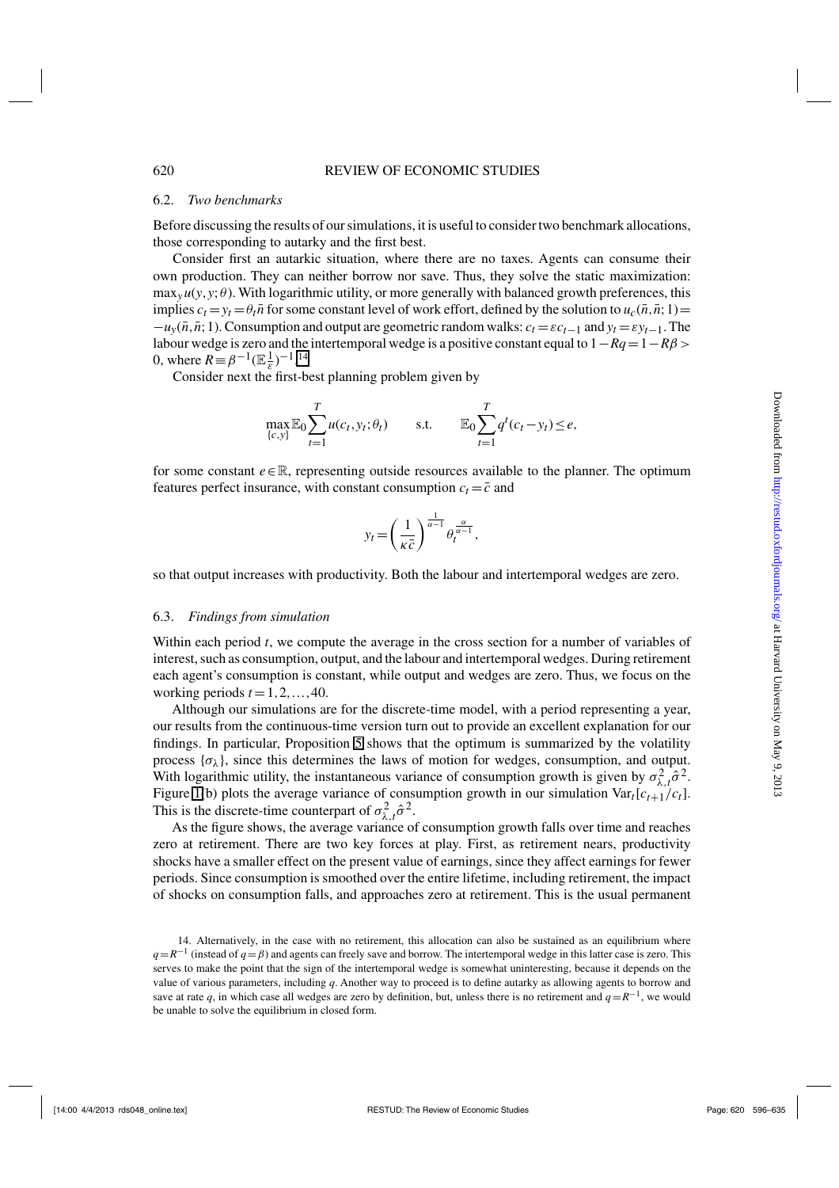### 6.2. *Two benchmarks*

Before discussing the results of our simulations, it is useful to consider two benchmark allocations, those corresponding to autarky and the first best.

Consider first an autarkic situation, where there are no taxes. Agents can consume their own production. They can neither borrow nor save. Thus, they solve the static maximization: $\max_y u(y,y;\theta)$. With logarithmic utility, or more generally with balanced growth preferences, this implies $c_t = y_t = \theta_t \bar{n}$ for some constant level of work effort, defined by the solution to $u_c(\bar{n},\bar{n};1) = -u_y(\bar{n},\bar{n};1)$. Consumption and output are geometric random walks: $c_t = \varepsilon c_{t-1}$ and $y_t = \varepsilon y_{t-1}$. The labour wedge is zero and the intertemporal wedge is a positive constant equal to $1 - Rq = 1 - R\beta > 0$, where $R \equiv \beta^{-1}(\mathbb{E}\frac{1}{\varepsilon})^{-1}$.[14]

Consider next the first-best planning problem given by

$$\max_{\{c,y\}} \mathbb{E}_0 \sum_{t=1}^{T} u(c_t, y_t; \theta_t) \qquad \text{s.t.} \qquad \mathbb{E}_0 \sum_{t=1}^{T} q^t (c_t - y_t) \leq e,$$

for some constant $e \in \mathbb{R}$, representing outside resources available to the planner. The optimum features perfect insurance, with constant consumption $c_t = \bar{c}$ and

$$y_t = \left(\frac{1}{\kappa \bar{c}}\right)^{\frac{1}{\alpha-1}} \theta_t^{\frac{\alpha}{\alpha-1}},$$

so that output increases with productivity. Both the labour and intertemporal wedges are zero.

### 6.3. *Findings from simulation*

Within each period $t$, we compute the average in the cross section for a number of variables of interest, such as consumption, output, and the labour and intertemporal wedges. During retirement each agent's consumption is constant, while output and wedges are zero. Thus, we focus on the working periods $t = 1, 2, \ldots, 40$.

Although our simulations are for the discrete-time model, with a period representing a year, our results from the continuous-time version turn out to provide an excellent explanation for our findings. In particular, Proposition 5 shows that the optimum is summarized by the volatility process $\{\sigma_\lambda\}$, since this determines the laws of motion for wedges, consumption, and output. With logarithmic utility, the instantaneous variance of consumption growth is given by $\sigma_{\lambda,t}^2 \hat{\sigma}^2$. Figure 1(b) plots the average variance of consumption growth in our simulation $\mathrm{Var}_t[c_{t+1}/c_t]$. This is the discrete-time counterpart of $\sigma_{\lambda,t}^2 \hat{\sigma}^2$.

As the figure shows, the average variance of consumption growth falls over time and reaches zero at retirement. There are two key forces at play. First, as retirement nears, productivity shocks have a smaller effect on the present value of earnings, since they affect earnings for fewer periods. Since consumption is smoothed over the entire lifetime, including retirement, the impact of shocks on consumption falls, and approaches zero at retirement. This is the usual permanent

14. Alternatively, in the case with no retirement, this allocation can also be sustained as an equilibrium where $q = R^{-1}$ (instead of $q = \beta$) and agents can freely save and borrow. The intertemporal wedge in this latter case is zero. This serves to make the point that the sign of the intertemporal wedge is somewhat uninteresting, because it depends on the value of various parameters, including $q$. Another way to proceed is to define autarky as allowing agents to borrow and save at rate $q$, in which case all wedges are zero by definition, but, unless there is no retirement and $q = R^{-1}$, we would be unable to solve the equilibrium in closed form.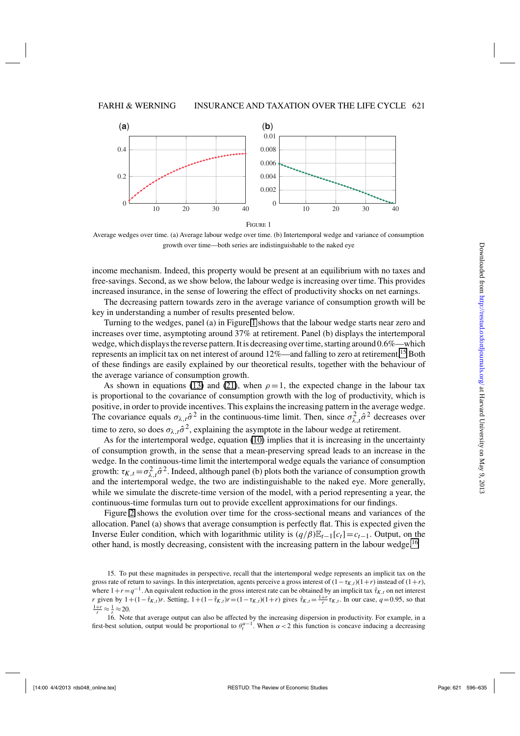FIGURE 1

Average wedges over time. (a) Average labour wedge over time. (b) Intertemporal wedge and variance of consumption growth over time—both series are indistinguishable to the naked eye

income mechanism. Indeed, this property would be present at an equilibrium with no taxes and free-savings. Second, as we show below, the labour wedge is increasing over time. This provides increased insurance, in the sense of lowering the effect of productivity shocks on net earnings.

The decreasing pattern towards zero in the average variance of consumption growth will be key in understanding a number of results presented below.

Turning to the wedges, panel (a) in Figure 1 shows that the labour wedge starts near zero and increases over time, asymptoting around 37% at retirement. Panel (b) displays the intertemporal wedge, which displays the reverse pattern. It is decreasing over time, starting around 0.6%—which represents an implicit tax on net interest of around 12%—and falling to zero at retirement.[15] Both of these findings are easily explained by our theoretical results, together with the behaviour of the average variance of consumption growth.

As shown in equations (13) and (21), when $\rho = 1$, the expected change in the labour tax is proportional to the covariance of consumption growth with the log of productivity, which is positive, in order to provide incentives. This explains the increasing pattern in the average wedge. The covariance equals $\sigma_{\lambda,t}\hat{\sigma}^2$ in the continuous-time limit. Then, since $\sigma^2_{\lambda,t}\hat{\sigma}^2$ decreases over time to zero, so does $\sigma_{\lambda,t}\hat{\sigma}^2$, explaining the asymptote in the labour wedge at retirement.

As for the intertemporal wedge, equation (10) implies that it is increasing in the uncertainty of consumption growth, in the sense that a mean-preserving spread leads to an increase in the wedge. In the continuous-time limit the intertemporal wedge equals the variance of consumption growth: $\tau_{K,t} = \sigma^2_{\lambda,t}\hat{\sigma}^2$. Indeed, although panel (b) plots both the variance of consumption growth and the intertemporal wedge, the two are indistinguishable to the naked eye. More generally, while we simulate the discrete-time version of the model, with a period representing a year, the continuous-time formulas turn out to provide excellent approximations for our findings.

Figure 2 shows the evolution over time for the cross-sectional means and variances of the allocation. Panel (a) shows that average consumption is perfectly flat. This is expected given the Inverse Euler condition, which with logarithmic utility is $(q/\beta)\mathbb{E}_{t-1}[c_t] = c_{t-1}$. Output, on the other hand, is mostly decreasing, consistent with the increasing pattern in the labour wedge.[16]

15. To put these magnitudes in perspective, recall that the intertemporal wedge represents an implicit tax on the gross rate of return to savings. In this interpretation, agents perceive a gross interest of $(1-\tau_{K,t})(1+r)$ instead of $(1+r)$, where $1+r = q^{-1}$. An equivalent reduction in the gross interest rate can be obtained by an implicit tax $\hat{\tau}_{K,t}$ on net interest $r$ given by $1+(1-\hat{\tau}_{K,t})r$. Setting, $1+(1-\hat{\tau}_{K,t})r = (1-\tau_{K,t})(1+r)$ gives $\hat{\tau}_{K,t} = \frac{1+r}{r}\tau_{K,t}$. In our case, $q = 0.95$, so that $\frac{1+r}{r} \approx \frac{1}{r} \approx 20$.

16. Note that average output can also be affected by the increasing dispersion in productivity. For example, in a first-best solution, output would be proportional to $\theta_t^{\alpha-1}$. When $\alpha < 2$ this function is concave inducing a decreasing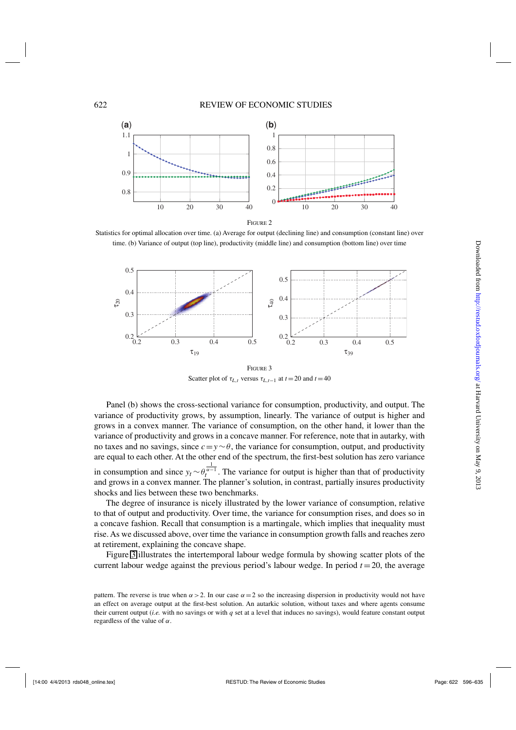FIGURE 2

Statistics for optimal allocation over time. (a) Average for output (declining line) and consumption (constant line) over time. (b) Variance of output (top line), productivity (middle line) and consumption (bottom line) over time

FIGURE 3

Scatter plot of $\tau_{L,t}$ versus $\tau_{L,t-1}$ at $t=20$ and $t=40$

Panel (b) shows the cross-sectional variance for consumption, productivity, and output. The variance of productivity grows, by assumption, linearly. The variance of output is higher and grows in a convex manner. The variance of consumption, on the other hand, it lower than the variance of productivity and grows in a concave manner. For reference, note that in autarky, with no taxes and no savings, since $c=y\sim\theta$, the variance for consumption, output, and productivity are equal to each other. At the other end of the spectrum, the first-best solution has zero variance in consumption and since $y_t \sim \theta_t^{\frac{1}{\alpha-1}}$. The variance for output is higher than that of productivity and grows in a convex manner. The planner's solution, in contrast, partially insures productivity shocks and lies between these two benchmarks.

The degree of insurance is nicely illustrated by the lower variance of consumption, relative to that of output and productivity. Over time, the variance for consumption rises, and does so in a concave fashion. Recall that consumption is a martingale, which implies that inequality must rise. As we discussed above, over time the variance in consumption growth falls and reaches zero at retirement, explaining the concave shape.

Figure 3 illustrates the intertemporal labour wedge formula by showing scatter plots of the current labour wedge against the previous period's labour wedge. In period $t=20$, the average

pattern. The reverse is true when $\alpha>2$. In our case $\alpha=2$ so the increasing dispersion in productivity would not have an effect on average output at the first-best solution. An autarkic solution, without taxes and where agents consume their current output (*i.e.* with no savings or with $q$ set at a level that induces no savings), would feature constant output regardless of the value of $\alpha$.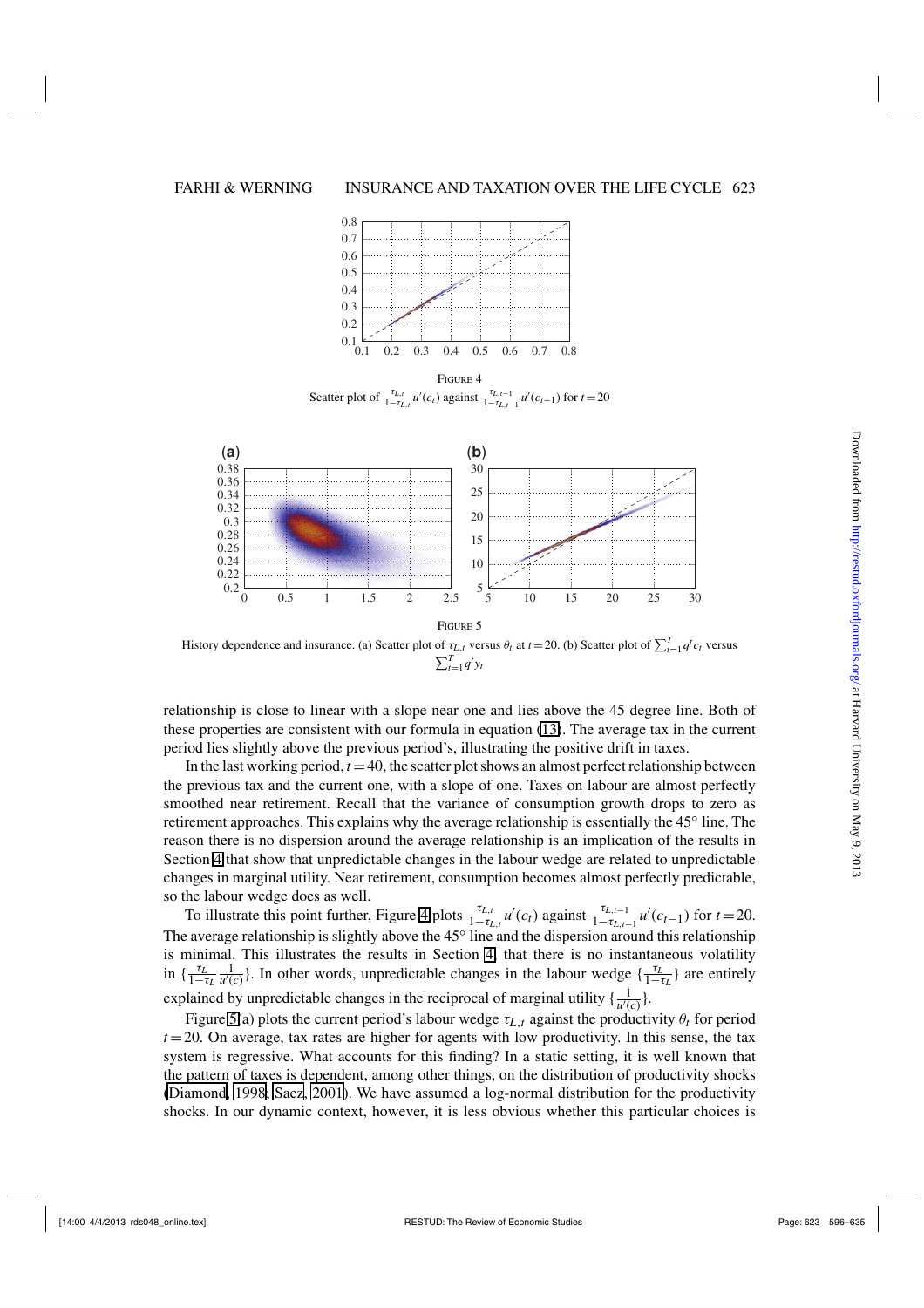FIGURE 4

Scatter plot of $\frac{\tau_{L,t}}{1-\tau_{L,t}} u'(c_t)$ against $\frac{\tau_{L,t-1}}{1-\tau_{L,t-1}} u'(c_{t-1})$ for $t=20$

FIGURE 5

History dependence and insurance. (a) Scatter plot of $\tau_{L,t}$ versus $\theta_t$ at $t=20$. (b) Scatter plot of $\sum_{t=1}^{T} q^t c_t$ versus $\sum_{t=1}^{T} q^t y_t$

relationship is close to linear with a slope near one and lies above the 45 degree line. Both of these properties are consistent with our formula in equation (13). The average tax in the current period lies slightly above the previous period's, illustrating the positive drift in taxes.

In the last working period, $t=40$, the scatter plot shows an almost perfect relationship between the previous tax and the current one, with a slope of one. Taxes on labour are almost perfectly smoothed near retirement. Recall that the variance of consumption growth drops to zero as retirement approaches. This explains why the average relationship is essentially the 45° line. The reason there is no dispersion around the average relationship is an implication of the results in Section 4 that show that unpredictable changes in the labour wedge are related to unpredictable changes in marginal utility. Near retirement, consumption becomes almost perfectly predictable, so the labour wedge does as well.

To illustrate this point further, Figure 4 plots $\frac{\tau_{L,t}}{1-\tau_{L,t}} u'(c_t)$ against $\frac{\tau_{L,t-1}}{1-\tau_{L,t-1}} u'(c_{t-1})$ for $t=20$. The average relationship is slightly above the 45° line and the dispersion around this relationship is minimal. This illustrates the results in Section 4 that there is no instantaneous volatility in $\{\frac{\tau_L}{1-\tau_L} \frac{1}{u'(c)}\}$. In other words, unpredictable changes in the labour wedge $\{\frac{\tau_L}{1-\tau_L}\}$ are entirely explained by unpredictable changes in the reciprocal of marginal utility $\{\frac{1}{u'(c)}\}$.

Figure 5(a) plots the current period's labour wedge $\tau_{L,t}$ against the productivity $\theta_t$ for period $t=20$. On average, tax rates are higher for agents with low productivity. In this sense, the tax system is regressive. What accounts for this finding? In a static setting, it is well known that the pattern of taxes is dependent, among other things, on the distribution of productivity shocks (Diamond, 1998; Saez, 2001). We have assumed a log-normal distribution for the productivity shocks. In our dynamic context, however, it is less obvious whether this particular choices is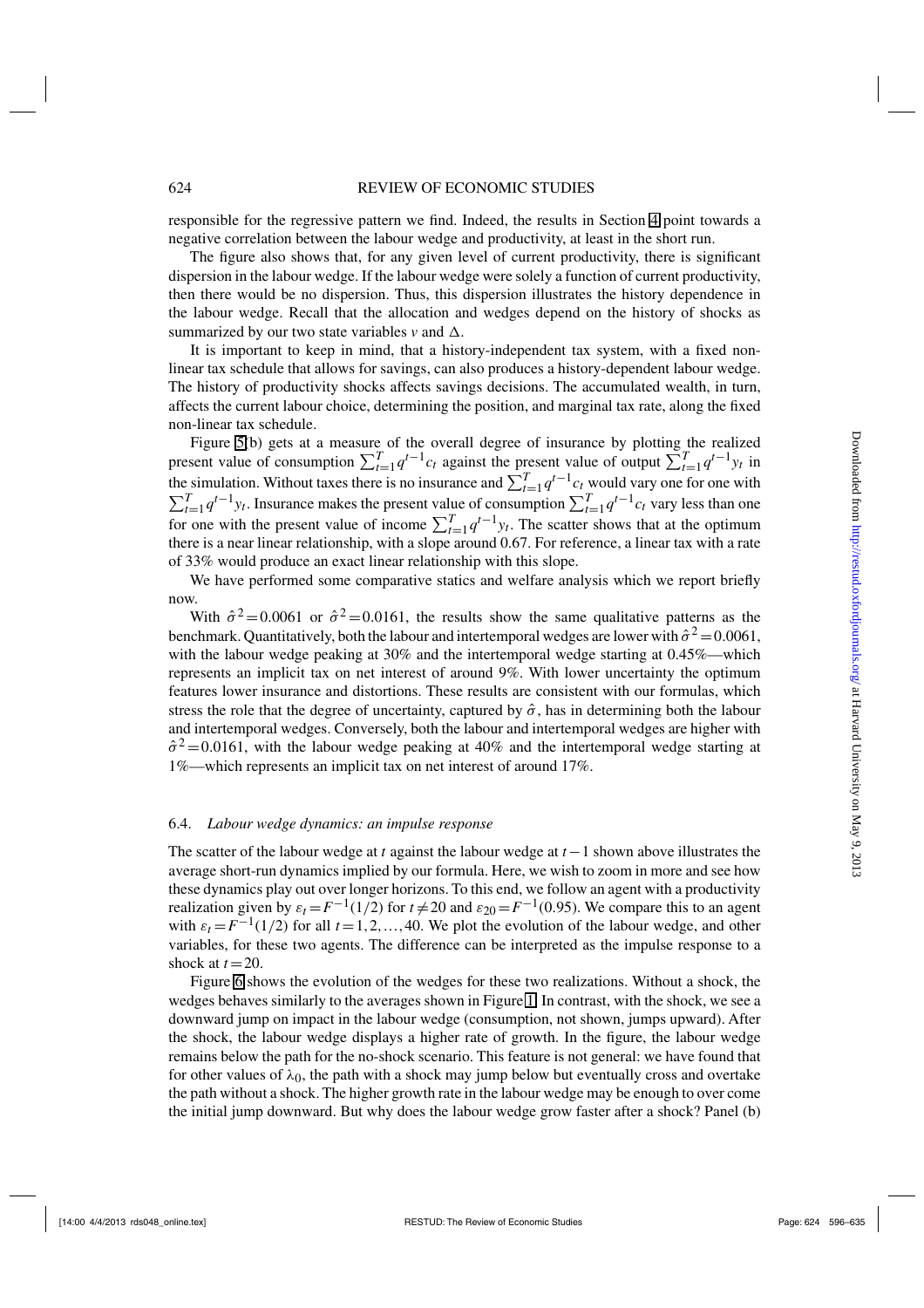responsible for the regressive pattern we find. Indeed, the results in Section 4 point towards a negative correlation between the labour wedge and productivity, at least in the short run.

The figure also shows that, for any given level of current productivity, there is significant dispersion in the labour wedge. If the labour wedge were solely a function of current productivity, then there would be no dispersion. Thus, this dispersion illustrates the history dependence in the labour wedge. Recall that the allocation and wedges depend on the history of shocks as summarized by our two state variables $v$ and $\Delta$.

It is important to keep in mind, that a history-independent tax system, with a fixed non-linear tax schedule that allows for savings, can also produces a history-dependent labour wedge. The history of productivity shocks affects savings decisions. The accumulated wealth, in turn, affects the current labour choice, determining the position, and marginal tax rate, along the fixed non-linear tax schedule.

Figure 5(b) gets at a measure of the overall degree of insurance by plotting the realized present value of consumption $\sum_{t=1}^{T} q^{t-1} c_t$ against the present value of output $\sum_{t=1}^{T} q^{t-1} y_t$ in the simulation. Without taxes there is no insurance and $\sum_{t=1}^{T} q^{t-1} c_t$ would vary one for one with $\sum_{t=1}^{T} q^{t-1} y_t$. Insurance makes the present value of consumption $\sum_{t=1}^{T} q^{t-1} c_t$ vary less than one for one with the present value of income $\sum_{t=1}^{T} q^{t-1} y_t$. The scatter shows that at the optimum there is a near linear relationship, with a slope around 0.67. For reference, a linear tax with a rate of 33% would produce an exact linear relationship with this slope.

We have performed some comparative statics and welfare analysis which we report briefly now.

With $\hat{\sigma}^2 = 0.0061$ or $\hat{\sigma}^2 = 0.0161$, the results show the same qualitative patterns as the benchmark. Quantitatively, both the labour and intertemporal wedges are lower with $\hat{\sigma}^2 = 0.0061$, with the labour wedge peaking at 30% and the intertemporal wedge starting at 0.45%—which represents an implicit tax on net interest of around 9%. With lower uncertainty the optimum features lower insurance and distortions. These results are consistent with our formulas, which stress the role that the degree of uncertainty, captured by $\hat{\sigma}$, has in determining both the labour and intertemporal wedges. Conversely, both the labour and intertemporal wedges are higher with $\hat{\sigma}^2 = 0.0161$, with the labour wedge peaking at 40% and the intertemporal wedge starting at 1%—which represents an implicit tax on net interest of around 17%.

### 6.4. *Labour wedge dynamics: an impulse response*

The scatter of the labour wedge at $t$ against the labour wedge at $t-1$ shown above illustrates the average short-run dynamics implied by our formula. Here, we wish to zoom in more and see how these dynamics play out over longer horizons. To this end, we follow an agent with a productivity realization given by $\varepsilon_t = F^{-1}(1/2)$ for $t \neq 20$ and $\varepsilon_{20} = F^{-1}(0.95)$. We compare this to an agent with $\varepsilon_t = F^{-1}(1/2)$ for all $t = 1, 2, \ldots, 40$. We plot the evolution of the labour wedge, and other variables, for these two agents. The difference can be interpreted as the impulse response to a shock at $t = 20$.

Figure 6 shows the evolution of the wedges for these two realizations. Without a shock, the wedges behaves similarly to the averages shown in Figure 1. In contrast, with the shock, we see a downward jump on impact in the labour wedge (consumption, not shown, jumps upward). After the shock, the labour wedge displays a higher rate of growth. In the figure, the labour wedge remains below the path for the no-shock scenario. This feature is not general: we have found that for other values of $\lambda_0$, the path with a shock may jump below but eventually cross and overtake the path without a shock. The higher growth rate in the labour wedge may be enough to over come the initial jump downward. But why does the labour wedge grow faster after a shock? Panel (b)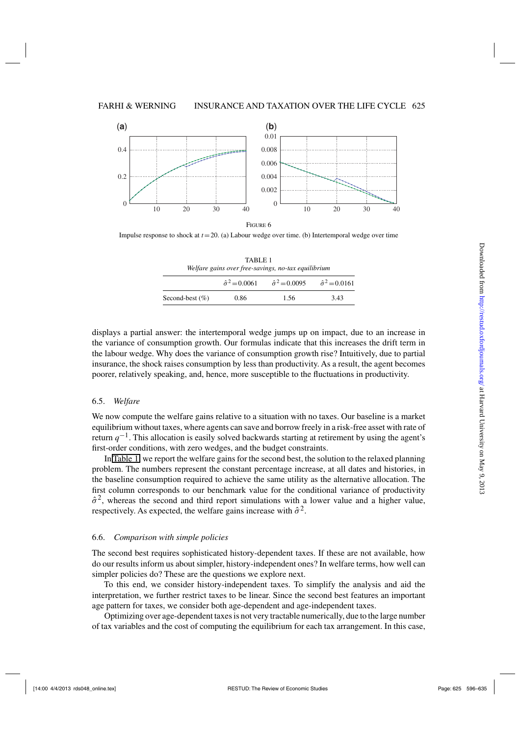FIGURE 6

Impulse response to shock at $t = 20$. (a) Labour wedge over time. (b) Intertemporal wedge over time

TABLE 1
*Welfare gains over free-savings, no-tax equilibrium*

| | $\hat{\sigma}^2 = 0.0061$ | $\hat{\sigma}^2 = 0.0095$ | $\hat{\sigma}^2 = 0.0161$ |
|---|---|---|---|
| Second-best (%) | 0.86 | 1.56 | 3.43 |

displays a partial answer: the intertemporal wedge jumps up on impact, due to an increase in the variance of consumption growth. Our formulas indicate that this increases the drift term in the labour wedge. Why does the variance of consumption growth rise? Intuitively, due to partial insurance, the shock raises consumption by less than productivity. As a result, the agent becomes poorer, relatively speaking, and, hence, more susceptible to the fluctuations in productivity.

### 6.5. *Welfare*

We now compute the welfare gains relative to a situation with no taxes. Our baseline is a market equilibrium without taxes, where agents can save and borrow freely in a risk-free asset with rate of return $q^{-1}$. This allocation is easily solved backwards starting at retirement by using the agent's first-order conditions, with zero wedges, and the budget constraints.

In Table 1, we report the welfare gains for the second best, the solution to the relaxed planning problem. The numbers represent the constant percentage increase, at all dates and histories, in the baseline consumption required to achieve the same utility as the alternative allocation. The first column corresponds to our benchmark value for the conditional variance of productivity $\hat{\sigma}^2$, whereas the second and third report simulations with a lower value and a higher value, respectively. As expected, the welfare gains increase with $\hat{\sigma}^2$.

### 6.6. *Comparison with simple policies*

The second best requires sophisticated history-dependent taxes. If these are not available, how do our results inform us about simpler, history-independent ones? In welfare terms, how well can simpler policies do? These are the questions we explore next.

To this end, we consider history-independent taxes. To simplify the analysis and aid the interpretation, we further restrict taxes to be linear. Since the second best features an important age pattern for taxes, we consider both age-dependent and age-independent taxes.

Optimizing over age-dependent taxes is not very tractable numerically, due to the large number of tax variables and the cost of computing the equilibrium for each tax arrangement. In this case,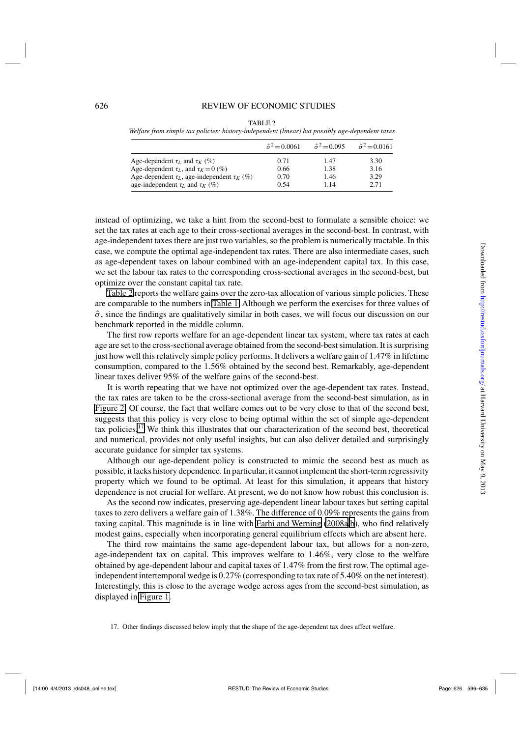TABLE 2

*Welfare from simple tax policies: history-independent (linear) but possibly age-dependent taxes*

| | $\hat{\sigma}^2=0.0061$ | $\hat{\sigma}^2=0.095$ | $\hat{\sigma}^2=0.0161$ |
|---|---|---|---|
| Age-dependent $\tau_L$ and $\tau_K$ (%) | 0.71 | 1.47 | 3.30 |
| Age-dependent $\tau_L$, and $\tau_K=0$ (%) | 0.66 | 1.38 | 3.16 |
| Age-dependent $\tau_L$, age-independent $\tau_K$ (%) | 0.70 | 1.46 | 3.29 |
| age-independent $\tau_L$ and $\tau_K$ (%) | 0.54 | 1.14 | 2.71 |

instead of optimizing, we take a hint from the second-best to formulate a sensible choice: we set the tax rates at each age to their cross-sectional averages in the second-best. In contrast, with age-independent taxes there are just two variables, so the problem is numerically tractable. In this case, we compute the optimal age-independent tax rates. There are also intermediate cases, such as age-dependent taxes on labour combined with an age-independent capital tax. In this case, we set the labour tax rates to the corresponding cross-sectional averages in the second-best, but optimize over the constant capital tax rate.

Table 2 reports the welfare gains over the zero-tax allocation of various simple policies. These are comparable to the numbers in Table 1. Although we perform the exercises for three values of $\hat{\sigma}$, since the findings are qualitatively similar in both cases, we will focus our discussion on our benchmark reported in the middle column.

The first row reports welfare for an age-dependent linear tax system, where tax rates at each age are set to the cross-sectional average obtained from the second-best simulation. It is surprising just how well this relatively simple policy performs. It delivers a welfare gain of 1.47% in lifetime consumption, compared to the 1.56% obtained by the second best. Remarkably, age-dependent linear taxes deliver 95% of the welfare gains of the second-best.

It is worth repeating that we have not optimized over the age-dependent tax rates. Instead, the tax rates are taken to be the cross-sectional average from the second-best simulation, as in Figure 2. Of course, the fact that welfare comes out to be very close to that of the second best, suggests that this policy is very close to being optimal within the set of simple age-dependent tax policies.[17] We think this illustrates that our characterization of the second best, theoretical and numerical, provides not only useful insights, but can also deliver detailed and surprisingly accurate guidance for simpler tax systems.

Although our age-dependent policy is constructed to mimic the second best as much as possible, it lacks history dependence. In particular, it cannot implement the short-term regressivity property which we found to be optimal. At least for this simulation, it appears that history dependence is not crucial for welfare. At present, we do not know how robust this conclusion is.

As the second row indicates, preserving age-dependent linear labour taxes but setting capital taxes to zero delivers a welfare gain of 1.38%. The difference of 0.09% represents the gains from taxing capital. This magnitude is in line with Farhi and Werning (2008a,b), who find relatively modest gains, especially when incorporating general equilibrium effects which are absent here.

The third row maintains the same age-dependent labour tax, but allows for a non-zero, age-independent tax on capital. This improves welfare to 1.46%, very close to the welfare obtained by age-dependent labour and capital taxes of 1.47% from the first row. The optimal age-independent intertemporal wedge is 0.27% (corresponding to tax rate of 5.40% on the net interest). Interestingly, this is close to the average wedge across ages from the second-best simulation, as displayed in Figure 1.

17. Other findings discussed below imply that the shape of the age-dependent tax does affect welfare.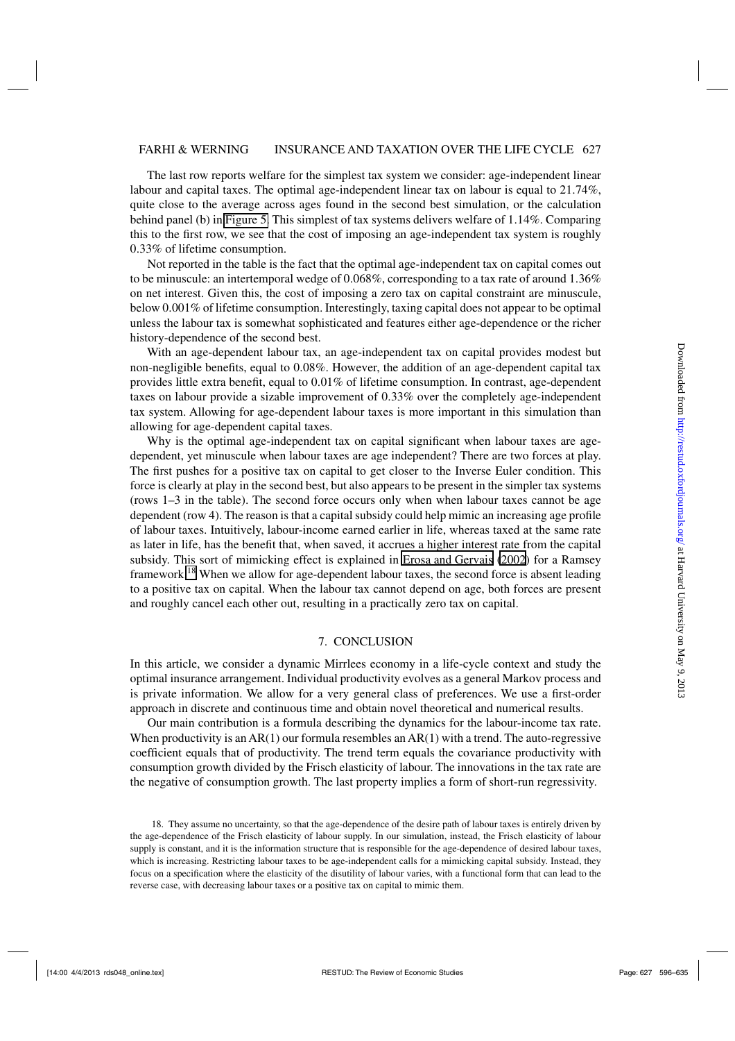The last row reports welfare for the simplest tax system we consider: age-independent linear labour and capital taxes. The optimal age-independent linear tax on labour is equal to 21.74%, quite close to the average across ages found in the second best simulation, or the calculation behind panel (b) in Figure 5. This simplest of tax systems delivers welfare of 1.14%. Comparing this to the first row, we see that the cost of imposing an age-independent tax system is roughly 0.33% of lifetime consumption.

Not reported in the table is the fact that the optimal age-independent tax on capital comes out to be minuscule: an intertemporal wedge of 0.068%, corresponding to a tax rate of around 1.36% on net interest. Given this, the cost of imposing a zero tax on capital constraint are minuscule, below 0.001% of lifetime consumption. Interestingly, taxing capital does not appear to be optimal unless the labour tax is somewhat sophisticated and features either age-dependence or the richer history-dependence of the second best.

With an age-dependent labour tax, an age-independent tax on capital provides modest but non-negligible benefits, equal to 0.08%. However, the addition of an age-dependent capital tax provides little extra benefit, equal to 0.01% of lifetime consumption. In contrast, age-dependent taxes on labour provide a sizable improvement of 0.33% over the completely age-independent tax system. Allowing for age-dependent labour taxes is more important in this simulation than allowing for age-dependent capital taxes.

Why is the optimal age-independent tax on capital significant when labour taxes are age-dependent, yet minuscule when labour taxes are age independent? There are two forces at play. The first pushes for a positive tax on capital to get closer to the Inverse Euler condition. This force is clearly at play in the second best, but also appears to be present in the simpler tax systems (rows 1–3 in the table). The second force occurs only when when labour taxes cannot be age dependent (row 4). The reason is that a capital subsidy could help mimic an increasing age profile of labour taxes. Intuitively, labour-income earned earlier in life, whereas taxed at the same rate as later in life, has the benefit that, when saved, it accrues a higher interest rate from the capital subsidy. This sort of mimicking effect is explained in Erosa and Gervais (2002) for a Ramsey framework.[18] When we allow for age-dependent labour taxes, the second force is absent leading to a positive tax on capital. When the labour tax cannot depend on age, both forces are present and roughly cancel each other out, resulting in a practically zero tax on capital.

## 7. CONCLUSION

In this article, we consider a dynamic Mirrlees economy in a life-cycle context and study the optimal insurance arrangement. Individual productivity evolves as a general Markov process and is private information. We allow for a very general class of preferences. We use a first-order approach in discrete and continuous time and obtain novel theoretical and numerical results.

Our main contribution is a formula describing the dynamics for the labour-income tax rate. When productivity is an AR(1) our formula resembles an AR(1) with a trend. The auto-regressive coefficient equals that of productivity. The trend term equals the covariance productivity with consumption growth divided by the Frisch elasticity of labour. The innovations in the tax rate are the negative of consumption growth. The last property implies a form of short-run regressivity.

18. They assume no uncertainty, so that the age-dependence of the desire path of labour taxes is entirely driven by the age-dependence of the Frisch elasticity of labour supply. In our simulation, instead, the Frisch elasticity of labour supply is constant, and it is the information structure that is responsible for the age-dependence of desired labour taxes, which is increasing. Restricting labour taxes to be age-independent calls for a mimicking capital subsidy. Instead, they focus on a specification where the elasticity of the disutility of labour varies, with a functional form that can lead to the reverse case, with decreasing labour taxes or a positive tax on capital to mimic them.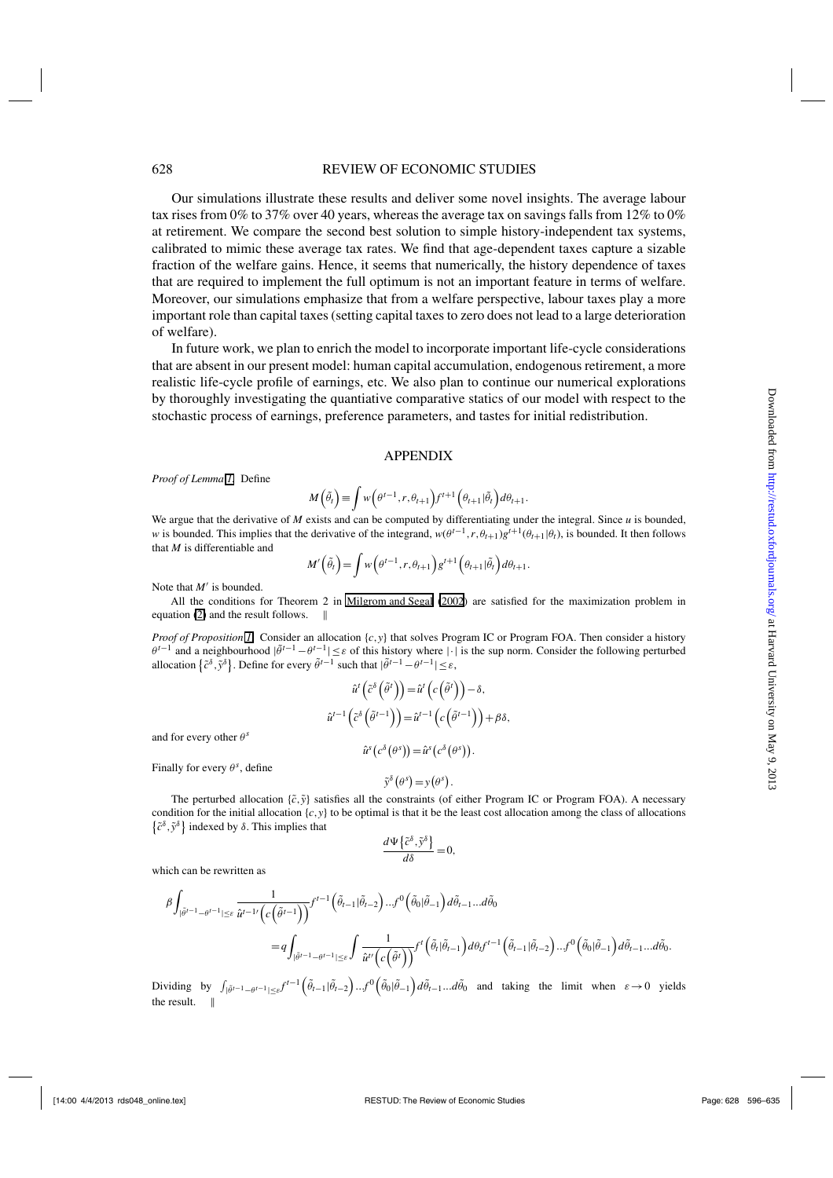Our simulations illustrate these results and deliver some novel insights. The average labour tax rises from 0% to 37% over 40 years, whereas the average tax on savings falls from 12% to 0% at retirement. We compare the second best solution to simple history-independent tax systems, calibrated to mimic these average tax rates. We find that age-dependent taxes capture a sizable fraction of the welfare gains. Hence, it seems that numerically, the history dependence of taxes that are required to implement the full optimum is not an important feature in terms of welfare. Moreover, our simulations emphasize that from a welfare perspective, labour taxes play a more important role than capital taxes (setting capital taxes to zero does not lead to a large deterioration of welfare).

In future work, we plan to enrich the model to incorporate important life-cycle considerations that are absent in our present model: human capital accumulation, endogenous retirement, a more realistic life-cycle profile of earnings, etc. We also plan to continue our numerical explorations by thoroughly investigating the quantitative comparative statics of our model with respect to the stochastic process of earnings, preference parameters, and tastes for initial redistribution.

## APPENDIX

*Proof of Lemma 1.* Define

$$M\left(\tilde{\theta}_t\right) \equiv \int w\left(\theta^{t-1}, r, \theta_{t+1}\right) f^{t+1}\left(\theta_{t+1} | \tilde{\theta}_t\right) d\theta_{t+1}.$$

We argue that the derivative of $M$ exists and can be computed by differentiating under the integral. Since $u$ is bounded, $w$ is bounded. This implies that the derivative of the integrand, $w(\theta^{t-1}, r, \theta_{t+1}) g^{t+1}(\theta_{t+1}|\theta_t)$, is bounded. It then follows that $M$ is differentiable and

$$M'\left(\tilde{\theta}_t\right) = \int w\left(\theta^{t-1}, r, \theta_{t+1}\right) g^{t+1}\left(\theta_{t+1} | \tilde{\theta}_t\right) d\theta_{t+1}.$$

Note that $M'$ is bounded.

All the conditions for Theorem 2 in Milgrom and Segal (2002) are satisfied for the maximization problem in equation (2) and the result follows. ‖

*Proof of Proposition 1.* Consider an allocation $\{c, y\}$ that solves Program IC or Program FOA. Then consider a history $\theta^{t-1}$ and a neighbourhood $|\tilde{\theta}^{t-1} - \theta^{t-1}| \leq \varepsilon$ of this history where $|\cdot|$ is the sup norm. Consider the following perturbed allocation $\{\tilde{c}^{\delta}, \tilde{y}^{\delta}\}$. Define for every $\tilde{\theta}^{t-1}$ such that $|\tilde{\theta}^{t-1} - \theta^{t-1}| \leq \varepsilon$,

$$\hat{u}^t\left(\tilde{c}^{\delta}\left(\tilde{\theta}^t\right)\right) = \hat{u}^t\left(c\left(\tilde{\theta}^t\right)\right) - \delta,$$

$$\hat{u}^{t-1}\left(\tilde{c}^{\delta}\left(\tilde{\theta}^{t-1}\right)\right) = \hat{u}^{t-1}\left(c\left(\tilde{\theta}^{t-1}\right)\right) + \beta\delta,$$

and for every other $\theta^s$

$$\hat{u}^s\left(c^{\delta}\left(\theta^s\right)\right) = \hat{u}^s\left(c^{\delta}\left(\theta^s\right)\right).$$

Finally for every $\theta^s$, define

$$\tilde{y}^{\delta}\left(\theta^s\right) = y\left(\theta^s\right).$$

The perturbed allocation $\{\tilde{c}, \tilde{y}\}$ satisfies all the constraints (of either Program IC or Program FOA). A necessary condition for the initial allocation $\{c, y\}$ to be optimal is that it be the least cost allocation among the class of allocations $\{\tilde{c}^{\delta}, \tilde{y}^{\delta}\}$ indexed by $\delta$. This implies that

$$\frac{d\Psi\left\{\tilde{c}^{\delta}, \tilde{y}^{\delta}\right\}}{d\delta} = 0,$$

which can be rewritten as

$$\beta \int_{|\tilde{\theta}^{t-1} - \theta^{t-1}| \leq \varepsilon} \frac{1}{\hat{u}^{t-1\prime}\left(c\left(\tilde{\theta}^{t-1}\right)\right)} f^{t-1}\left(\tilde{\theta}_{t-1} | \tilde{\theta}_{t-2}\right) ... f^0\left(\tilde{\theta}_0 | \tilde{\theta}_{-1}\right) d\tilde{\theta}_{t-1} ... d\tilde{\theta}_0$$

$$= q \int_{|\tilde{\theta}^{t-1} - \theta^{t-1}| \leq \varepsilon} \int \frac{1}{\hat{u}^{t\prime}\left(c\left(\tilde{\theta}^t\right)\right)} f^t\left(\tilde{\theta}_t | \tilde{\theta}_{t-1}\right) d\theta_t f^{t-1}\left(\tilde{\theta}_{t-1} | \tilde{\theta}_{t-2}\right) ... f^0\left(\tilde{\theta}_0 | \tilde{\theta}_{-1}\right) d\tilde{\theta}_{t-1} ... d\tilde{\theta}_0.$$

Dividing by $\int_{|\tilde{\theta}^{t-1} - \theta^{t-1}| \leq \varepsilon} f^{t-1}\left(\tilde{\theta}_{t-1} | \tilde{\theta}_{t-2}\right) ... f^0\left(\tilde{\theta}_0 | \tilde{\theta}_{-1}\right) d\tilde{\theta}_{t-1} ... d\tilde{\theta}_0$ and taking the limit when $\varepsilon \to 0$ yields the result. ‖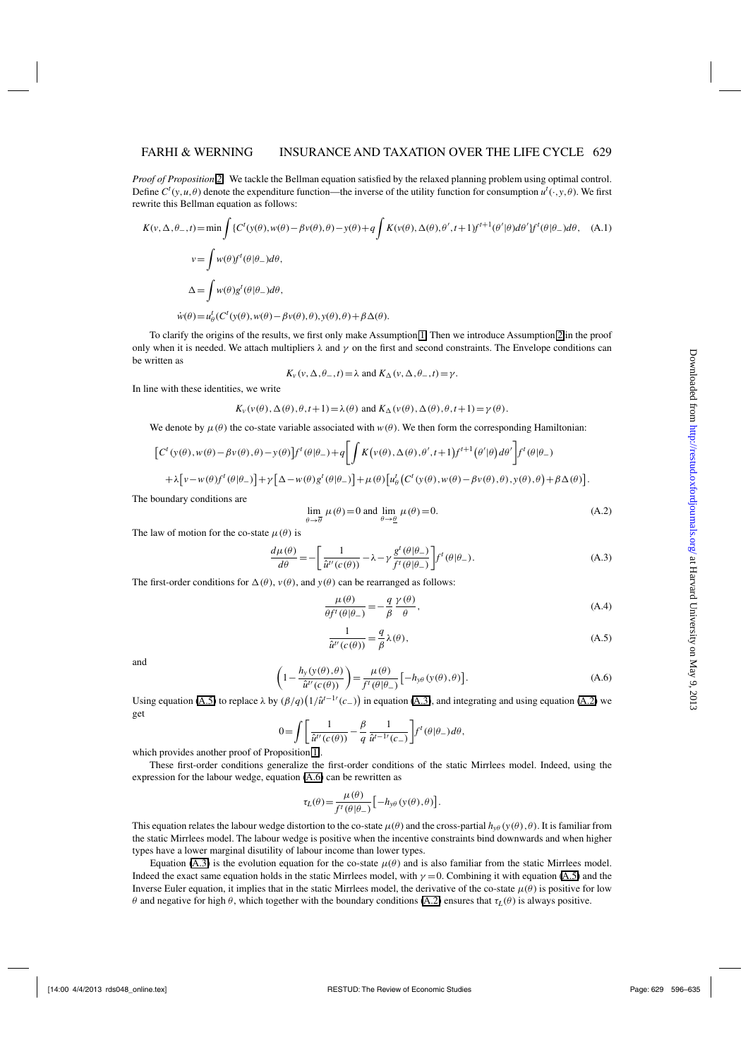*Proof of Proposition 2.* We tackle the Bellman equation satisfied by the relaxed planning problem using optimal control. Define $C^t(y,u,\theta)$ denote the expenditure function—the inverse of the utility function for consumption $u^t(\cdot,y,\theta)$. We first rewrite this Bellman equation as follows:

$$K(v,\Delta,\theta_-,t)=\min\int\{C^t(y(\theta),w(\theta)-\beta v(\theta),\theta)-y(\theta)+q\int K(v(\theta),\Delta(\theta),\theta',t+1)f^{t+1}(\theta'|\theta)d\theta'\}f^t(\theta|\theta_-)d\theta, \quad \text{(A.1)}$$

$$v=\int w(\theta)f^t(\theta|\theta_-)d\theta,$$

$$\Delta=\int w(\theta)g^t(\theta|\theta_-)d\theta,$$

$$\dot{w}(\theta)=u^t_\theta(C^t(y(\theta),w(\theta)-\beta v(\theta),\theta),y(\theta),\theta)+\beta\Delta(\theta).$$

To clarify the origins of the results, we first only make Assumption 1. Then we introduce Assumption 2 in the proof only when it is needed. We attach multipliers $\lambda$ and $\gamma$ on the first and second constraints. The Envelope conditions can be written as

$$K_v(v,\Delta,\theta_-,t)=\lambda \text{ and } K_\Delta(v,\Delta,\theta_-,t)=\gamma.$$

In line with these identities, we write

$$K_v(v(\theta),\Delta(\theta),\theta,t+1)=\lambda(\theta) \text{ and } K_\Delta(v(\theta),\Delta(\theta),\theta,t+1)=\gamma(\theta).$$

We denote by $\mu(\theta)$ the co-state variable associated with $w(\theta)$. We then form the corresponding Hamiltonian:

$$\left[C^t(y(\theta),w(\theta)-\beta v(\theta),\theta)-y(\theta)\right]f^t(\theta|\theta_-)+q\left[\int K\left(v(\theta),\Delta(\theta),\theta',t+1\right)f^{t+1}\left(\theta'|\theta\right)d\theta'\right]f^t(\theta|\theta_-)$$
$$+\lambda\left[v-w(\theta)f^t(\theta|\theta_-)\right]+\gamma\left[\Delta-w(\theta)g^t(\theta|\theta_-)\right]+\mu(\theta)\left[u^t_\theta\left(C^t(y(\theta),w(\theta)-\beta v(\theta),\theta),y(\theta),\theta\right)+\beta\Delta(\theta)\right].$$

The boundary conditions are

$$\lim_{\theta\to\overline{\theta}}\mu(\theta)=0 \text{ and } \lim_{\theta\to\underline{\theta}}\mu(\theta)=0. \quad \text{(A.2)}$$

The law of motion for the co-state $\mu(\theta)$ is

$$\frac{d\mu(\theta)}{d\theta}=-\left[\frac{1}{\hat{u}^{t\prime}(c(\theta))}-\lambda-\gamma\frac{g^t(\theta|\theta_-)}{f^t(\theta|\theta_-)}\right]f^t(\theta|\theta_-). \quad \text{(A.3)}$$

The first-order conditions for $\Delta(\theta)$, $v(\theta)$, and $y(\theta)$ can be rearranged as follows:

$$\frac{\mu(\theta)}{\theta f^t(\theta|\theta_-)}=-\frac{q}{\beta}\frac{\gamma(\theta)}{\theta}, \quad \text{(A.4)}$$

$$\frac{1}{\hat{u}^{t\prime}(c(\theta))}=\frac{q}{\beta}\lambda(\theta), \quad \text{(A.5)}$$

and

$$\left(1-\frac{h_y(y(\theta),\theta)}{\hat{u}^{t\prime}(c(\theta))}\right)=\frac{\mu(\theta)}{f^t(\theta|\theta_-)}\left[-h_{y\theta}(y(\theta),\theta)\right]. \quad \text{(A.6)}$$

Using equation (A.5) to replace $\lambda$ by $(\beta/q)\left(1/\hat{u}^{t-1\prime}(c_-)\right)$ in equation (A.3), and integrating and using equation (A.2) we get

$$0=\int\left[\frac{1}{\hat{u}^{t\prime}(c(\theta))}-\frac{\beta}{q}\frac{1}{\hat{u}^{t-1\prime}(c_-)}\right]f^t(\theta|\theta_-)d\theta,$$

which provides another proof of Proposition 1.

These first-order conditions generalize the first-order conditions of the static Mirrlees model. Indeed, using the expression for the labour wedge, equation (A.6) can be rewritten as

$$\tau_L(\theta)=\frac{\mu(\theta)}{f^t(\theta|\theta_-)}\left[-h_{y\theta}(y(\theta),\theta)\right].$$

This equation relates the labour wedge distortion to the co-state $\mu(\theta)$ and the cross-partial $h_{y\theta}(y(\theta),\theta)$. It is familiar from the static Mirrlees model. The labour wedge is positive when the incentive constraints bind downwards and when higher types have a lower marginal disutility of labour income than lower types.

Equation (A.3) is the evolution equation for the co-state $\mu(\theta)$ and is also familiar from the static Mirrlees model. Indeed the exact same equation holds in the static Mirrlees model, with $\gamma=0$. Combining it with equation (A.5) and the Inverse Euler equation, it implies that in the static Mirrlees model, the derivative of the co-state $\mu(\theta)$ is positive for low $\theta$ and negative for high $\theta$, which together with the boundary conditions (A.2) ensures that $\tau_L(\theta)$ is always positive.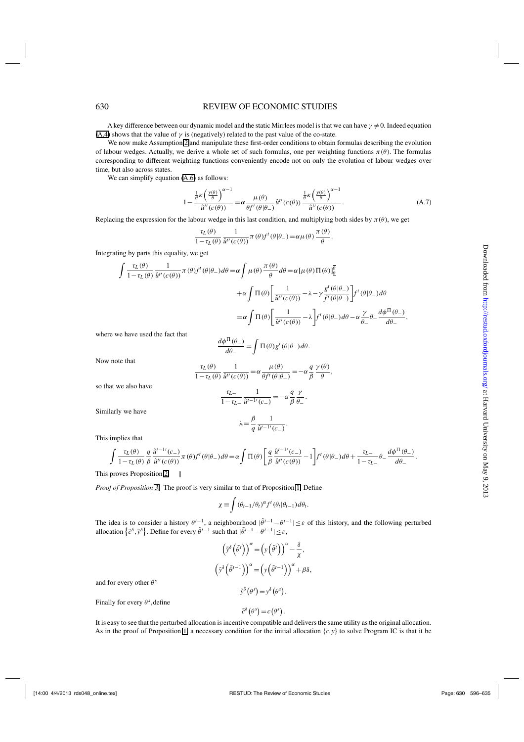A key difference between our dynamic model and the static Mirrlees model is that we can have $\gamma \neq 0$. Indeed equation (A.4) shows that the value of $\gamma$ is (negatively) related to the past value of the co-state.

We now make Assumption 2 and manipulate these first-order conditions to obtain formulas describing the evolution of labour wedges. Actually, we derive a whole set of such formulas, one per weighting functions $\pi(\theta)$. The formulas corresponding to different weighting functions conveniently encode not on only the evolution of labour wedges over time, but also across states.

We can simplify equation (A.6) as follows:

$$1-\frac{\frac{1}{\theta}\kappa\left(\frac{y(\theta)}{\theta}\right)^{\alpha-1}}{\hat{u}^{t\prime}(c(\theta))}=\alpha\frac{\mu(\theta)}{\theta f^{t}(\theta|\theta_{-})}\hat{u}^{t\prime}(c(\theta))\frac{\frac{1}{\theta}\kappa\left(\frac{y(\theta)}{\theta}\right)^{\alpha-1}}{\hat{u}^{t\prime}(c(\theta))}. \tag{A.7}$$

Replacing the expression for the labour wedge in this last condition, and multiplying both sides by $\pi(\theta)$, we get

$$\frac{\tau_L(\theta)}{1-\tau_L(\theta)}\frac{1}{\hat{u}^{t\prime}(c(\theta))}\pi(\theta)f^t(\theta|\theta_-)=\alpha\mu(\theta)\frac{\pi(\theta)}{\theta}.$$

Integrating by parts this equality, we get

$$\begin{aligned}
\int\frac{\tau_L(\theta)}{1-\tau_L(\theta)}\frac{1}{\hat{u}^{t\prime}(c(\theta))}\pi(\theta)f^t(\theta|\theta_-)d\theta &= \alpha\int\mu(\theta)\frac{\pi(\theta)}{\theta}d\theta=\alpha[\mu(\theta)\Pi(\theta)]_{\underline{\theta}}^{\overline{\theta}}\\
&\quad+\alpha\int\Pi(\theta)\left[\frac{1}{\hat{u}^{t\prime}(c(\theta))}-\lambda-\gamma\frac{g^t(\theta|\theta_-)}{f^t(\theta|\theta_-)}\right]f^t(\theta|\theta_-)d\theta\\
&=\alpha\int\Pi(\theta)\left[\frac{1}{\hat{u}^{t\prime}(c(\theta))}-\lambda\right]f^t(\theta|\theta_-)d\theta-\alpha\frac{\gamma}{\theta_-}\theta_-\frac{d\phi^{\Pi}(\theta_-)}{d\theta_-},
\end{aligned}$$

where we have used the fact that

$$\frac{d\phi^{\Pi}(\theta_-)}{d\theta_-}=\int\Pi(\theta)g^t(\theta|\theta_-)d\theta.$$

Now note that

$$\frac{\tau_L(\theta)}{1-\tau_L(\theta)}\frac{1}{\hat{u}^{t\prime}(c(\theta))}=\alpha\frac{\mu(\theta)}{\theta f^t(\theta|\theta_-)}=-\alpha\frac{q}{\beta}\frac{\gamma(\theta)}{\theta},$$

so that we also have

$$\frac{\tau_{L-}}{1-\tau_{L-}}\frac{1}{\hat{u}^{t-1\prime}(c_-)}=-\alpha\frac{q}{\beta}\frac{\gamma}{\theta_-}.$$

Similarly we have

$$\lambda=\frac{\beta}{q}\frac{1}{\hat{u}^{t-1\prime}(c_-)}.$$

This implies that

$$\int\frac{\tau_L(\theta)}{1-\tau_L(\theta)}\frac{q}{\beta}\frac{\hat{u}^{t-1\prime}(c_-)}{\hat{u}^{t\prime}(c(\theta))}\pi(\theta)f^t(\theta|\theta_-)d\theta=\alpha\int\Pi(\theta)\left[\frac{q}{\beta}\frac{\hat{u}^{t-1\prime}(c_-)}{\hat{u}^{t\prime}(c(\theta))}-1\right]f^t(\theta|\theta_-)d\theta+\frac{\tau_{L-}}{1-\tau_{L-}}\theta_-\frac{d\phi^{\Pi}(\theta_-)}{d\theta_-}.$$

This proves Proposition 2. ‖

*Proof of Proposition 3.* The proof is very similar to that of Proposition 1. Define

$$\chi\equiv\int(\theta_{t-1}/\theta_t)^{\alpha}f^t(\theta_t|\theta_{t-1})d\theta_t.$$

The idea is to consider a history $\theta^{t-1}$, a neighbourhood $|\tilde{\theta}^{t-1}-\theta^{t-1}|\leq\varepsilon$ of this history, and the following perturbed allocation $\{\tilde{c}^{\delta},\tilde{y}^{\delta}\}$. Define for every $\tilde{\theta}^{t-1}$ such that $|\tilde{\theta}^{t-1}-\theta^{t-1}|\leq\varepsilon$,

$$\left(\tilde{y}^{\delta}\left(\tilde{\theta}^{t}\right)\right)^{\alpha}=\left(y\left(\tilde{\theta}^{t}\right)\right)^{\alpha}-\frac{\delta}{\chi},$$

$$\left(\tilde{y}^{\delta}\left(\tilde{\theta}^{t-1}\right)\right)^{\alpha}=\left(y\left(\tilde{\theta}^{t-1}\right)\right)^{\alpha}+\beta\delta,$$

and for every other $\theta^s$

$$\tilde{y}^{\delta}\left(\theta^s\right)=y^{\delta}\left(\theta^s\right).$$

Finally for every $\theta^s$,define

$$\tilde{c}^{\delta}\left(\theta^s\right)=c\left(\theta^s\right).$$

It is easy to see that the perturbed allocation is incentive compatible and delivers the same utility as the original allocation. As in the proof of Proposition 1, a necessary condition for the initial allocation $\{c,y\}$ to solve Program IC is that it be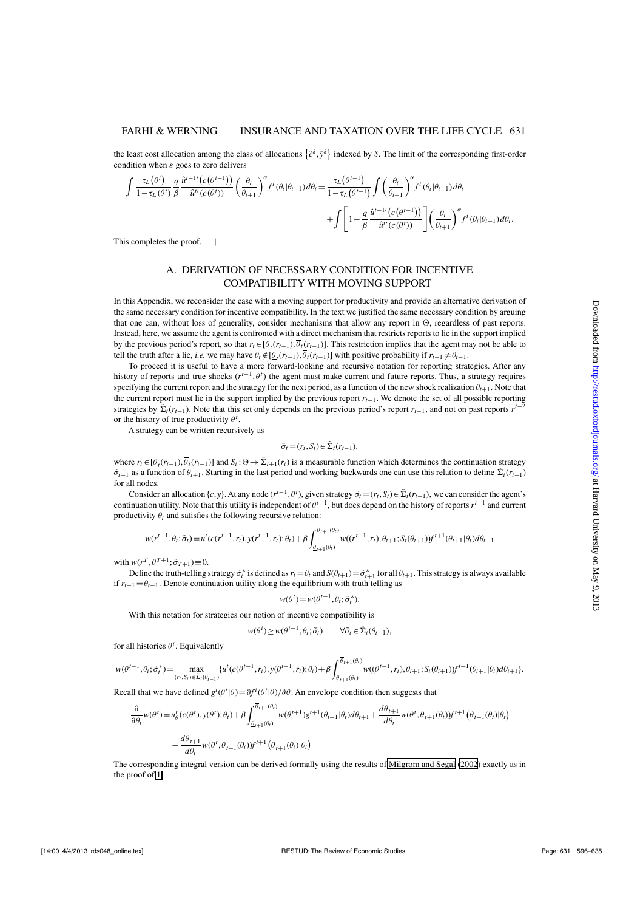the least cost allocation among the class of allocations $\{\tilde{c}^\delta, \tilde{y}^\delta\}$ indexed by $\delta$. The limit of the corresponding first-order condition when $\varepsilon$ goes to zero delivers

$$\int \frac{\tau_L(\theta^t)}{1-\tau_L(\theta^t)} \frac{q}{\beta} \frac{\hat{u}^{t-1\prime}(c(\theta^{t-1}))}{\hat{u}^{t\prime}(c(\theta^t))} \left(\frac{\theta_t}{\theta_{t+1}}\right)^\alpha f^t(\theta_t|\theta_{t-1}) d\theta_t = \frac{\tau_L(\theta^{t-1})}{1-\tau_L(\theta^{t-1})} \int \left(\frac{\theta_t}{\theta_{t+1}}\right)^\alpha f^t(\theta_t|\theta_{t-1}) d\theta_t$$

$$+ \int \left[1 - \frac{q}{\beta} \frac{\hat{u}^{t-1\prime}(c(\theta^{t-1}))}{\hat{u}^{t\prime}(c(\theta^t))}\right] \left(\frac{\theta_t}{\theta_{t+1}}\right)^\alpha f^t(\theta_t|\theta_{t-1}) d\theta_t.$$

This completes the proof. ‖

## A. DERIVATION OF NECESSARY CONDITION FOR INCENTIVE COMPATIBILITY WITH MOVING SUPPORT

In this Appendix, we reconsider the case with a moving support for productivity and provide an alternative derivation of the same necessary condition for incentive compatibility. In the text we justified the same necessary condition by arguing that one can, without loss of generality, consider mechanisms that allow any report in $\Theta$, regardless of past reports. Instead, here, we assume the agent is confronted with a direct mechanism that restricts reports to lie in the support implied by the previous period's report, so that $r_t \in [\underline{\theta}_t(r_{t-1}), \overline{\theta}_t(r_{t-1})]$. This restriction implies that the agent may not be able to tell the truth after a lie, *i.e.* we may have $\theta_t \notin [\underline{\theta}_t(r_{t-1}), \overline{\theta}_t(r_{t-1})]$ with positive probability if $r_{t-1} \neq \theta_{t-1}$.

To proceed it is useful to have a more forward-looking and recursive notation for reporting strategies. After any history of reports and true shocks $(r^{t-1}, \theta^t)$ the agent must make current and future reports. Thus, a strategy requires specifying the current report and the strategy for the next period, as a function of the new shock realization $\theta_{t+1}$. Note that the current report must lie in the support implied by the previous report $r_{t-1}$. We denote the set of all possible reporting strategies by $\tilde{\Sigma}_t(r_{t-1})$. Note that this set only depends on the previous period's report $r_{t-1}$, and not on past reports $r^{t-2}$ or the history of true productivity $\theta^t$.

A strategy can be written recursively as

$$\tilde{\sigma}_t = (r_t, S_t) \in \tilde{\Sigma}_t(r_{t-1}),$$

where $r_t \in [\underline{\theta}_t(r_{t-1}), \overline{\theta}_t(r_{t-1})]$ and $S_t : \Theta \to \tilde{\Sigma}_{t+1}(r_t)$ is a measurable function which determines the continuation strategy $\tilde{\sigma}_{t+1}$ as a function of $\theta_{t+1}$. Starting in the last period and working backwards one can use this relation to define $\tilde{\Sigma}_t(r_{t-1})$ for all nodes.

Consider an allocation $\{c, y\}$. At any node $(r^{t-1}, \theta^t)$, given strategy $\tilde{\sigma}_t = (r_t, S_t) \in \tilde{\Sigma}_t(r_{t-1})$, we can consider the agent's continuation utility. Note that this utility is independent of $\theta^{t-1}$, but does depend on the history of reports $r^{t-1}$ and current productivity $\theta_t$ and satisfies the following recursive relation:

$$w(r^{t-1}, \theta_t; \tilde{\sigma}_t) = u^t(c(r^{t-1}, r_t), y(r^{t-1}, r_t); \theta_t) + \beta \int_{\underline{\theta}_{t+1}(\theta_t)}^{\overline{\theta}_{t+1}(\theta_t)} w((r^{t-1}, r_t), \theta_{t+1}; S_t(\theta_{t+1})) f^{t+1}(\theta_{t+1}|\theta_t) d\theta_{t+1}$$

with $w(r^T, \theta^{T+1}; \tilde{\sigma}_{T+1}) \equiv 0$.

Define the truth-telling strategy $\tilde{\sigma}_t^*$ is defined as $r_t = \theta_t$ and $S(\theta_{t+1}) = \tilde{\sigma}_{t+1}^*$ for all $\theta_{t+1}$. This strategy is always available if $r_{t-1} = \theta_{t-1}$. Denote continuation utility along the equilibrium with truth telling as

$$w(\theta^t) = w(\theta^{t-1}, \theta_t; \tilde{\sigma}_t^*).$$

With this notation for strategies our notion of incentive compatibility is

$$w(\theta^t) \geq w(\theta^{t-1}, \theta_t; \tilde{\sigma}_t) \qquad \forall \tilde{\sigma}_t \in \tilde{\Sigma}_t(\theta_{t-1}),$$

for all histories $\theta^t$. Equivalently

$$w(\theta^{t-1}, \theta_t; \tilde{\sigma}_t^*) = \max_{(r_t, S_t) \in \tilde{\Sigma}_t(\theta_{t-1})} \{u^t(c(\theta^{t-1}, r_t), y(\theta^{t-1}, r_t); \theta_t) + \beta \int_{\underline{\theta}_{t+1}(\theta_t)}^{\overline{\theta}_{t+1}(\theta_t)} w((\theta^{t-1}, r_t), \theta_{t+1}; S_t(\theta_{t+1})) f^{t+1}(\theta_{t+1}|\theta_t) d\theta_{t+1}\}.$$

Recall that we have defined $g^t(\theta'|\theta) = \partial f^t(\theta'|\theta)/\partial\theta$. An envelope condition then suggests that

$$\frac{\partial}{\partial \theta_t} w(\theta^t) = u_\theta^t(c(\theta^t), y(\theta^t); \theta_t) + \beta \int_{\underline{\theta}_{t+1}(\theta_t)}^{\overline{\theta}_{t+1}(\theta_t)} w(\theta^{t+1}) g^{t+1}(\theta_{t+1}|\theta_t) d\theta_{t+1} + \frac{d\overline{\theta}_{t+1}}{d\theta_t} w(\theta^t, \overline{\theta}_{t+1}(\theta_t)) f^{t+1}(\overline{\theta}_{t+1}(\theta_t)|\theta_t)$$

$$- \frac{d\underline{\theta}_{t+1}}{d\theta_t} w(\theta^t, \underline{\theta}_{t+1}(\theta_t)) f^{t+1}(\underline{\theta}_{t+1}(\theta_t)|\theta_t)$$

The corresponding integral version can be derived formally using the results of Milgrom and Segal (2002) exactly as in the proof of 1.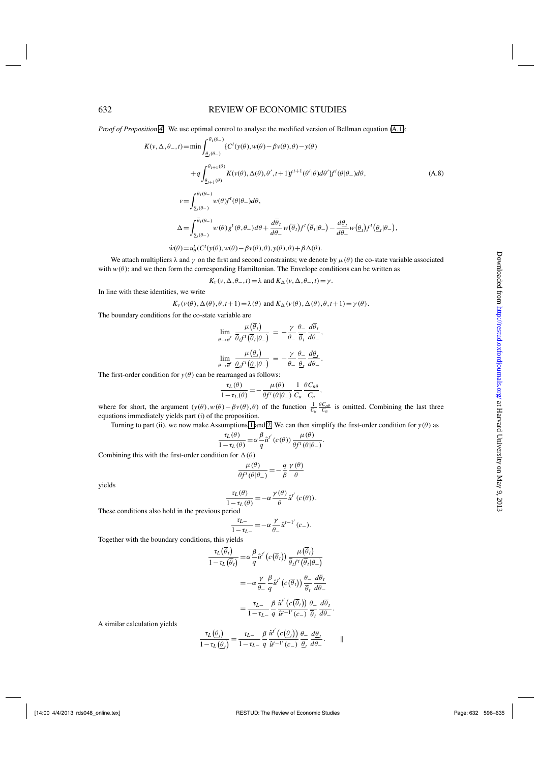*Proof of Proposition 4.* We use optimal control to analyse the modified version of Bellman equation (A.1):

$$K(v,\Delta,\theta_-,t) = \min \int_{\underline{\theta}_t(\theta_-)}^{\overline{\theta}_t(\theta_-)} \{C^t(y(\theta),w(\theta)-\beta v(\theta),\theta) - y(\theta)$$

$$+q\int_{\underline{\theta}_{t+1}(\theta)}^{\overline{\theta}_{t+1}(\theta)} K(v(\theta),\Delta(\theta),\theta',t+1)f^{t+1}(\theta'|\theta)d\theta'\}f^t(\theta|\theta_-)d\theta, \tag{A.8}$$

$$v = \int_{\underline{\theta}_t(\theta_-)}^{\overline{\theta}_t(\theta_-)} w(\theta)f^t(\theta|\theta_-)d\theta,$$

$$\Delta = \int_{\underline{\theta}_t(\theta_-)}^{\overline{\theta}_t(\theta_-)} w(\theta)g^t(\theta,\theta_-)d\theta + \frac{d\overline{\theta}_t}{d\theta_-}w\left(\overline{\theta}_t\right)f^t\left(\overline{\theta}_t|\theta_-\right) - \frac{d\underline{\theta}_t}{d\theta_-}w\left(\underline{\theta}_t\right)f^t\left(\underline{\theta}_t|\theta_-\right),$$

$$\dot{w}(\theta) = u_\theta^t(C^t(y(\theta),w(\theta)-\beta v(\theta),\theta),y(\theta),\theta)+\beta\Delta(\theta).$$

We attach multipliers $\lambda$ and $\gamma$ on the first and second constraints; we denote by $\mu(\theta)$ the co-state variable associated with $w(\theta)$; and we then form the corresponding Hamiltonian. The Envelope conditions can be written as

$$K_v(v,\Delta,\theta_-,t) = \lambda \text{ and } K_\Delta(v,\Delta,\theta_-,t) = \gamma.$$

In line with these identities, we write

$$K_v(v(\theta),\Delta(\theta),\theta,t+1) = \lambda(\theta) \text{ and } K_\Delta(v(\theta),\Delta(\theta),\theta,t+1) = \gamma(\theta).$$

The boundary conditions for the co-state variable are

$$\lim_{\theta\to\overline{\theta}^t} \frac{\mu\left(\overline{\theta}_t\right)}{\overline{\theta}_t f^t\left(\overline{\theta}_t|\theta_-\right)} = -\frac{\gamma}{\theta_-}\frac{\theta_-}{\overline{\theta}_t}\frac{d\overline{\theta}_t}{d\theta_-},$$

$$\lim_{\theta\to\overline{\theta}^t} \frac{\mu\left(\underline{\theta}_t\right)}{\underline{\theta}_t f^t\left(\underline{\theta}_t|\theta_-\right)} = -\frac{\gamma}{\theta_-}\frac{\theta_-}{\underline{\theta}_t}\frac{d\underline{\theta}_t}{d\theta_-}.$$

The first-order condition for $y(\theta)$ can be rearranged as follows:

$$\frac{\tau_L(\theta)}{1-\tau_L(\theta)} = -\frac{\mu(\theta)}{\theta f^t(\theta|\theta_-)}\frac{1}{C_u}\frac{\theta C_{n\theta}}{C_n},$$

where for short, the argument $(y(\theta),w(\theta)-\beta v(\theta),\theta)$ of the function $\frac{1}{C_u}\frac{\theta C_{n\theta}}{C_n}$ is omitted. Combining the last three equations immediately yields part (i) of the proposition.

Turning to part (ii), we now make Assumptions 1 and 2. We can then simplify the first-order condition for $y(\theta)$ as

$$\frac{\tau_L(\theta)}{1-\tau_L(\theta)} = \alpha\frac{\beta}{q}\hat{u}^{t'}(c(\theta))\frac{\mu(\theta)}{\theta f^t(\theta|\theta_-)}.$$

Combining this with the first-order condition for $\Delta(\theta)$

$$\frac{\mu(\theta)}{\theta f^t(\theta|\theta_-)} = -\frac{q}{\beta}\frac{\gamma(\theta)}{\theta}$$

yields

$$\frac{\tau_L(\theta)}{1-\tau_L(\theta)} = -\alpha\frac{\gamma(\theta)}{\theta}\hat{u}^{t'}(c(\theta)).$$

These conditions also hold in the previous period

$$\frac{\tau_{L-}}{1-\tau_{L-}} = -\alpha\frac{\gamma}{\theta_-}\hat{u}^{t-1'}(c_-).$$

Together with the boundary conditions, this yields

$$\frac{\tau_L\left(\overline{\theta}_t\right)}{1-\tau_L\left(\overline{\theta}_t\right)} = \alpha\frac{\beta}{q}\hat{u}^{t'}\left(c\left(\overline{\theta}_t\right)\right)\frac{\mu\left(\overline{\theta}_t\right)}{\overline{\theta}_t f^t\left(\overline{\theta}_t|\theta_-\right)}$$

$$= -\alpha\frac{\gamma}{\theta_-}\frac{\beta}{q}\hat{u}^{t'}\left(c\left(\overline{\theta}_t\right)\right)\frac{\theta_-}{\overline{\theta}_t}\frac{d\overline{\theta}_t}{d\theta_-}$$

$$= \frac{\tau_{L-}}{1-\tau_{L-}}\frac{\beta}{q}\frac{\hat{u}^{t'}\left(c\left(\overline{\theta}_t\right)\right)}{\hat{u}^{t-1'}(c_-)}\frac{\theta_-}{\overline{\theta}_t}\frac{d\overline{\theta}_t}{d\theta_-}.$$

A similar calculation yields

$$\frac{\tau_L\left(\underline{\theta}_t\right)}{1-\tau_L\left(\underline{\theta}_t\right)} = \frac{\tau_{L-}}{1-\tau_{L-}}\frac{\beta}{q}\frac{\hat{u}^{t'}\left(c\left(\underline{\theta}_t\right)\right)}{\hat{u}^{t-1'}(c_-)}\frac{\theta_-}{\underline{\theta}_t}\frac{d\underline{\theta}_t}{d\theta_-}. \qquad \|$$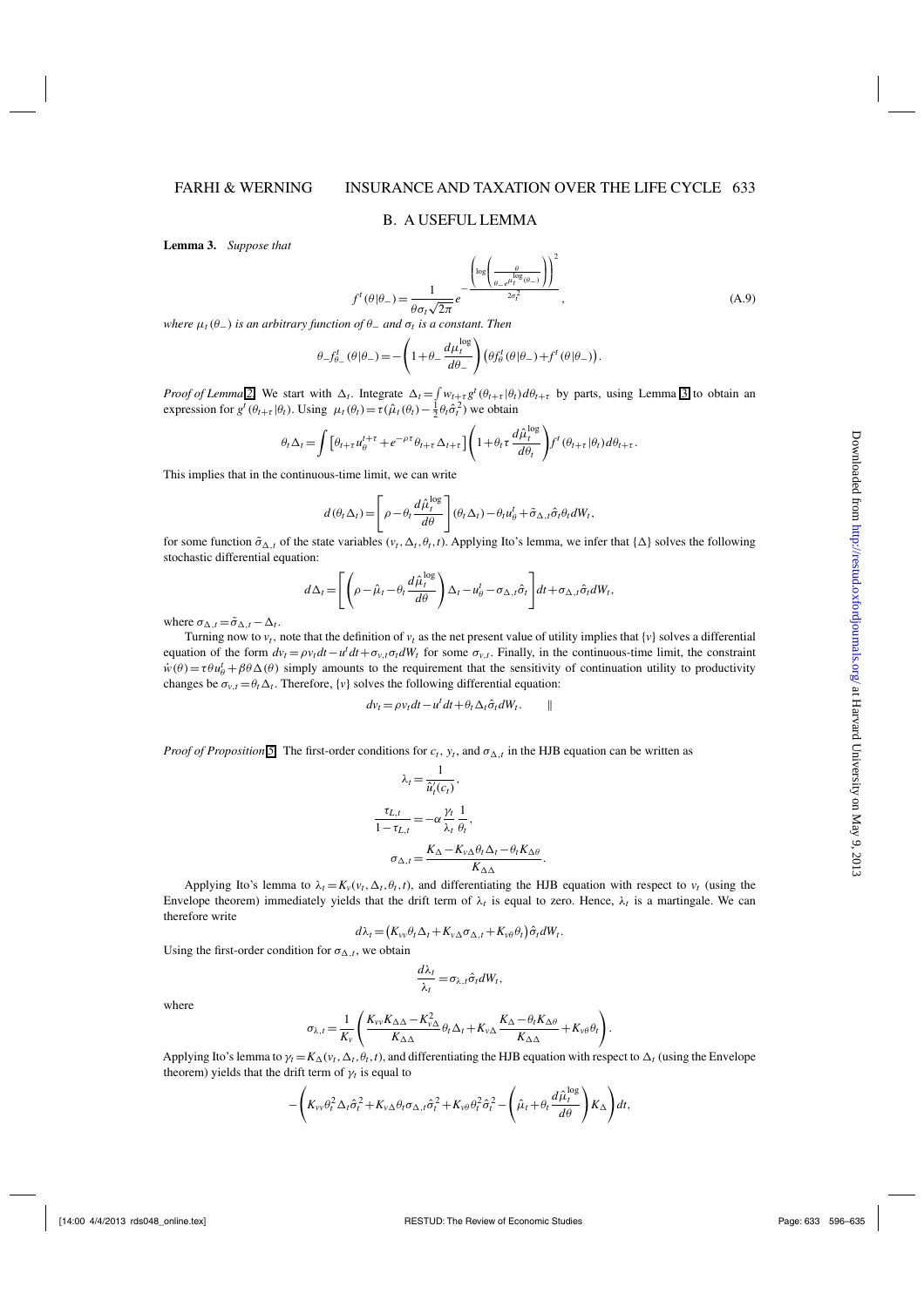## B. A USEFUL LEMMA

**Lemma 3.** *Suppose that*

$$f^t(\theta|\theta_-) = \frac{1}{\theta \sigma_t \sqrt{2\pi}} e^{-\frac{\left(\log\left(\frac{\theta}{\theta_- e^{\mu_t^{\log}(\theta_-)}}\right)\right)^2}{2\sigma_t^2}}, \tag{A.9}$$

*where $\mu_t(\theta_-)$ is an arbitrary function of $\theta_-$ and $\sigma_t$ is a constant. Then*

$$\theta_- f^t_{\theta_-}(\theta|\theta_-) = -\left(1 + \theta_- \frac{d\mu_t^{\log}}{d\theta_-}\right)\left(\theta f^t_\theta(\theta|\theta_-) + f^t(\theta|\theta_-)\right).$$

*Proof of Lemma 2.* We start with $\Delta_t$. Integrate $\Delta_t = \int w_{t+\tau} g^t(\theta_{t+\tau}|\theta_t) d\theta_{t+\tau}$ by parts, using Lemma 3 to obtain an expression for $g^t(\theta_{t+\tau}|\theta_t)$. Using $\mu_t(\theta_t) = \tau(\hat{\mu}_t(\theta_t) - \frac{1}{2}\theta_t \hat{\sigma}_t^2)$ we obtain

$$\theta_t \Delta_t = \int \left[\theta_{t+\tau} u_\theta^{t+\tau} + e^{-\rho\tau}\theta_{t+\tau}\Delta_{t+\tau}\right]\left(1 + \theta_t \tau \frac{d\hat{\mu}_t^{\log}}{d\theta_t}\right) f^t(\theta_{t+\tau}|\theta_t) d\theta_{t+\tau}.$$

This implies that in the continuous-time limit, we can write

$$d(\theta_t \Delta_t) = \left[\rho - \theta_t \frac{d\hat{\mu}_t^{\log}}{d\theta}\right](\theta_t \Delta_t) - \theta_t u_\theta^t + \tilde{\sigma}_{\Delta,t}\hat{\sigma}_t \theta_t dW_t,$$

for some function $\tilde{\sigma}_{\Delta,t}$ of the state variables $(v_t, \Delta_t, \theta_t, t)$. Applying Ito's lemma, we infer that $\{\Delta\}$ solves the following stochastic differential equation:

$$d\Delta_t = \left[\left(\rho - \hat{\mu}_t - \theta_t \frac{d\hat{\mu}_t^{\log}}{d\theta}\right)\Delta_t - u_\theta^t - \sigma_{\Delta,t}\hat{\sigma}_t\right]dt + \sigma_{\Delta,t}\hat{\sigma}_t dW_t,$$

where $\sigma_{\Delta,t} = \tilde{\sigma}_{\Delta,t} - \Delta_t$.

Turning now to $v_t$, note that the definition of $v_t$ as the net present value of utility implies that $\{v\}$ solves a differential equation of the form $dv_t = \rho v_t dt - u^t dt + \sigma_{v,t}\sigma_t dW_t$ for some $\sigma_{v,t}$. Finally, in the continuous-time limit, the constraint $\dot{w}(\theta) = \tau\theta u_\theta^t + \beta\theta\Delta(\theta)$ simply amounts to the requirement that the sensitivity of continuation utility to productivity changes be $\sigma_{v,t} = \theta_t \Delta_t$. Therefore, $\{v\}$ solves the following differential equation:

$$dv_t = \rho v_t dt - u^t dt + \theta_t \Delta_t \hat{\sigma}_t dW_t. \qquad \|$$

*Proof of Proposition 5.* The first-order conditions for $c_t$, $y_t$, and $\sigma_{\Delta,t}$ in the HJB equation can be written as

$$\lambda_t = \frac{1}{\tilde{u}_t'(c_t)},$$

$$\frac{\tau_{L,t}}{1-\tau_{L,t}} = -\alpha \frac{\gamma_t}{\lambda_t}\frac{1}{\theta_t},$$

$$\sigma_{\Delta,t} = \frac{K_\Delta - K_{v\Delta}\theta_t\Delta_t - \theta_t K_{\Delta\theta}}{K_{\Delta\Delta}}.$$

Applying Ito's lemma to $\lambda_t = K_v(v_t, \Delta_t, \theta_t, t)$, and differentiating the HJB equation with respect to $v_t$ (using the Envelope theorem) immediately yields that the drift term of $\lambda_t$ is equal to zero. Hence, $\lambda_t$ is a martingale. We can therefore write

$$d\lambda_t = \left(K_{vv}\theta_t\Delta_t + K_{v\Delta}\sigma_{\Delta,t} + K_{v\theta}\theta_t\right)\hat{\sigma}_t dW_t.$$

Using the first-order condition for $\sigma_{\Delta,t}$, we obtain

$$\frac{d\lambda_t}{\lambda_t} = \sigma_{\lambda,t}\hat{\sigma}_t dW_t,$$

where

$$\sigma_{\lambda,t} = \frac{1}{K_v}\left(\frac{K_{vv}K_{\Delta\Delta} - K_{v\Delta}^2}{K_{\Delta\Delta}}\theta_t\Delta_t + K_{v\Delta}\frac{K_\Delta - \theta_t K_{\Delta\theta}}{K_{\Delta\Delta}} + K_{v\theta}\theta_t\right).$$

Applying Ito's lemma to $\gamma_t = K_\Delta(v_t, \Delta_t, \theta_t, t)$, and differentiating the HJB equation with respect to $\Delta_t$ (using the Envelope theorem) yields that the drift term of $\gamma_t$ is equal to

$$-\left(K_{vv}\theta_t^2\Delta_t\hat{\sigma}_t^2 + K_{v\Delta}\theta_t\sigma_{\Delta,t}\hat{\sigma}_t^2 + K_{v\theta}\theta_t^2\hat{\sigma}_t^2 - \left(\hat{\mu}_t + \theta_t\frac{d\hat{\mu}_t^{\log}}{d\theta}\right)K_\Delta\right)dt,$$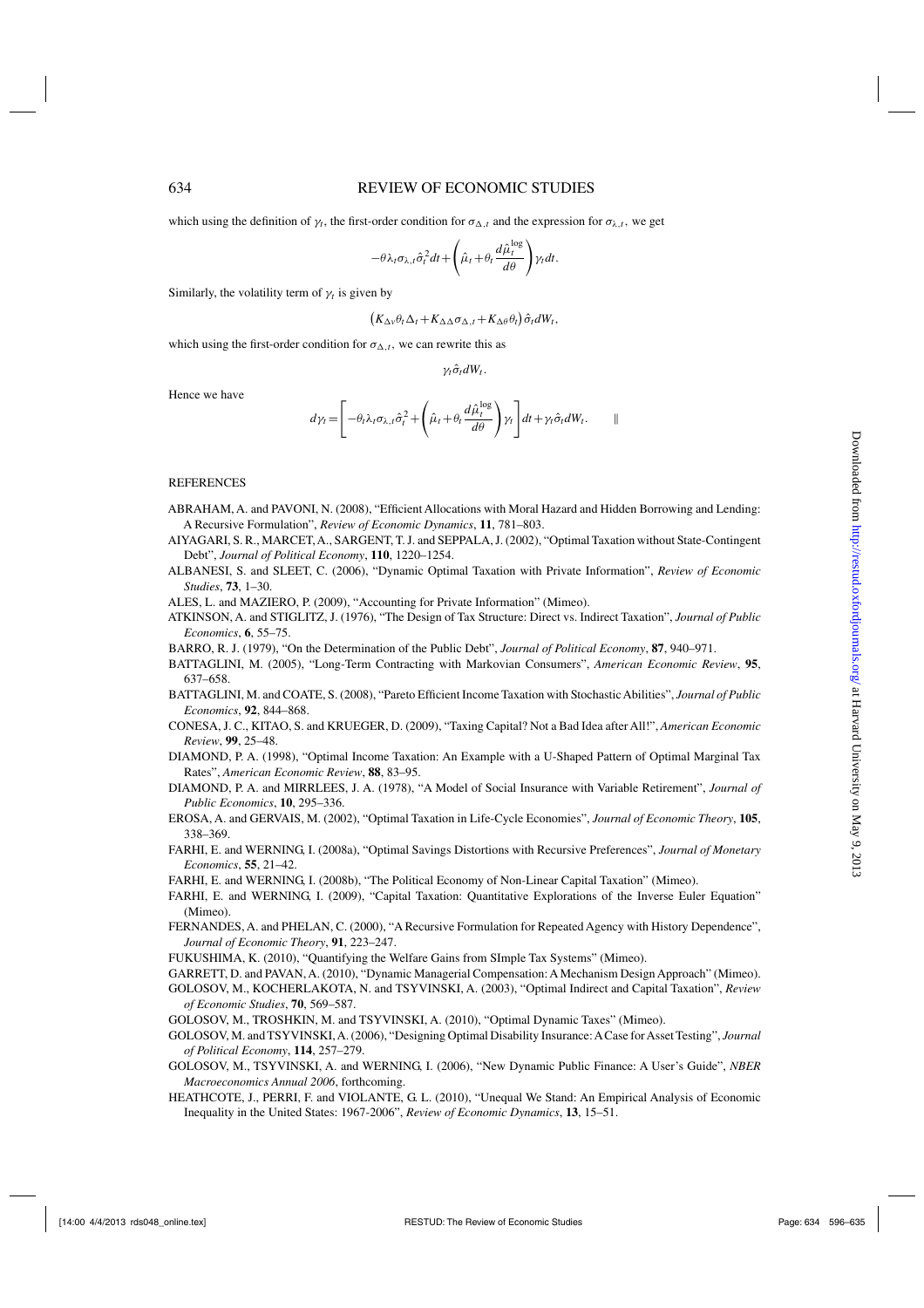which using the definition of $\gamma_t$, the first-order condition for $\sigma_{\Delta,t}$ and the expression for $\sigma_{\lambda,t}$, we get

$$-\theta\lambda_t\sigma_{\lambda,t}\hat{\sigma}_t^2 dt + \left(\hat{\mu}_t + \theta_t \frac{d\hat{\mu}_t^{\log}}{d\theta}\right)\gamma_t dt.$$

Similarly, the volatility term of $\gamma_t$ is given by

$$\left(K_{\Delta v}\theta_t\Delta_t + K_{\Delta\Delta}\sigma_{\Delta,t} + K_{\Delta\theta}\theta_t\right)\hat{\sigma}_t dW_t,$$

which using the first-order condition for $\sigma_{\Delta,t}$, we can rewrite this as

$$\gamma_t\hat{\sigma}_t dW_t.$$

Hence we have

$$d\gamma_t = \left[-\theta_t\lambda_t\sigma_{\lambda,t}\hat{\sigma}_t^2 + \left(\hat{\mu}_t + \theta_t\frac{d\hat{\mu}_t^{\log}}{d\theta}\right)\gamma_t\right]dt + \gamma_t\hat{\sigma}_t dW_t. \qquad \|$$

## REFERENCES

ABRAHAM, A. and PAVONI, N. (2008), "Efficient Allocations with Moral Hazard and Hidden Borrowing and Lending: A Recursive Formulation", *Review of Economic Dynamics*, **11**, 781–803.

AIYAGARI, S. R., MARCET, A., SARGENT, T. J. and SEPPALA, J. (2002), "Optimal Taxation without State-Contingent Debt", *Journal of Political Economy*, **110**, 1220–1254.

ALBANESI, S. and SLEET, C. (2006), "Dynamic Optimal Taxation with Private Information", *Review of Economic Studies*, **73**, 1–30.

ALES, L. and MAZIERO, P. (2009), "Accounting for Private Information" (Mimeo).

ATKINSON, A. and STIGLITZ, J. (1976), "The Design of Tax Structure: Direct vs. Indirect Taxation", *Journal of Public Economics*, **6**, 55–75.

BARRO, R. J. (1979), "On the Determination of the Public Debt", *Journal of Political Economy*, **87**, 940–971.

BATTAGLINI, M. (2005), "Long-Term Contracting with Markovian Consumers", *American Economic Review*, **95**, 637–658.

BATTAGLINI, M. and COATE, S. (2008), "Pareto Efficient Income Taxation with Stochastic Abilities", *Journal of Public Economics*, **92**, 844–868.

CONESA, J. C., KITAO, S. and KRUEGER, D. (2009), "Taxing Capital? Not a Bad Idea after All!", *American Economic Review*, **99**, 25–48.

DIAMOND, P. A. (1998), "Optimal Income Taxation: An Example with a U-Shaped Pattern of Optimal Marginal Tax Rates", *American Economic Review*, **88**, 83–95.

DIAMOND, P. A. and MIRRLEES, J. A. (1978), "A Model of Social Insurance with Variable Retirement", *Journal of Public Economics*, **10**, 295–336.

EROSA, A. and GERVAIS, M. (2002), "Optimal Taxation in Life-Cycle Economies", *Journal of Economic Theory*, **105**, 338–369.

FARHI, E. and WERNING, I. (2008a), "Optimal Savings Distortions with Recursive Preferences", *Journal of Monetary Economics*, **55**, 21–42.

FARHI, E. and WERNING, I. (2008b), "The Political Economy of Non-Linear Capital Taxation" (Mimeo).

FARHI, E. and WERNING, I. (2009), "Capital Taxation: Quantitative Explorations of the Inverse Euler Equation" (Mimeo).

FERNANDES, A. and PHELAN, C. (2000), "A Recursive Formulation for Repeated Agency with History Dependence", *Journal of Economic Theory*, **91**, 223–247.

FUKUSHIMA, K. (2010), "Quantifying the Welfare Gains from SImple Tax Systems" (Mimeo).

GARRETT, D. and PAVAN, A. (2010), "Dynamic Managerial Compensation: A Mechanism Design Approach" (Mimeo).

GOLOSOV, M., KOCHERLAKOTA, N. and TSYVINSKI, A. (2003), "Optimal Indirect and Capital Taxation", *Review of Economic Studies*, **70**, 569–587.

GOLOSOV, M., TROSHKIN, M. and TSYVINSKI, A. (2010), "Optimal Dynamic Taxes" (Mimeo).

GOLOSOV, M. and TSYVINSKI, A. (2006), "Designing Optimal Disability Insurance: A Case for Asset Testing", *Journal of Political Economy*, **114**, 257–279.

GOLOSOV, M., TSYVINSKI, A. and WERNING, I. (2006), "New Dynamic Public Finance: A User's Guide", *NBER Macroeconomics Annual 2006*, forthcoming.

HEATHCOTE, J., PERRI, F. and VIOLANTE, G. L. (2010), "Unequal We Stand: An Empirical Analysis of Economic Inequality in the United States: 1967-2006", *Review of Economic Dynamics*, **13**, 15–51.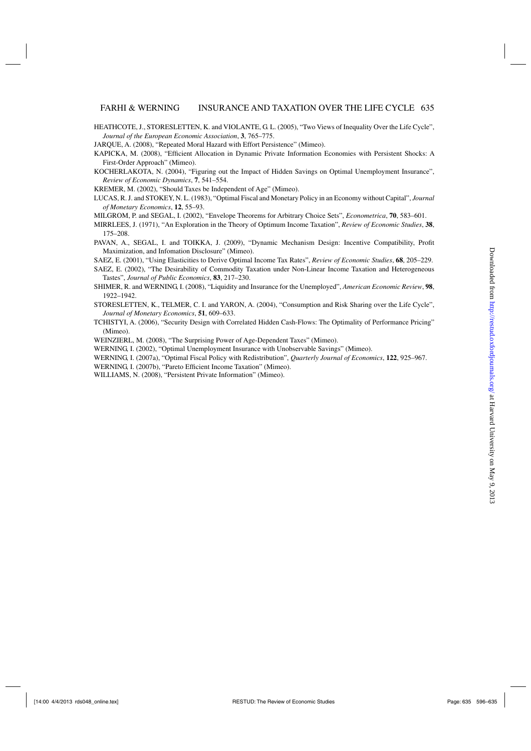HEATHCOTE, J., STORESLETTEN, K. and VIOLANTE, G. L. (2005), "Two Views of Inequality Over the Life Cycle", *Journal of the European Economic Association*, **3**, 765–775.

JARQUE, A. (2008), "Repeated Moral Hazard with Effort Persistence" (Mimeo).

KAPICKA, M. (2008), "Efficient Allocation in Dynamic Private Information Economies with Persistent Shocks: A First-Order Approach" (Mimeo).

KOCHERLAKOTA, N. (2004), "Figuring out the Impact of Hidden Savings on Optimal Unemployment Insurance", *Review of Economic Dynamics*, **7**, 541–554.

KREMER, M. (2002), "Should Taxes be Independent of Age" (Mimeo).

LUCAS, R. J. and STOKEY, N. L. (1983), "Optimal Fiscal and Monetary Policy in an Economy without Capital", *Journal of Monetary Economics*, **12**, 55–93.

MILGROM, P. and SEGAL, I. (2002), "Envelope Theorems for Arbitrary Choice Sets", *Econometrica*, **70**, 583–601.

MIRRLEES, J. (1971), "An Exploration in the Theory of Optimum Income Taxation", *Review of Economic Studies*, **38**, 175–208.

PAVAN, A., SEGAL, I. and TOIKKA, J. (2009), "Dynamic Mechanism Design: Incentive Compatibility, Profit Maximization, and Infomation Disclosure" (Mimeo).

SAEZ, E. (2001), "Using Elasticities to Derive Optimal Income Tax Rates", *Review of Economic Studies*, **68**, 205–229.

SAEZ, E. (2002), "The Desirability of Commodity Taxation under Non-Linear Income Taxation and Heterogeneous Tastes", *Journal of Public Economics*, **83**, 217–230.

SHIMER, R. and WERNING, I. (2008), "Liquidity and Insurance for the Unemployed", *American Economic Review*, **98**, 1922–1942.

STORESLETTEN, K., TELMER, C. I. and YARON, A. (2004), "Consumption and Risk Sharing over the Life Cycle", *Journal of Monetary Economics*, **51**, 609–633.

TCHISTYI, A. (2006), "Security Design with Correlated Hidden Cash-Flows: The Optimality of Performance Pricing" (Mimeo).

WEINZIERL, M. (2008), "The Surprising Power of Age-Dependent Taxes" (Mimeo).

WERNING, I. (2002), "Optimal Unemployment Insurance with Unobservable Savings" (Mimeo).

WERNING, I. (2007a), "Optimal Fiscal Policy with Redistribution", *Quarterly Journal of Economics*, **122**, 925–967.

WERNING, I. (2007b), "Pareto Efficient Income Taxation" (Mimeo).

WILLIAMS, N. (2008), "Persistent Private Information" (Mimeo).